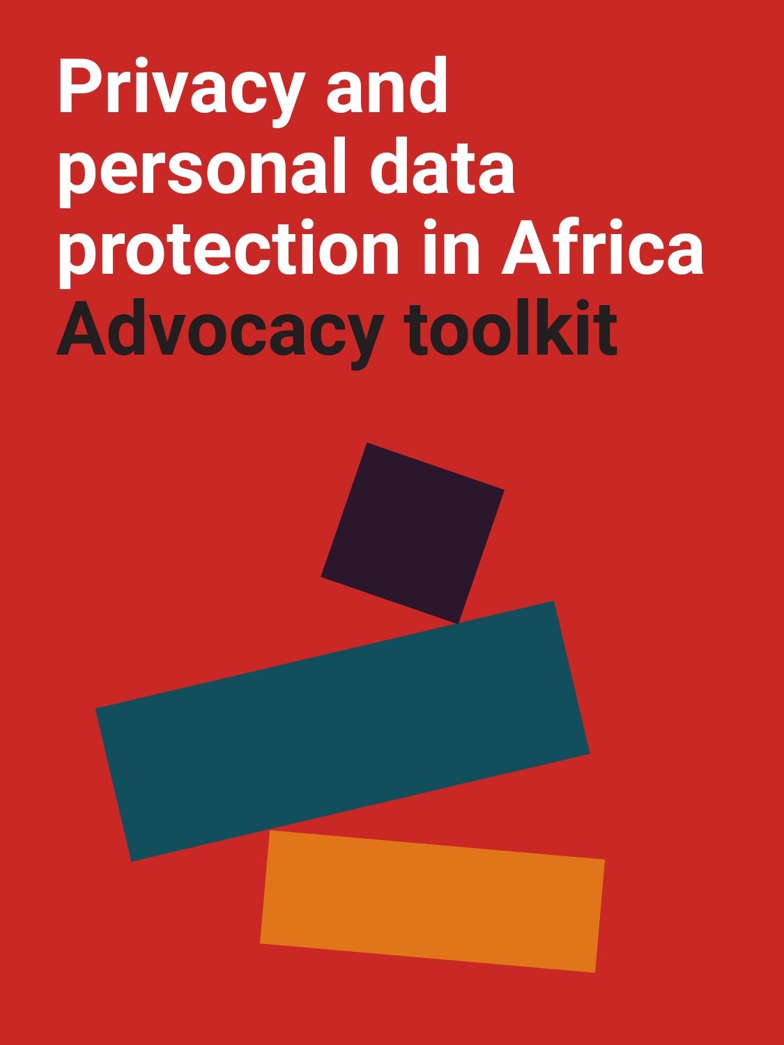# Privacy and personal data protection in Africa

## Advocacy toolkit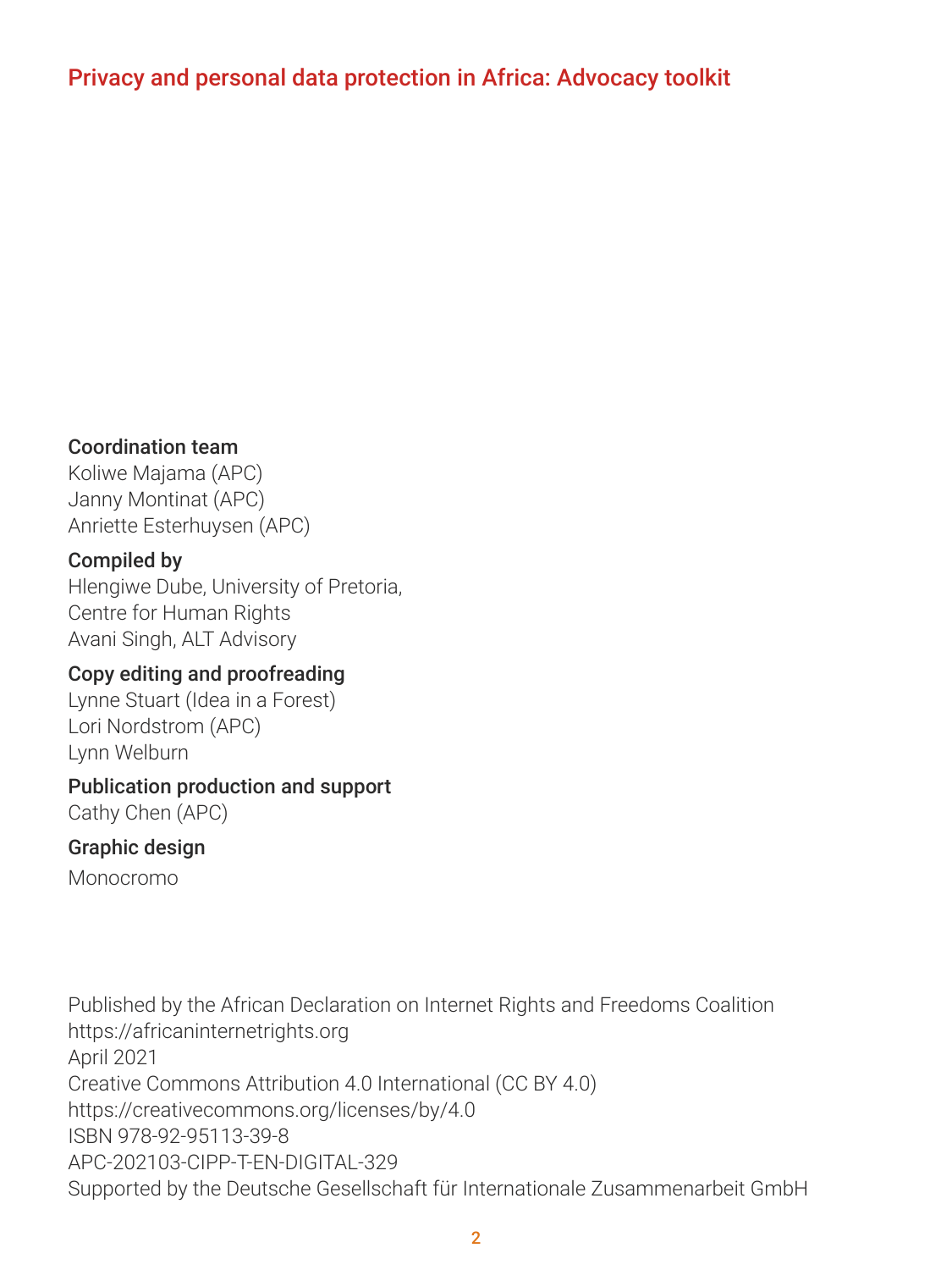# Privacy and personal data protection in Africa: Advocacy toolkit

**Coordination team**
Koliwe Majama (APC)
Janny Montinat (APC)
Anriette Esterhuysen (APC)

**Compiled by**
Hlengiwe Dube, University of Pretoria, Centre for Human Rights
Avani Singh, ALT Advisory

**Copy editing and proofreading**
Lynne Stuart (Idea in a Forest)
Lori Nordstrom (APC)
Lynn Welburn

**Publication production and support**
Cathy Chen (APC)

**Graphic design**
Monocromo

Published by the African Declaration on Internet Rights and Freedoms Coalition
https://africaninternetrights.org
April 2021
Creative Commons Attribution 4.0 International (CC BY 4.0)
https://creativecommons.org/licenses/by/4.0
ISBN 978-92-95113-39-8
APC-202103-CIPP-T-EN-DIGITAL-329
Supported by the Deutsche Gesellschaft für Internationale Zusammenarbeit GmbH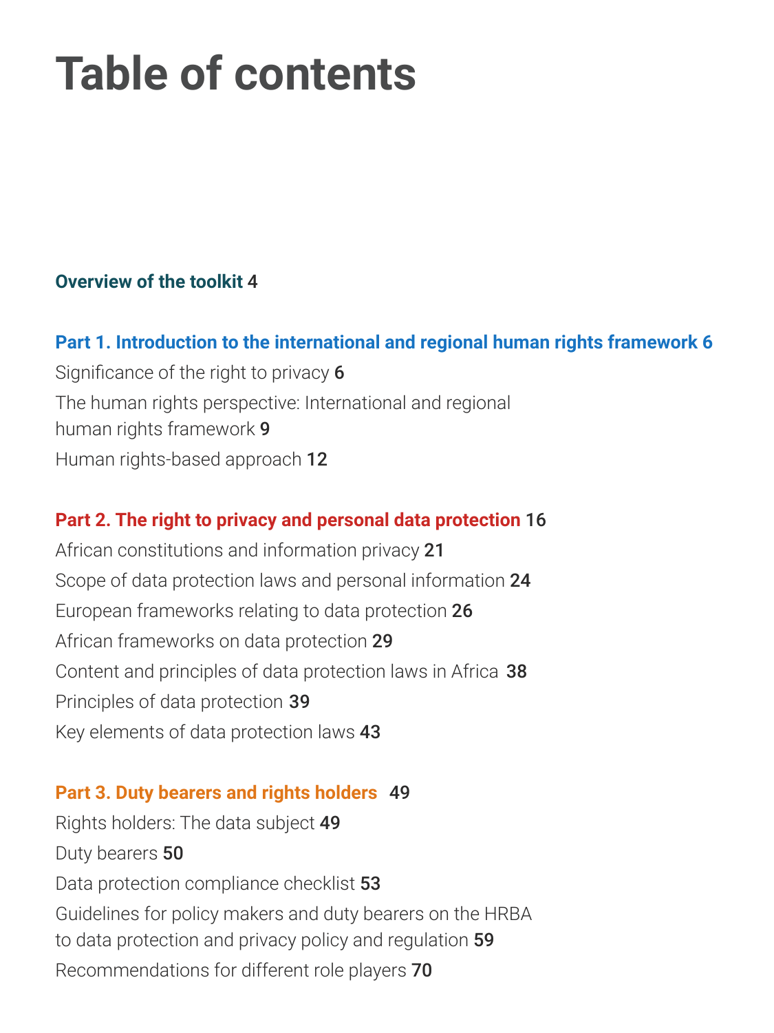# Table of contents

**Overview of the toolkit** 4

**Part 1. Introduction to the international and regional human rights framework 6**

Significance of the right to privacy **6**

The human rights perspective: International and regional human rights framework **9**

Human rights-based approach **12**

**Part 2. The right to privacy and personal data protection** 16

African constitutions and information privacy **21**

Scope of data protection laws and personal information **24**

European frameworks relating to data protection **26**

African frameworks on data protection **29**

Content and principles of data protection laws in Africa **38**

Principles of data protection **39**

Key elements of data protection laws **43**

**Part 3. Duty bearers and rights holders** 49

Rights holders: The data subject **49**

Duty bearers **50**

Data protection compliance checklist **53**

Guidelines for policy makers and duty bearers on the HRBA to data protection and privacy policy and regulation **59**

Recommendations for different role players **70**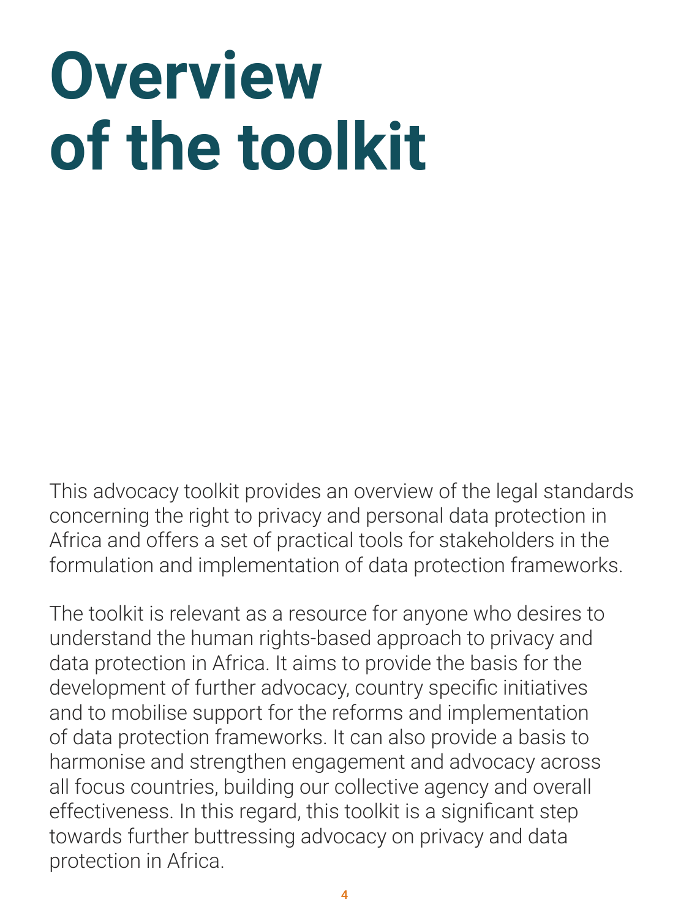# Overview of the toolkit

This advocacy toolkit provides an overview of the legal standards concerning the right to privacy and personal data protection in Africa and offers a set of practical tools for stakeholders in the formulation and implementation of data protection frameworks.

The toolkit is relevant as a resource for anyone who desires to understand the human rights-based approach to privacy and data protection in Africa. It aims to provide the basis for the development of further advocacy, country specific initiatives and to mobilise support for the reforms and implementation of data protection frameworks. It can also provide a basis to harmonise and strengthen engagement and advocacy across all focus countries, building our collective agency and overall effectiveness. In this regard, this toolkit is a significant step towards further buttressing advocacy on privacy and data protection in Africa.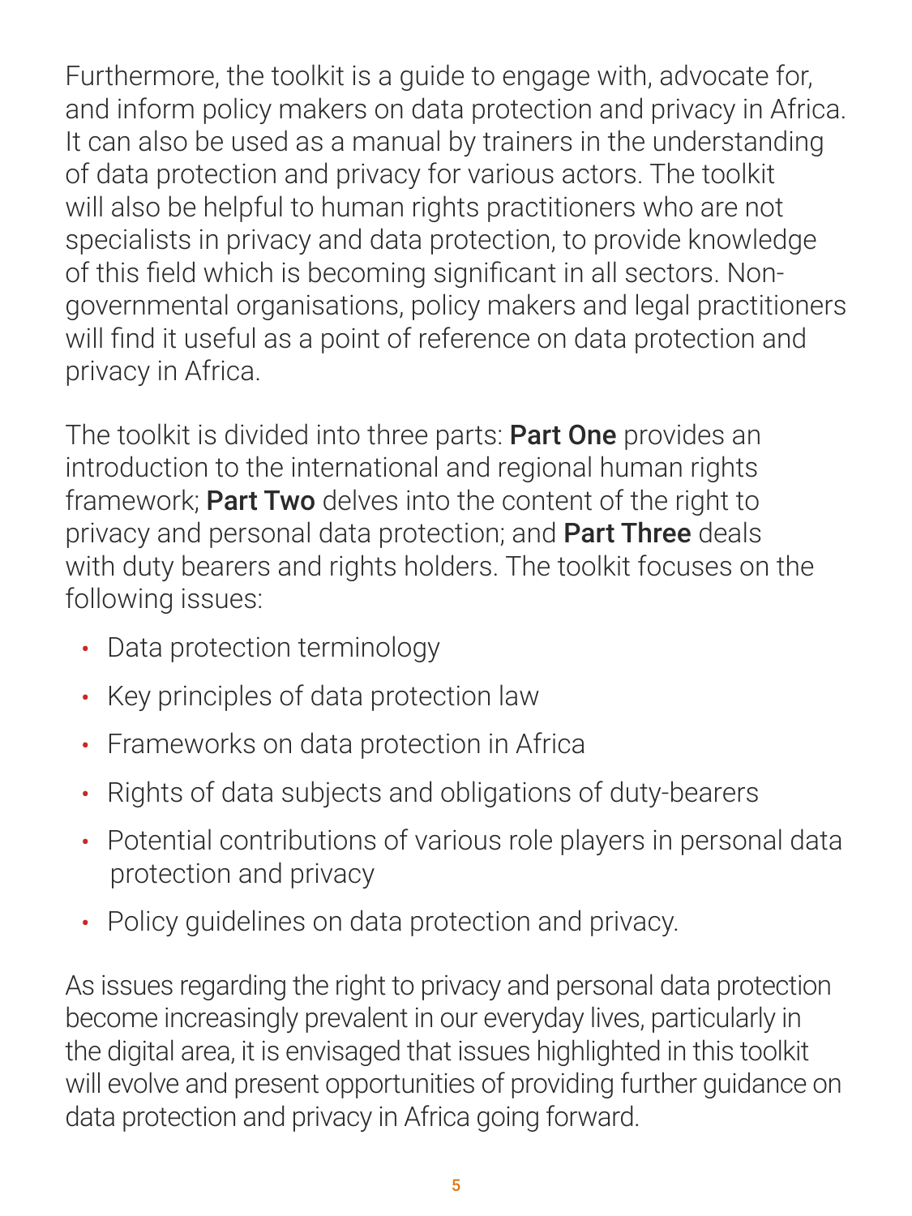Furthermore, the toolkit is a guide to engage with, advocate for, and inform policy makers on data protection and privacy in Africa. It can also be used as a manual by trainers in the understanding of data protection and privacy for various actors. The toolkit will also be helpful to human rights practitioners who are not specialists in privacy and data protection, to provide knowledge of this field which is becoming significant in all sectors. Non-governmental organisations, policy makers and legal practitioners will find it useful as a point of reference on data protection and privacy in Africa.

The toolkit is divided into three parts: **Part One** provides an introduction to the international and regional human rights framework; **Part Two** delves into the content of the right to privacy and personal data protection; and **Part Three** deals with duty bearers and rights holders. The toolkit focuses on the following issues:

- Data protection terminology
- Key principles of data protection law
- Frameworks on data protection in Africa
- Rights of data subjects and obligations of duty-bearers
- Potential contributions of various role players in personal data protection and privacy
- Policy guidelines on data protection and privacy.

As issues regarding the right to privacy and personal data protection become increasingly prevalent in our everyday lives, particularly in the digital area, it is envisaged that issues highlighted in this toolkit will evolve and present opportunities of providing further guidance on data protection and privacy in Africa going forward.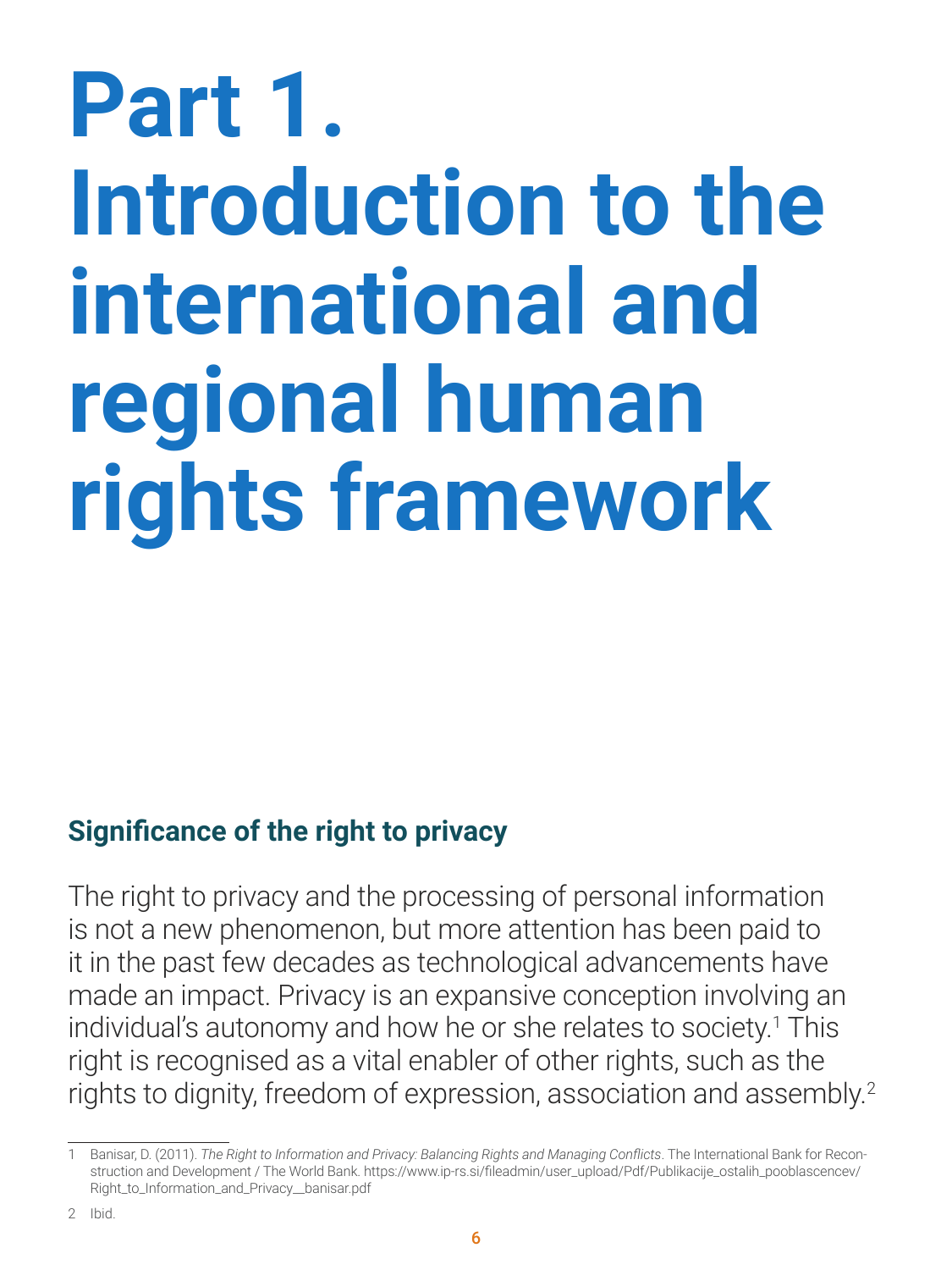# Part 1. Introduction to the international and regional human rights framework

## Significance of the right to privacy

The right to privacy and the processing of personal information is not a new phenomenon, but more attention has been paid to it in the past few decades as technological advancements have made an impact. Privacy is an expansive conception involving an individual's autonomy and how he or she relates to society.[1] This right is recognised as a vital enabler of other rights, such as the rights to dignity, freedom of expression, association and assembly.[2]

1 Banisar, D. (2011). *The Right to Information and Privacy: Balancing Rights and Managing Conflicts*. The International Bank for Reconstruction and Development / The World Bank. https://www.ip-rs.si/fileadmin/user_upload/Pdf/Publikacije_ostalih_pooblascencev/Right_to_Information_and_Privacy__banisar.pdf

2 Ibid.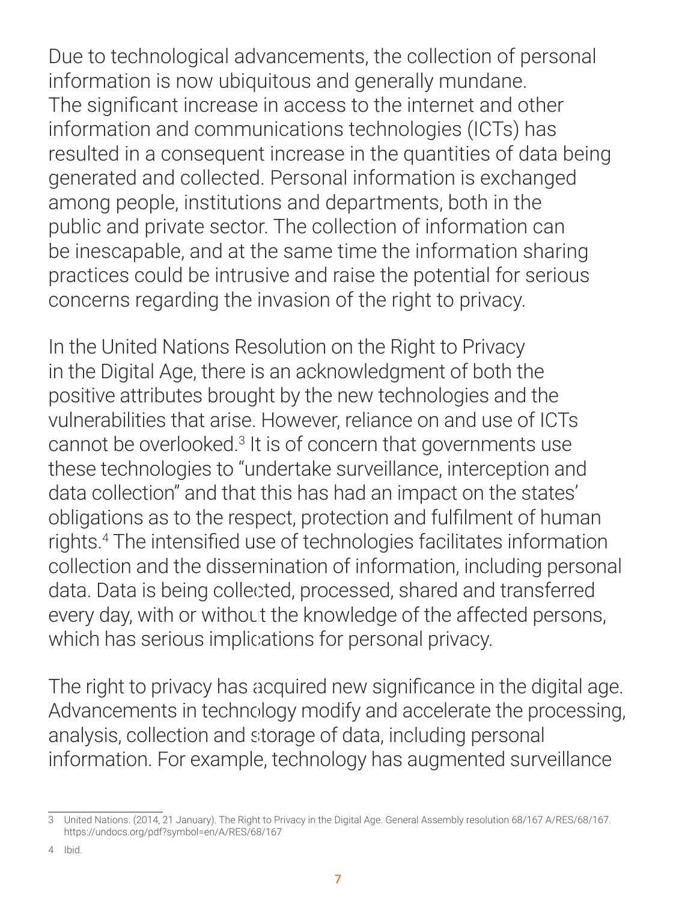Due to technological advancements, the collection of personal information is now ubiquitous and generally mundane. The significant increase in access to the internet and other information and communications technologies (ICTs) has resulted in a consequent increase in the quantities of data being generated and collected. Personal information is exchanged among people, institutions and departments, both in the public and private sector. The collection of information can be inescapable, and at the same time the information sharing practices could be intrusive and raise the potential for serious concerns regarding the invasion of the right to privacy.

In the United Nations Resolution on the Right to Privacy in the Digital Age, there is an acknowledgment of both the positive attributes brought by the new technologies and the vulnerabilities that arise. However, reliance on and use of ICTs cannot be overlooked.[3] It is of concern that governments use these technologies to "undertake surveillance, interception and data collection" and that this has had an impact on the states' obligations as to the respect, protection and fulfilment of human rights.[4] The intensified use of technologies facilitates information collection and the dissemination of information, including personal data. Data is being collected, processed, shared and transferred every day, with or without the knowledge of the affected persons, which has serious implications for personal privacy.

The right to privacy has acquired new significance in the digital age. Advancements in technology modify and accelerate the processing, analysis, collection and storage of data, including personal information. For example, technology has augmented surveillance

---

3 United Nations. (2014, 21 January). The Right to Privacy in the Digital Age. General Assembly resolution 68/167 A/RES/68/167. https://undocs.org/pdf?symbol=en/A/RES/68/167

4 Ibid.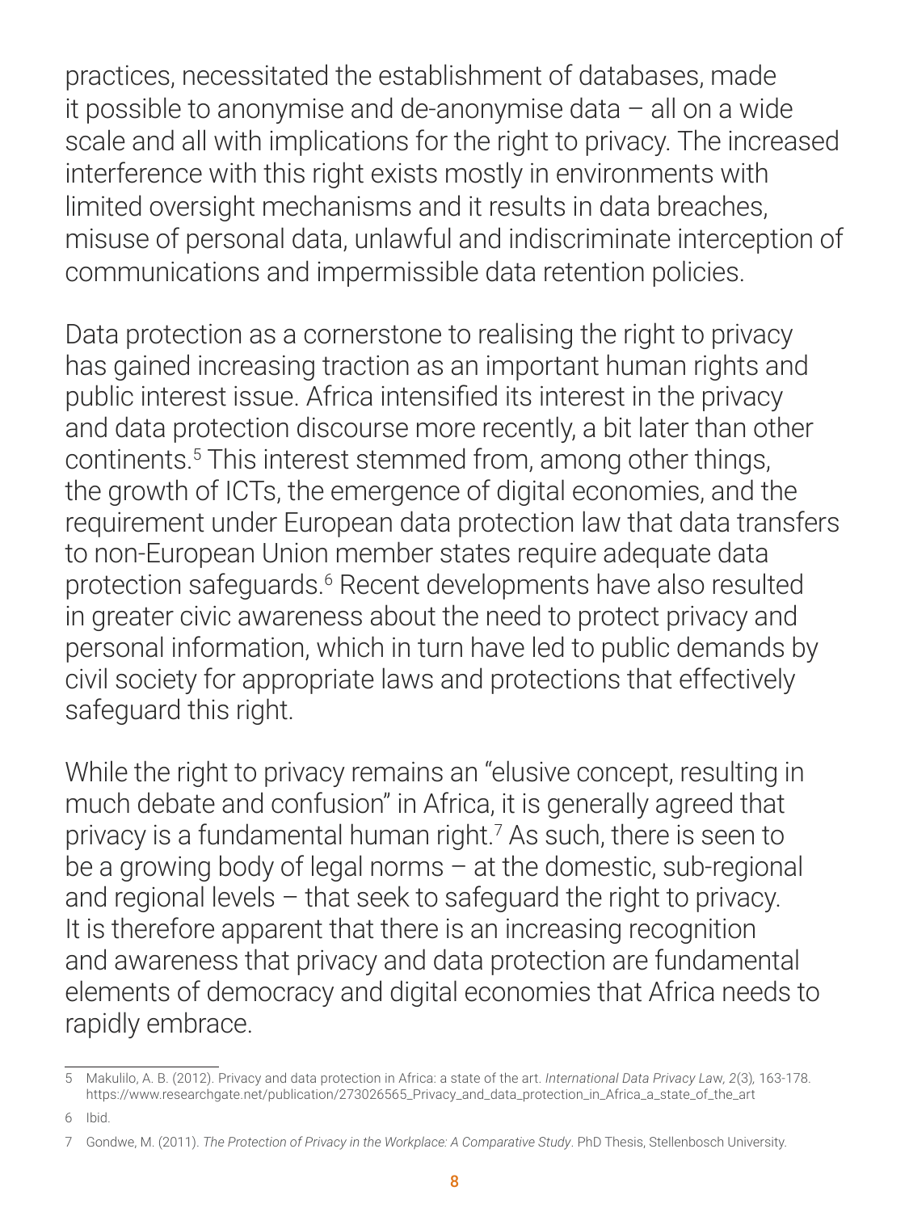practices, necessitated the establishment of databases, made it possible to anonymise and de-anonymise data – all on a wide scale and all with implications for the right to privacy. The increased interference with this right exists mostly in environments with limited oversight mechanisms and it results in data breaches, misuse of personal data, unlawful and indiscriminate interception of communications and impermissible data retention policies.

Data protection as a cornerstone to realising the right to privacy has gained increasing traction as an important human rights and public interest issue. Africa intensified its interest in the privacy and data protection discourse more recently, a bit later than other continents.[5] This interest stemmed from, among other things, the growth of ICTs, the emergence of digital economies, and the requirement under European data protection law that data transfers to non-European Union member states require adequate data protection safeguards.[6] Recent developments have also resulted in greater civic awareness about the need to protect privacy and personal information, which in turn have led to public demands by civil society for appropriate laws and protections that effectively safeguard this right.

While the right to privacy remains an "elusive concept, resulting in much debate and confusion" in Africa, it is generally agreed that privacy is a fundamental human right.[7] As such, there is seen to be a growing body of legal norms – at the domestic, sub-regional and regional levels – that seek to safeguard the right to privacy. It is therefore apparent that there is an increasing recognition and awareness that privacy and data protection are fundamental elements of democracy and digital economies that Africa needs to rapidly embrace.

---

5 Makulilo, A. B. (2012). Privacy and data protection in Africa: a state of the art. *International Data Privacy Law, 2*(3), 163-178. https://www.researchgate.net/publication/273026565_Privacy_and_data_protection_in_Africa_a_state_of_the_art

6 Ibid.

7 Gondwe, M. (2011). *The Protection of Privacy in the Workplace: A Comparative Study*. PhD Thesis, Stellenbosch University.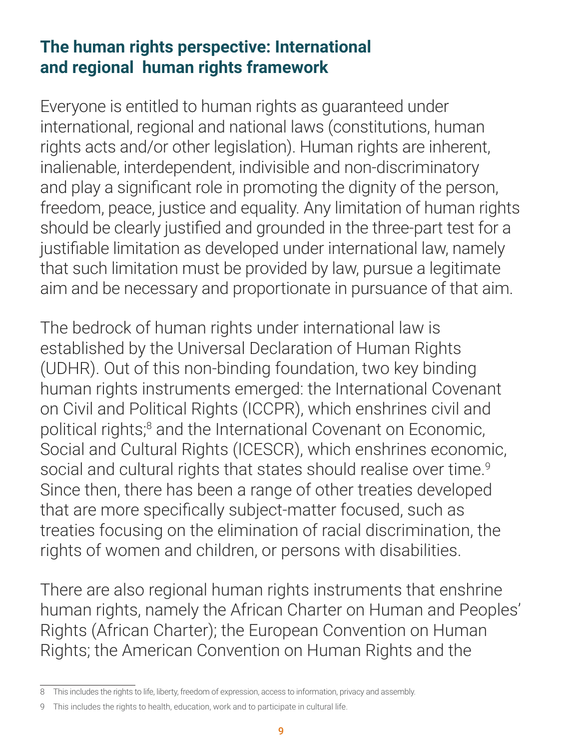## The human rights perspective: International and regional human rights framework

Everyone is entitled to human rights as guaranteed under international, regional and national laws (constitutions, human rights acts and/or other legislation). Human rights are inherent, inalienable, interdependent, indivisible and non-discriminatory and play a significant role in promoting the dignity of the person, freedom, peace, justice and equality. Any limitation of human rights should be clearly justified and grounded in the three-part test for a justifiable limitation as developed under international law, namely that such limitation must be provided by law, pursue a legitimate aim and be necessary and proportionate in pursuance of that aim.

The bedrock of human rights under international law is established by the Universal Declaration of Human Rights (UDHR). Out of this non-binding foundation, two key binding human rights instruments emerged: the International Covenant on Civil and Political Rights (ICCPR), which enshrines civil and political rights;[8] and the International Covenant on Economic, Social and Cultural Rights (ICESCR), which enshrines economic, social and cultural rights that states should realise over time.[9] Since then, there has been a range of other treaties developed that are more specifically subject-matter focused, such as treaties focusing on the elimination of racial discrimination, the rights of women and children, or persons with disabilities.

There are also regional human rights instruments that enshrine human rights, namely the African Charter on Human and Peoples' Rights (African Charter); the European Convention on Human Rights; the American Convention on Human Rights and the

---

8 This includes the rights to life, liberty, freedom of expression, access to information, privacy and assembly.

9 This includes the rights to health, education, work and to participate in cultural life.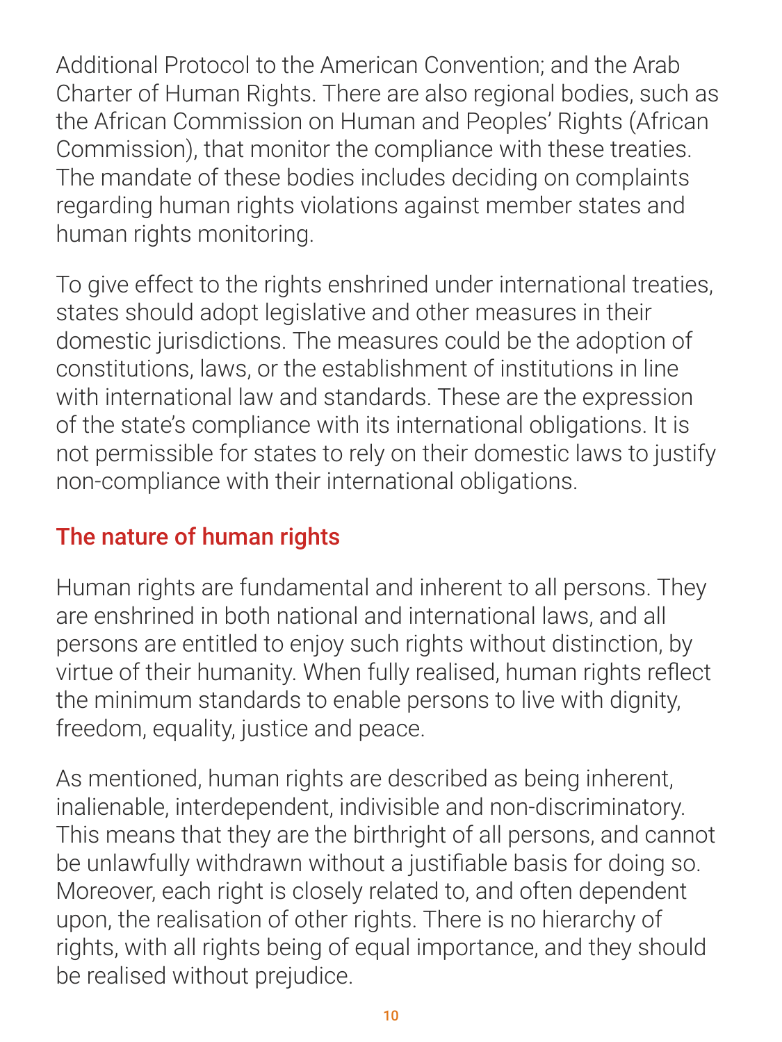Additional Protocol to the American Convention; and the Arab Charter of Human Rights. There are also regional bodies, such as the African Commission on Human and Peoples' Rights (African Commission), that monitor the compliance with these treaties. The mandate of these bodies includes deciding on complaints regarding human rights violations against member states and human rights monitoring.

To give effect to the rights enshrined under international treaties, states should adopt legislative and other measures in their domestic jurisdictions. The measures could be the adoption of constitutions, laws, or the establishment of institutions in line with international law and standards. These are the expression of the state's compliance with its international obligations. It is not permissible for states to rely on their domestic laws to justify non-compliance with their international obligations.

## The nature of human rights

Human rights are fundamental and inherent to all persons. They are enshrined in both national and international laws, and all persons are entitled to enjoy such rights without distinction, by virtue of their humanity. When fully realised, human rights reflect the minimum standards to enable persons to live with dignity, freedom, equality, justice and peace.

As mentioned, human rights are described as being inherent, inalienable, interdependent, indivisible and non-discriminatory. This means that they are the birthright of all persons, and cannot be unlawfully withdrawn without a justifiable basis for doing so. Moreover, each right is closely related to, and often dependent upon, the realisation of other rights. There is no hierarchy of rights, with all rights being of equal importance, and they should be realised without prejudice.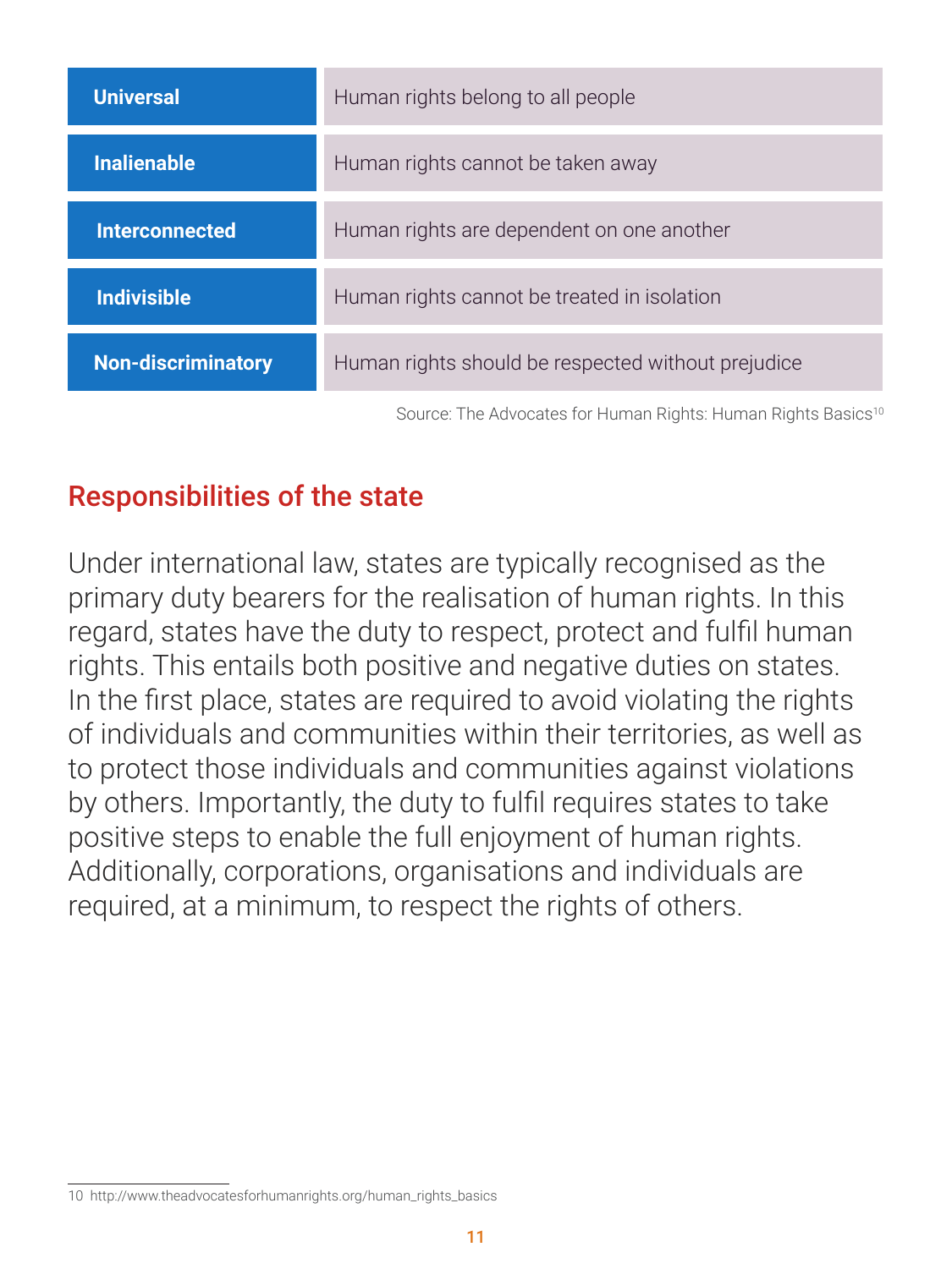| | |
|---|---|
| **Universal** | Human rights belong to all people |
| **Inalienable** | Human rights cannot be taken away |
| **Interconnected** | Human rights are dependent on one another |
| **Indivisible** | Human rights cannot be treated in isolation |
| **Non-discriminatory** | Human rights should be respected without prejudice |

Source: The Advocates for Human Rights: Human Rights Basics[10]

## Responsibilities of the state

Under international law, states are typically recognised as the primary duty bearers for the realisation of human rights. In this regard, states have the duty to respect, protect and fulfil human rights. This entails both positive and negative duties on states. In the first place, states are required to avoid violating the rights of individuals and communities within their territories, as well as to protect those individuals and communities against violations by others. Importantly, the duty to fulfil requires states to take positive steps to enable the full enjoyment of human rights. Additionally, corporations, organisations and individuals are required, at a minimum, to respect the rights of others.

10 http://www.theadvocatesforhumanrights.org/human_rights_basics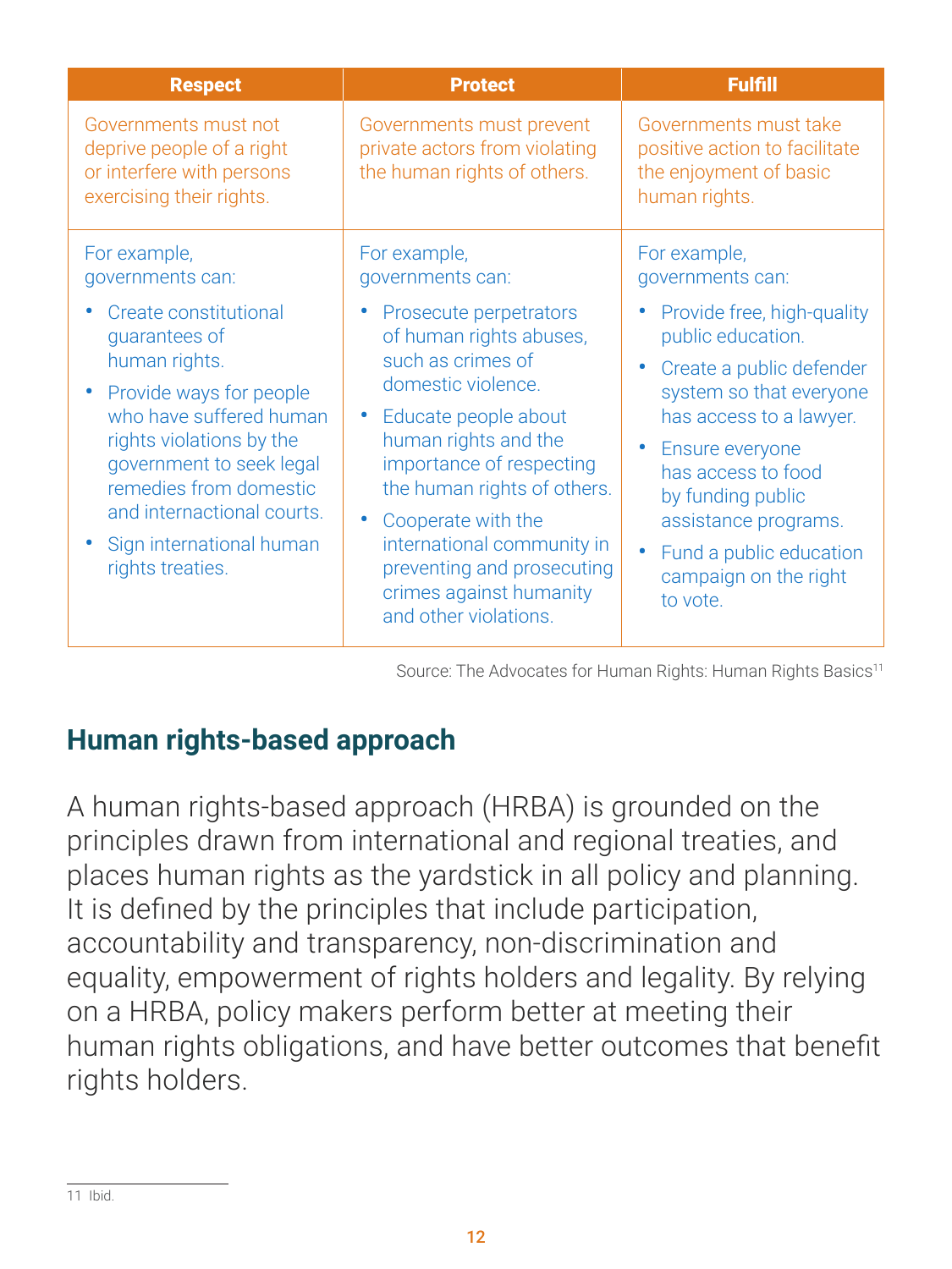| Respect | Protect | Fulfill |
|---|---|---|
| Governments must not deprive people of a right or interfere with persons exercising their rights. | Governments must prevent private actors from violating the human rights of others. | Governments must take positive action to facilitate the enjoyment of basic human rights. |
| For example, governments can:<br>• Create constitutional guarantees of human rights.<br>• Provide ways for people who have suffered human rights violations by the government to seek legal remedies from domestic and internactional courts.<br>• Sign international human rights treaties. | For example, governments can:<br>• Prosecute perpetrators of human rights abuses, such as crimes of domestic violence.<br>• Educate people about human rights and the importance of respecting the human rights of others.<br>• Cooperate with the international community in preventing and prosecuting crimes against humanity and other violations. | For example, governments can:<br>• Provide free, high-quality public education.<br>• Create a public defender system so that everyone has access to a lawyer.<br>• Ensure everyone has access to food by funding public assistance programs.<br>• Fund a public education campaign on the right to vote. |

Source: The Advocates for Human Rights: Human Rights Basics[11]

## Human rights-based approach

A human rights-based approach (HRBA) is grounded on the principles drawn from international and regional treaties, and places human rights as the yardstick in all policy and planning. It is defined by the principles that include participation, accountability and transparency, non-discrimination and equality, empowerment of rights holders and legality. By relying on a HRBA, policy makers perform better at meeting their human rights obligations, and have better outcomes that benefit rights holders.

11 Ibid.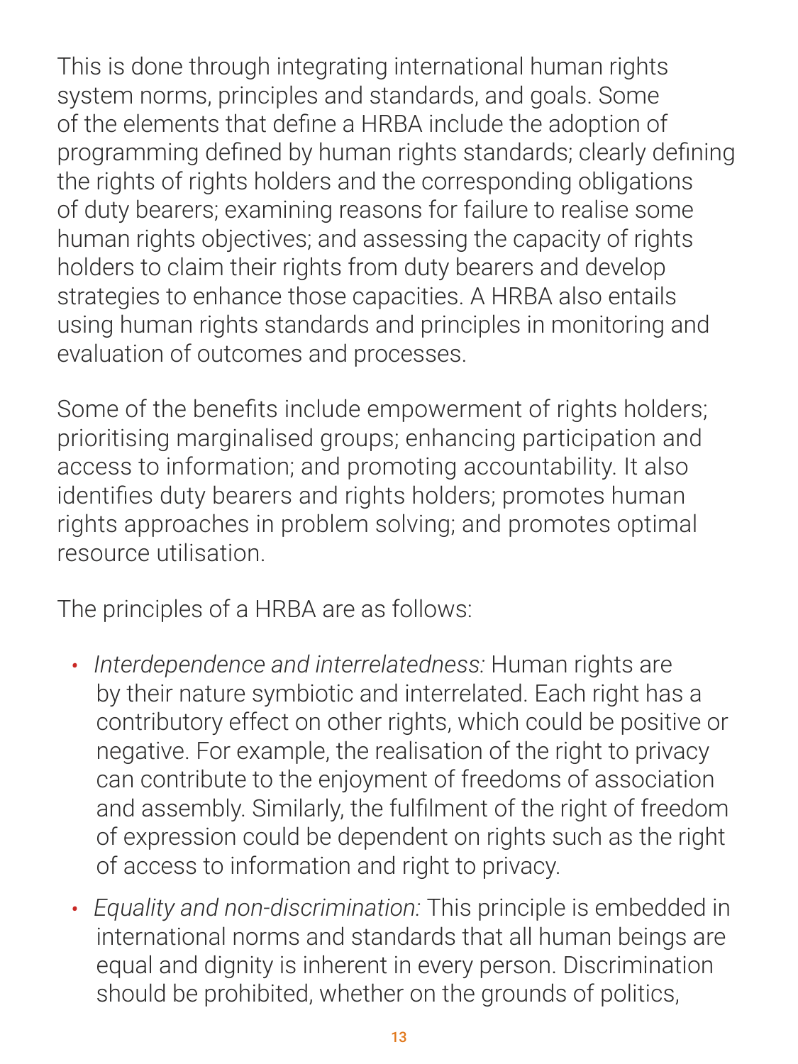This is done through integrating international human rights system norms, principles and standards, and goals. Some of the elements that define a HRBA include the adoption of programming defined by human rights standards; clearly defining the rights of rights holders and the corresponding obligations of duty bearers; examining reasons for failure to realise some human rights objectives; and assessing the capacity of rights holders to claim their rights from duty bearers and develop strategies to enhance those capacities. A HRBA also entails using human rights standards and principles in monitoring and evaluation of outcomes and processes.

Some of the benefits include empowerment of rights holders; prioritising marginalised groups; enhancing participation and access to information; and promoting accountability. It also identifies duty bearers and rights holders; promotes human rights approaches in problem solving; and promotes optimal resource utilisation.

The principles of a HRBA are as follows:

- *Interdependence and interrelatedness:* Human rights are by their nature symbiotic and interrelated. Each right has a contributory effect on other rights, which could be positive or negative. For example, the realisation of the right to privacy can contribute to the enjoyment of freedoms of association and assembly. Similarly, the fulfilment of the right of freedom of expression could be dependent on rights such as the right of access to information and right to privacy.
- *Equality and non-discrimination:* This principle is embedded in international norms and standards that all human beings are equal and dignity is inherent in every person. Discrimination should be prohibited, whether on the grounds of politics,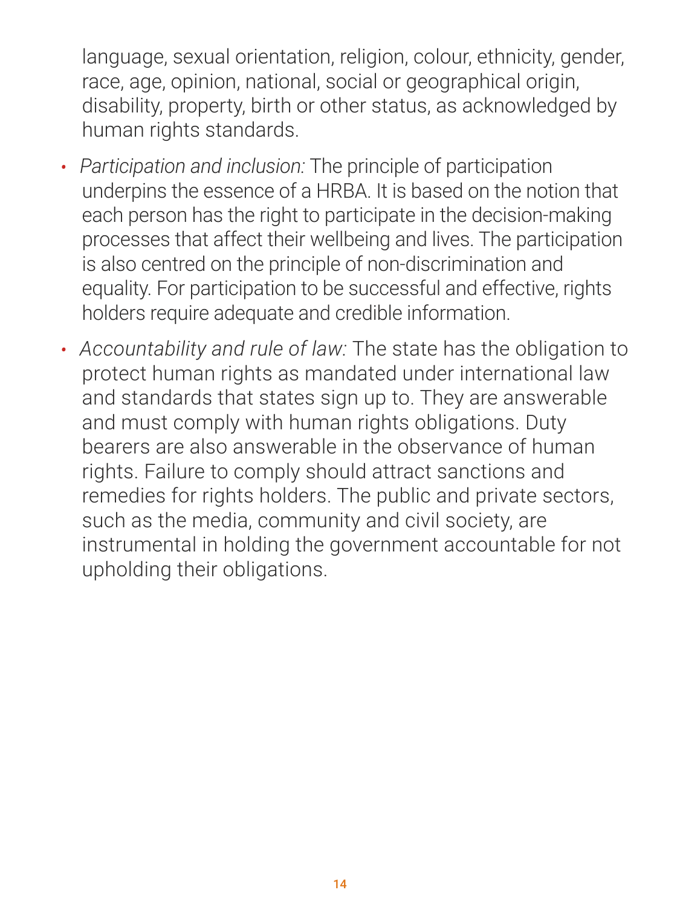language, sexual orientation, religion, colour, ethnicity, gender, race, age, opinion, national, social or geographical origin, disability, property, birth or other status, as acknowledged by human rights standards.

- *Participation and inclusion:* The principle of participation underpins the essence of a HRBA. It is based on the notion that each person has the right to participate in the decision-making processes that affect their wellbeing and lives. The participation is also centred on the principle of non-discrimination and equality. For participation to be successful and effective, rights holders require adequate and credible information.
- *Accountability and rule of law:* The state has the obligation to protect human rights as mandated under international law and standards that states sign up to. They are answerable and must comply with human rights obligations. Duty bearers are also answerable in the observance of human rights. Failure to comply should attract sanctions and remedies for rights holders. The public and private sectors, such as the media, community and civil society, are instrumental in holding the government accountable for not upholding their obligations.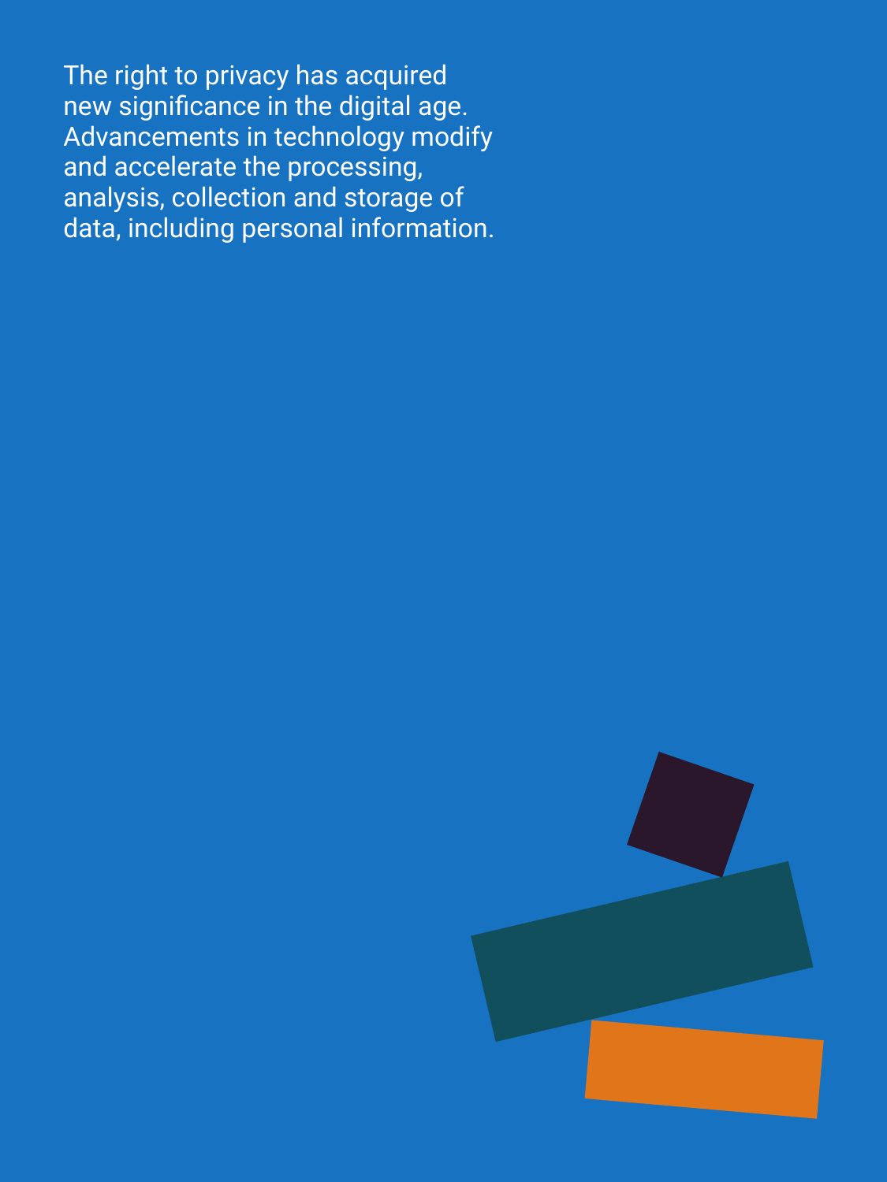The right to privacy has acquired new significance in the digital age. Advancements in technology modify and accelerate the processing, analysis, collection and storage of data, including personal information.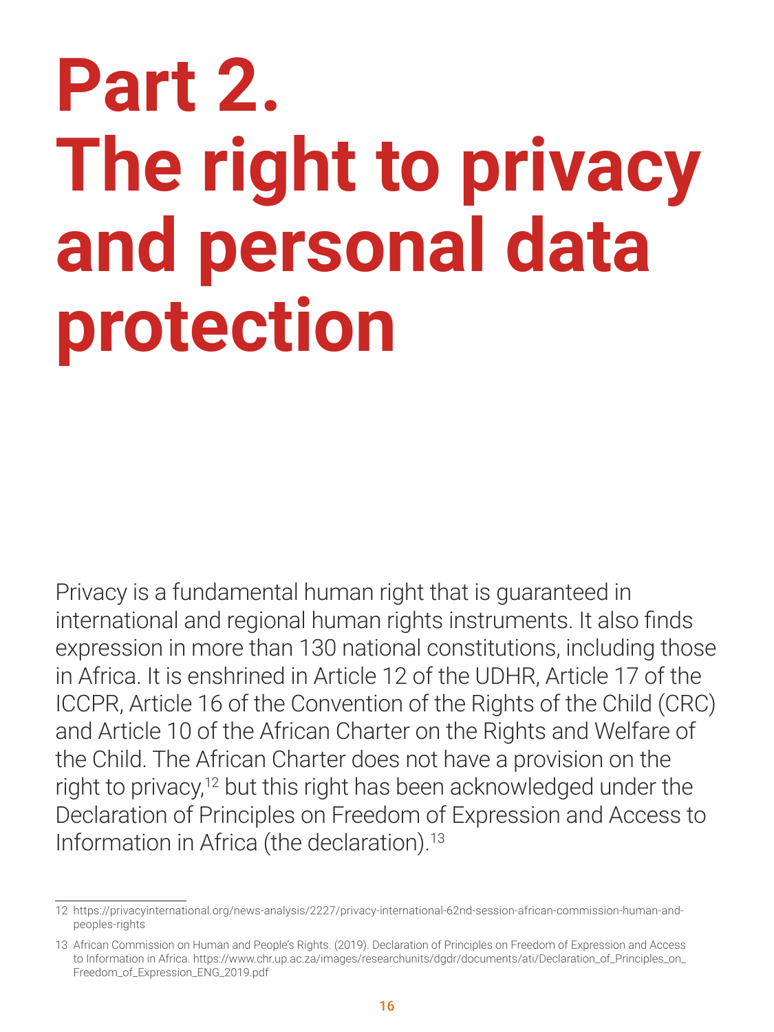# Part 2. The right to privacy and personal data protection

Privacy is a fundamental human right that is guaranteed in international and regional human rights instruments. It also finds expression in more than 130 national constitutions, including those in Africa. It is enshrined in Article 12 of the UDHR, Article 17 of the ICCPR, Article 16 of the Convention of the Rights of the Child (CRC) and Article 10 of the African Charter on the Rights and Welfare of the Child. The African Charter does not have a provision on the right to privacy,[12] but this right has been acknowledged under the Declaration of Principles on Freedom of Expression and Access to Information in Africa (the declaration).[13]

12 https://privacyinternational.org/news-analysis/2227/privacy-international-62nd-session-african-commission-human-and-peoples-rights

13 African Commission on Human and People's Rights. (2019). Declaration of Principles on Freedom of Expression and Access to Information in Africa. https://www.chr.up.ac.za/images/researchunits/dgdr/documents/ati/Declaration_of_Principles_on_Freedom_of_Expression_ENG_2019.pdf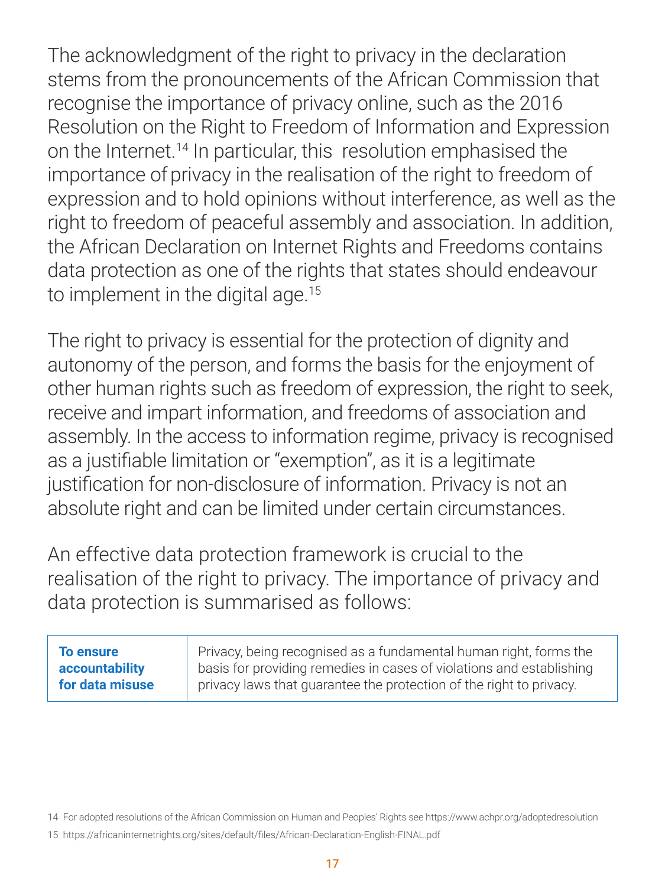The acknowledgment of the right to privacy in the declaration stems from the pronouncements of the African Commission that recognise the importance of privacy online, such as the 2016 Resolution on the Right to Freedom of Information and Expression on the Internet.[14] In particular, this resolution emphasised the importance of privacy in the realisation of the right to freedom of expression and to hold opinions without interference, as well as the right to freedom of peaceful assembly and association. In addition, the African Declaration on Internet Rights and Freedoms contains data protection as one of the rights that states should endeavour to implement in the digital age.[15]

The right to privacy is essential for the protection of dignity and autonomy of the person, and forms the basis for the enjoyment of other human rights such as freedom of expression, the right to seek, receive and impart information, and freedoms of association and assembly. In the access to information regime, privacy is recognised as a justifiable limitation or "exemption", as it is a legitimate justification for non-disclosure of information. Privacy is not an absolute right and can be limited under certain circumstances.

An effective data protection framework is crucial to the realisation of the right to privacy. The importance of privacy and data protection is summarised as follows:

| | |
|---|---|
| **To ensure accountability for data misuse** | Privacy, being recognised as a fundamental human right, forms the basis for providing remedies in cases of violations and establishing privacy laws that guarantee the protection of the right to privacy. |

14 For adopted resolutions of the African Commission on Human and Peoples' Rights see https://www.achpr.org/adoptedresolution

15 https://africaninternetrights.org/sites/default/files/African-Declaration-English-FINAL.pdf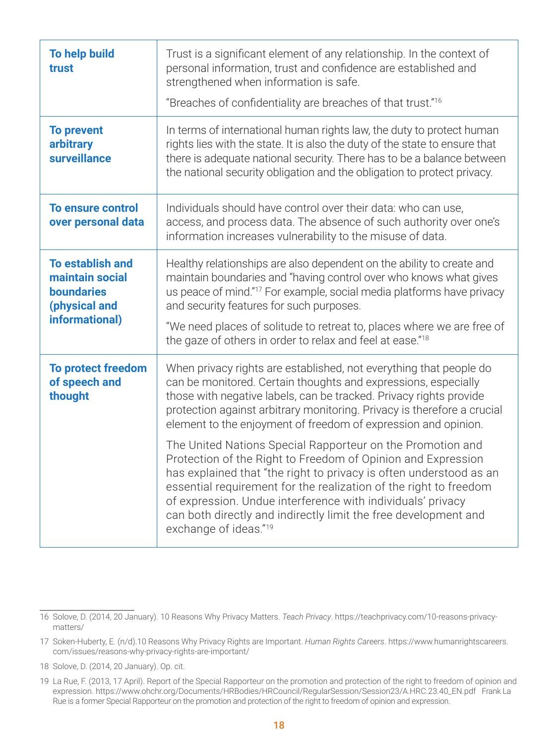| | |
|---|---|
| **To help build trust** | Trust is a significant element of any relationship. In the context of personal information, trust and confidence are established and strengthened when information is safe.<br><br>"Breaches of confidentiality are breaches of that trust."[16] |
| **To prevent arbitrary surveillance** | In terms of international human rights law, the duty to protect human rights lies with the state. It is also the duty of the state to ensure that there is adequate national security. There has to be a balance between the national security obligation and the obligation to protect privacy. |
| **To ensure control over personal data** | Individuals should have control over their data: who can use, access, and process data. The absence of such authority over one's information increases vulnerability to the misuse of data. |
| **To establish and maintain social boundaries (physical and informational)** | Healthy relationships are also dependent on the ability to create and maintain boundaries and "having control over who knows what gives us peace of mind."[17] For example, social media platforms have privacy and security features for such purposes.<br><br>"We need places of solitude to retreat to, places where we are free of the gaze of others in order to relax and feel at ease."[18] |
| **To protect freedom of speech and thought** | When privacy rights are established, not everything that people do can be monitored. Certain thoughts and expressions, especially those with negative labels, can be tracked. Privacy rights provide protection against arbitrary monitoring. Privacy is therefore a crucial element to the enjoyment of freedom of expression and opinion.<br><br>The United Nations Special Rapporteur on the Promotion and Protection of the Right to Freedom of Opinion and Expression has explained that "the right to privacy is often understood as an essential requirement for the realization of the right to freedom of expression. Undue interference with individuals' privacy can both directly and indirectly limit the free development and exchange of ideas."[19] |

16 Solove, D. (2014, 20 January). 10 Reasons Why Privacy Matters. *Teach Privacy*. https://teachprivacy.com/10-reasons-privacy-matters/

17 Soken-Huberty, E. (n/d).10 Reasons Why Privacy Rights are Important. *Human Rights Careers*. https://www.humanrightscareers.com/issues/reasons-why-privacy-rights-are-important/

18 Solove, D. (2014, 20 January). Op. cit.

19 La Rue, F. (2013, 17 April). Report of the Special Rapporteur on the promotion and protection of the right to freedom of opinion and expression. https://www.ohchr.org/Documents/HRBodies/HRCouncil/RegularSession/Session23/A.HRC.23.40_EN.pdf Frank La Rue is a former Special Rapporteur on the promotion and protection of the right to freedom of opinion and expression.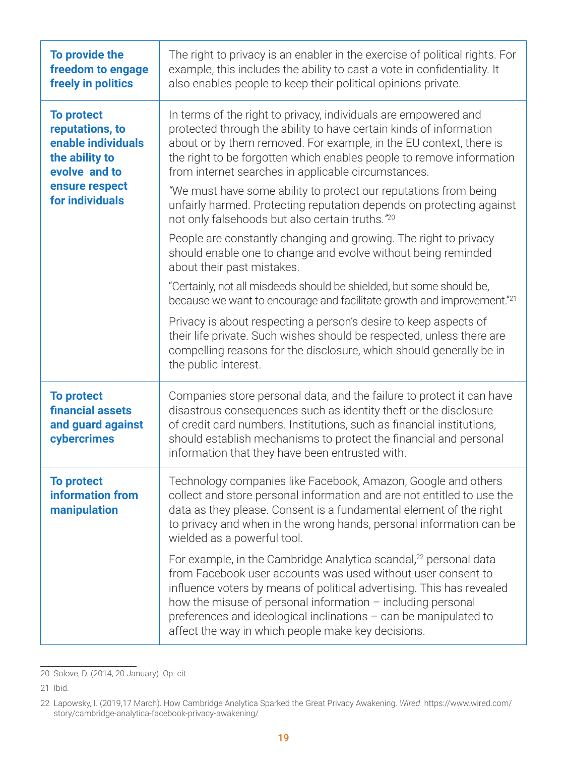| | |
|---|---|
| **To provide the freedom to engage freely in politics** | The right to privacy is an enabler in the exercise of political rights. For example, this includes the ability to cast a vote in confidentiality. It also enables people to keep their political opinions private. |
| **To protect reputations, to enable individuals the ability to evolve and to ensure respect for individuals** | In terms of the right to privacy, individuals are empowered and protected through the ability to have certain kinds of information about or by them removed. For example, in the EU context, there is the right to be forgotten which enables people to remove information from internet searches in applicable circumstances.<br><br>"We must have some ability to protect our reputations from being unfairly harmed. Protecting reputation depends on protecting against not only falsehoods but also certain truths."[20]<br><br>People are constantly changing and growing. The right to privacy should enable one to change and evolve without being reminded about their past mistakes.<br><br>"Certainly, not all misdeeds should be shielded, but some should be, because we want to encourage and facilitate growth and improvement."[21]<br><br>Privacy is about respecting a person's desire to keep aspects of their life private. Such wishes should be respected, unless there are compelling reasons for the disclosure, which should generally be in the public interest. |
| **To protect financial assets and guard against cybercrimes** | Companies store personal data, and the failure to protect it can have disastrous consequences such as identity theft or the disclosure of credit card numbers. Institutions, such as financial institutions, should establish mechanisms to protect the financial and personal information that they have been entrusted with. |
| **To protect information from manipulation** | Technology companies like Facebook, Amazon, Google and others collect and store personal information and are not entitled to use the data as they please. Consent is a fundamental element of the right to privacy and when in the wrong hands, personal information can be wielded as a powerful tool.<br><br>For example, in the Cambridge Analytica scandal,[22] personal data from Facebook user accounts was used without user consent to influence voters by means of political advertising. This has revealed how the misuse of personal information – including personal preferences and ideological inclinations – can be manipulated to affect the way in which people make key decisions. |

20 Solove, D. (2014, 20 January). Op. cit.

21 Ibid.

22 Lapowsky, I. (2019,17 March). How Cambridge Analytica Sparked the Great Privacy Awakening. *Wired*. https://www.wired.com/story/cambridge-analytica-facebook-privacy-awakening/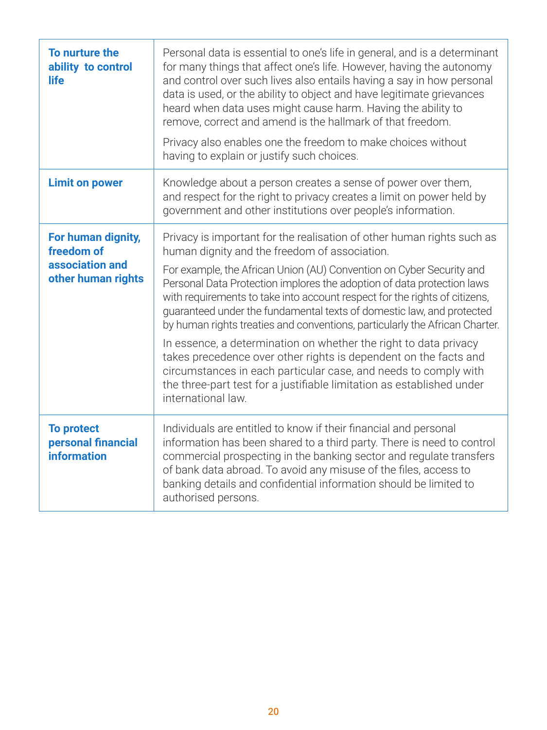| | |
|---|---|
| **To nurture the ability to control life** | Personal data is essential to one's life in general, and is a determinant for many things that affect one's life. However, having the autonomy and control over such lives also entails having a say in how personal data is used, or the ability to object and have legitimate grievances heard when data uses might cause harm. Having the ability to remove, correct and amend is the hallmark of that freedom.<br><br>Privacy also enables one the freedom to make choices without having to explain or justify such choices. |
| **Limit on power** | Knowledge about a person creates a sense of power over them, and respect for the right to privacy creates a limit on power held by government and other institutions over people's information. |
| **For human dignity, freedom of association and other human rights** | Privacy is important for the realisation of other human rights such as human dignity and the freedom of association.<br><br>For example, the African Union (AU) Convention on Cyber Security and Personal Data Protection implores the adoption of data protection laws with requirements to take into account respect for the rights of citizens, guaranteed under the fundamental texts of domestic law, and protected by human rights treaties and conventions, particularly the African Charter.<br><br>In essence, a determination on whether the right to data privacy takes precedence over other rights is dependent on the facts and circumstances in each particular case, and needs to comply with the three-part test for a justifiable limitation as established under international law. |
| **To protect personal financial information** | Individuals are entitled to know if their financial and personal information has been shared to a third party. There is need to control commercial prospecting in the banking sector and regulate transfers of bank data abroad. To avoid any misuse of the files, access to banking details and confidential information should be limited to authorised persons. |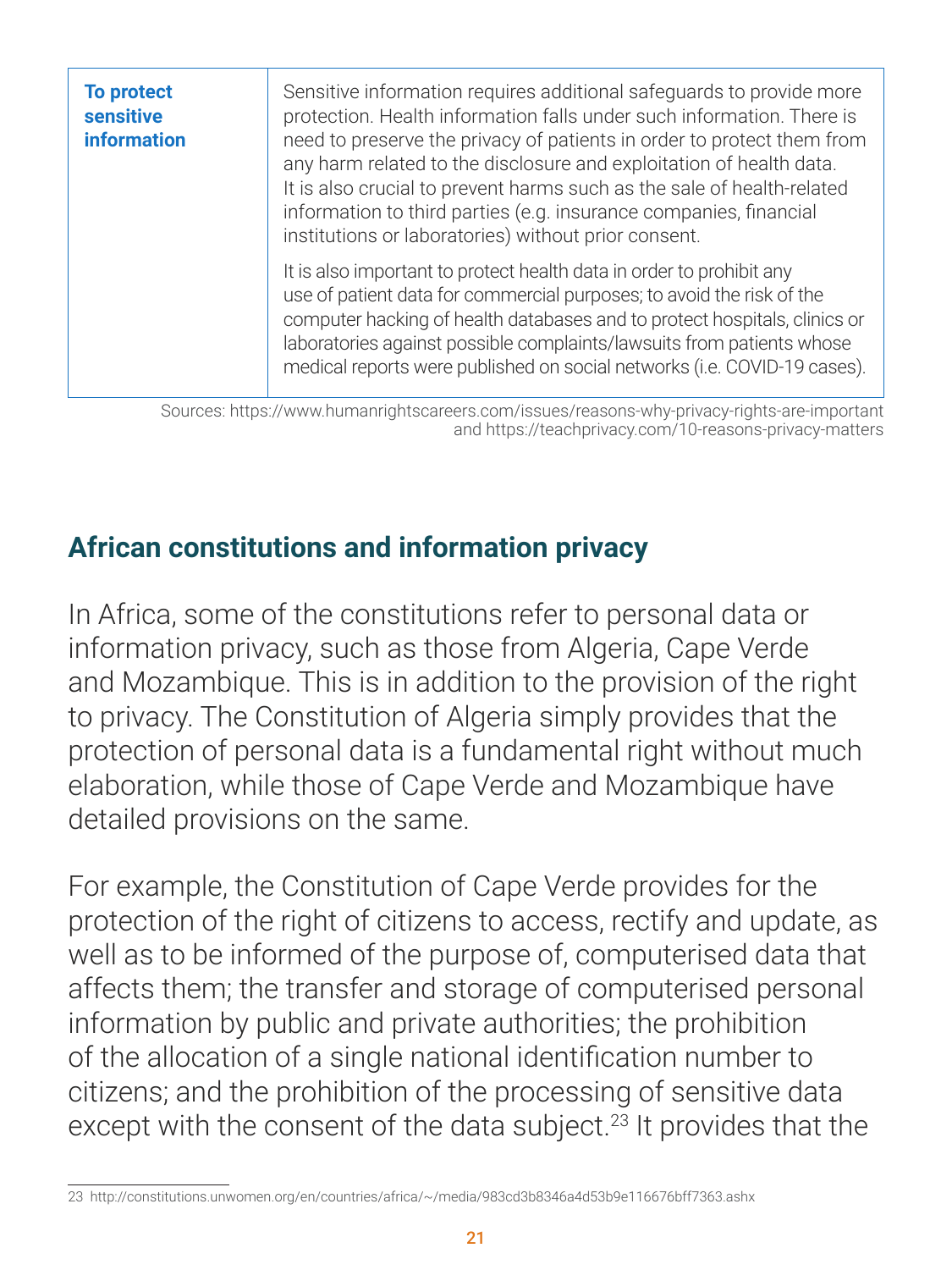| | |
|---|---|
| **To protect sensitive information** | Sensitive information requires additional safeguards to provide more protection. Health information falls under such information. There is need to preserve the privacy of patients in order to protect them from any harm related to the disclosure and exploitation of health data. It is also crucial to prevent harms such as the sale of health-related information to third parties (e.g. insurance companies, financial institutions or laboratories) without prior consent.<br><br>It is also important to protect health data in order to prohibit any use of patient data for commercial purposes; to avoid the risk of the computer hacking of health databases and to protect hospitals, clinics or laboratories against possible complaints/lawsuits from patients whose medical reports were published on social networks (i.e. COVID-19 cases). |

Sources: https://www.humanrightscareers.com/issues/reasons-why-privacy-rights-are-important and https://teachprivacy.com/10-reasons-privacy-matters

## African constitutions and information privacy

In Africa, some of the constitutions refer to personal data or information privacy, such as those from Algeria, Cape Verde and Mozambique. This is in addition to the provision of the right to privacy. The Constitution of Algeria simply provides that the protection of personal data is a fundamental right without much elaboration, while those of Cape Verde and Mozambique have detailed provisions on the same.

For example, the Constitution of Cape Verde provides for the protection of the right of citizens to access, rectify and update, as well as to be informed of the purpose of, computerised data that affects them; the transfer and storage of computerised personal information by public and private authorities; the prohibition of the allocation of a single national identification number to citizens; and the prohibition of the processing of sensitive data except with the consent of the data subject.[23] It provides that the

23 http://constitutions.unwomen.org/en/countries/africa/~/media/983cd3b8346a4d53b9e116676bff7363.ashx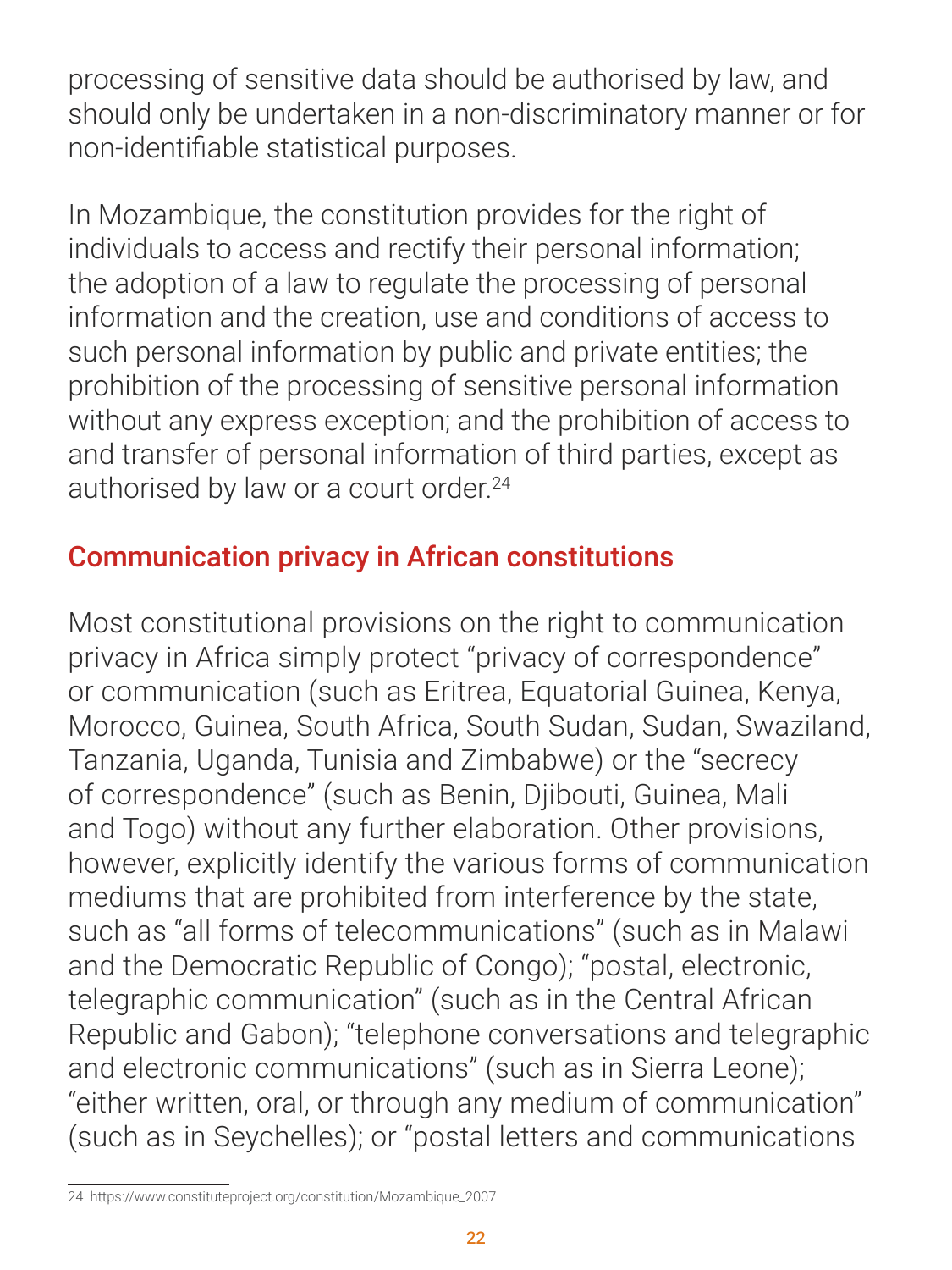processing of sensitive data should be authorised by law, and should only be undertaken in a non-discriminatory manner or for non-identifiable statistical purposes.

In Mozambique, the constitution provides for the right of individuals to access and rectify their personal information; the adoption of a law to regulate the processing of personal information and the creation, use and conditions of access to such personal information by public and private entities; the prohibition of the processing of sensitive personal information without any express exception; and the prohibition of access to and transfer of personal information of third parties, except as authorised by law or a court order.[24]

## Communication privacy in African constitutions

Most constitutional provisions on the right to communication privacy in Africa simply protect "privacy of correspondence" or communication (such as Eritrea, Equatorial Guinea, Kenya, Morocco, Guinea, South Africa, South Sudan, Sudan, Swaziland, Tanzania, Uganda, Tunisia and Zimbabwe) or the "secrecy of correspondence" (such as Benin, Djibouti, Guinea, Mali and Togo) without any further elaboration. Other provisions, however, explicitly identify the various forms of communication mediums that are prohibited from interference by the state, such as "all forms of telecommunications" (such as in Malawi and the Democratic Republic of Congo); "postal, electronic, telegraphic communication" (such as in the Central African Republic and Gabon); "telephone conversations and telegraphic and electronic communications" (such as in Sierra Leone); "either written, oral, or through any medium of communication" (such as in Seychelles); or "postal letters and communications

24 https://www.constituteproject.org/constitution/Mozambique_2007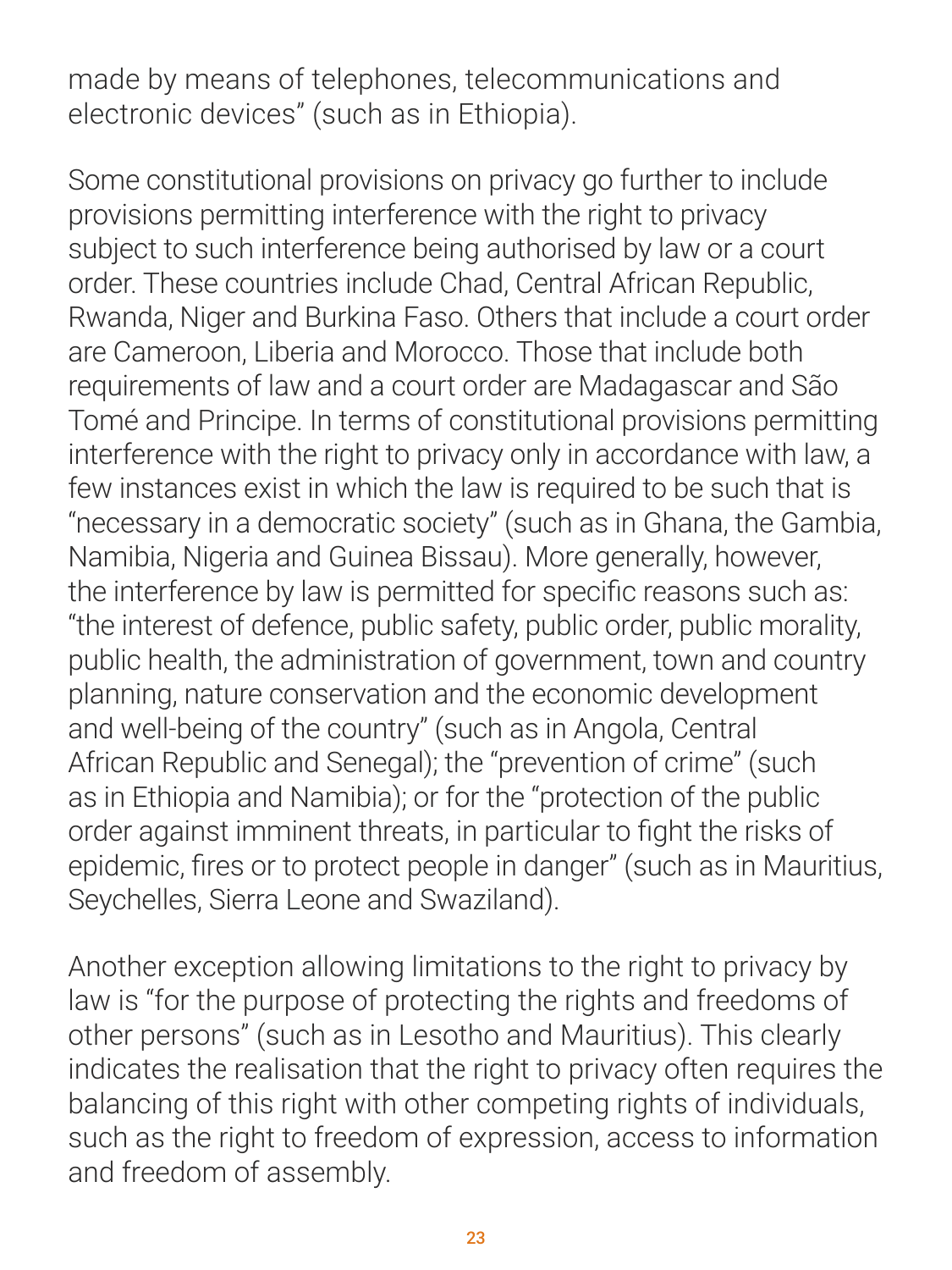made by means of telephones, telecommunications and electronic devices" (such as in Ethiopia).

Some constitutional provisions on privacy go further to include provisions permitting interference with the right to privacy subject to such interference being authorised by law or a court order. These countries include Chad, Central African Republic, Rwanda, Niger and Burkina Faso. Others that include a court order are Cameroon, Liberia and Morocco. Those that include both requirements of law and a court order are Madagascar and São Tomé and Principe. In terms of constitutional provisions permitting interference with the right to privacy only in accordance with law, a few instances exist in which the law is required to be such that is "necessary in a democratic society" (such as in Ghana, the Gambia, Namibia, Nigeria and Guinea Bissau). More generally, however, the interference by law is permitted for specific reasons such as: "the interest of defence, public safety, public order, public morality, public health, the administration of government, town and country planning, nature conservation and the economic development and well-being of the country" (such as in Angola, Central African Republic and Senegal); the "prevention of crime" (such as in Ethiopia and Namibia); or for the "protection of the public order against imminent threats, in particular to fight the risks of epidemic, fires or to protect people in danger" (such as in Mauritius, Seychelles, Sierra Leone and Swaziland).

Another exception allowing limitations to the right to privacy by law is "for the purpose of protecting the rights and freedoms of other persons" (such as in Lesotho and Mauritius). This clearly indicates the realisation that the right to privacy often requires the balancing of this right with other competing rights of individuals, such as the right to freedom of expression, access to information and freedom of assembly.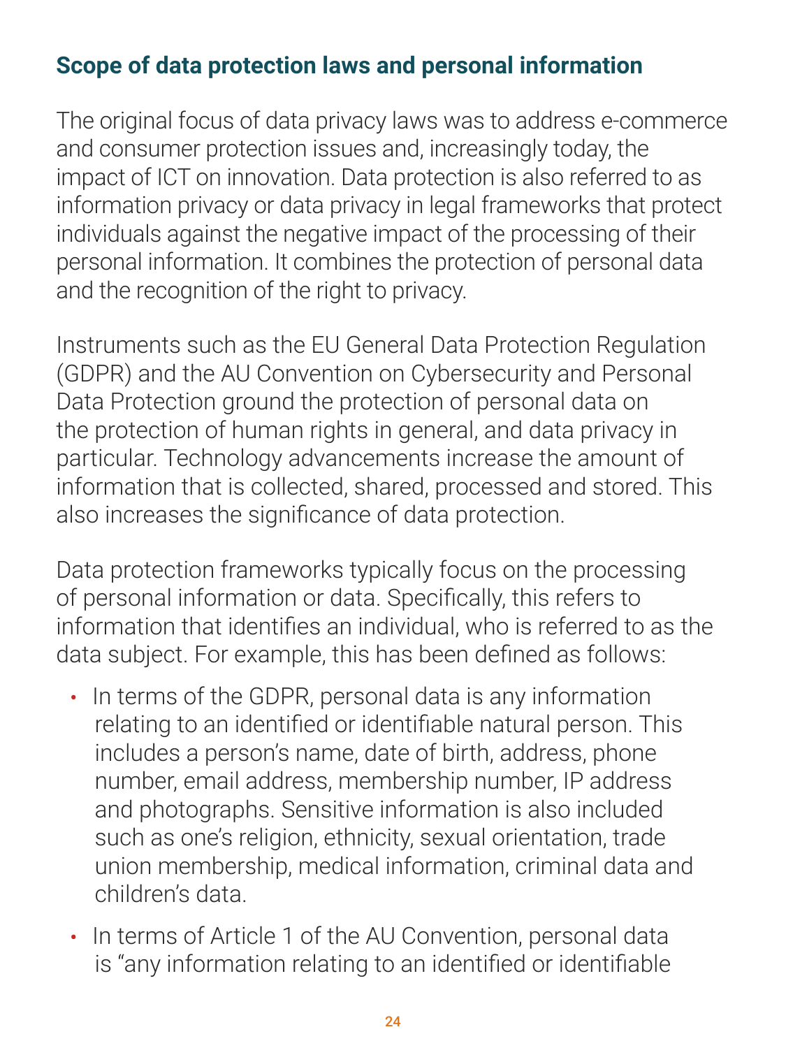## Scope of data protection laws and personal information

The original focus of data privacy laws was to address e-commerce and consumer protection issues and, increasingly today, the impact of ICT on innovation. Data protection is also referred to as information privacy or data privacy in legal frameworks that protect individuals against the negative impact of the processing of their personal information. It combines the protection of personal data and the recognition of the right to privacy.

Instruments such as the EU General Data Protection Regulation (GDPR) and the AU Convention on Cybersecurity and Personal Data Protection ground the protection of personal data on the protection of human rights in general, and data privacy in particular. Technology advancements increase the amount of information that is collected, shared, processed and stored. This also increases the significance of data protection.

Data protection frameworks typically focus on the processing of personal information or data. Specifically, this refers to information that identifies an individual, who is referred to as the data subject. For example, this has been defined as follows:

- In terms of the GDPR, personal data is any information relating to an identified or identifiable natural person. This includes a person's name, date of birth, address, phone number, email address, membership number, IP address and photographs. Sensitive information is also included such as one's religion, ethnicity, sexual orientation, trade union membership, medical information, criminal data and children's data.
- In terms of Article 1 of the AU Convention, personal data is "any information relating to an identified or identifiable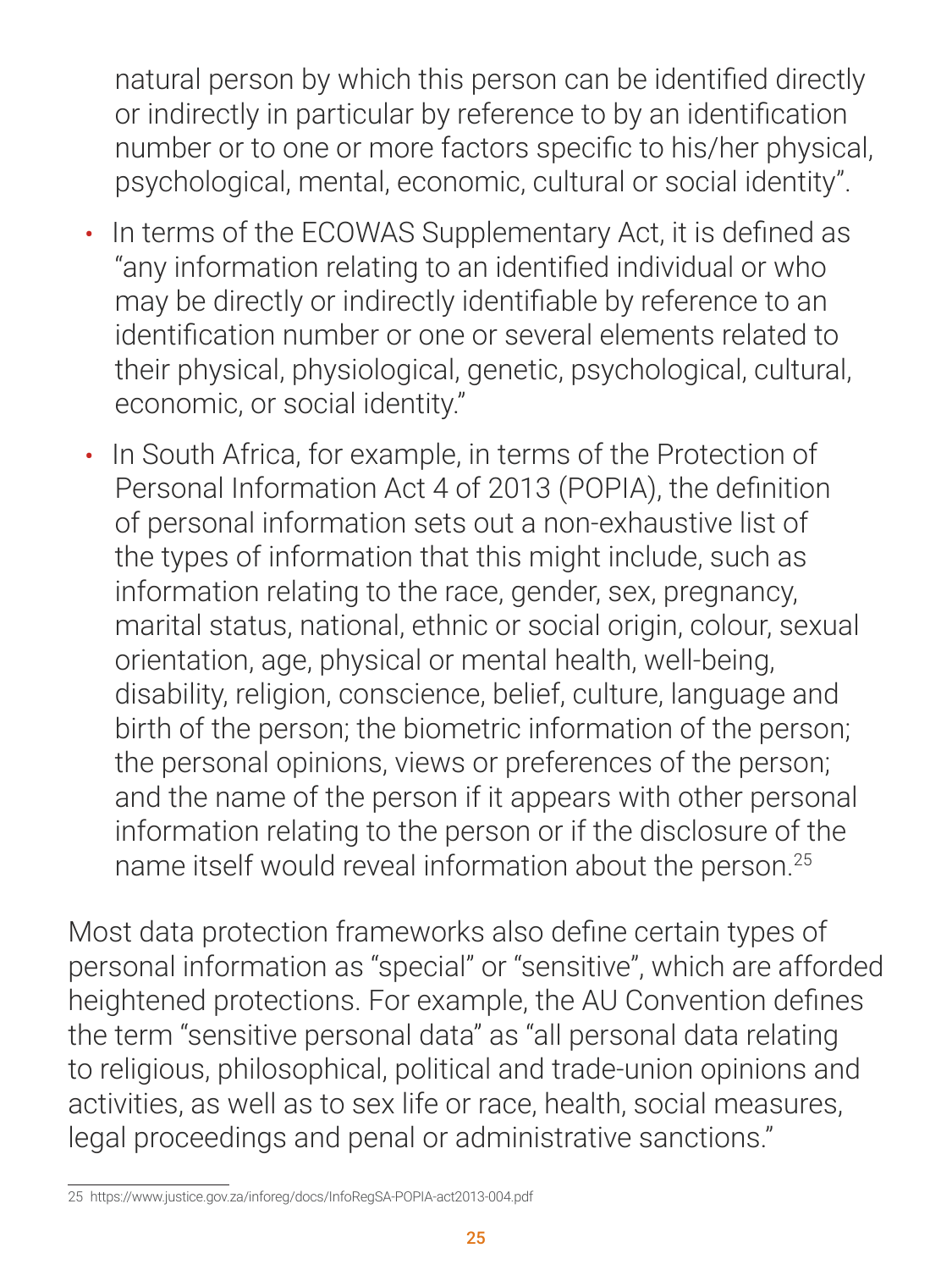natural person by which this person can be identified directly or indirectly in particular by reference to by an identification number or to one or more factors specific to his/her physical, psychological, mental, economic, cultural or social identity".

- In terms of the ECOWAS Supplementary Act, it is defined as "any information relating to an identified individual or who may be directly or indirectly identifiable by reference to an identification number or one or several elements related to their physical, physiological, genetic, psychological, cultural, economic, or social identity."
- In South Africa, for example, in terms of the Protection of Personal Information Act 4 of 2013 (POPIA), the definition of personal information sets out a non-exhaustive list of the types of information that this might include, such as information relating to the race, gender, sex, pregnancy, marital status, national, ethnic or social origin, colour, sexual orientation, age, physical or mental health, well-being, disability, religion, conscience, belief, culture, language and birth of the person; the biometric information of the person; the personal opinions, views or preferences of the person; and the name of the person if it appears with other personal information relating to the person or if the disclosure of the name itself would reveal information about the person.[25]

Most data protection frameworks also define certain types of personal information as "special" or "sensitive", which are afforded heightened protections. For example, the AU Convention defines the term "sensitive personal data" as "all personal data relating to religious, philosophical, political and trade-union opinions and activities, as well as to sex life or race, health, social measures, legal proceedings and penal or administrative sanctions."

25 https://www.justice.gov.za/inforeg/docs/InfoRegSA-POPIA-act2013-004.pdf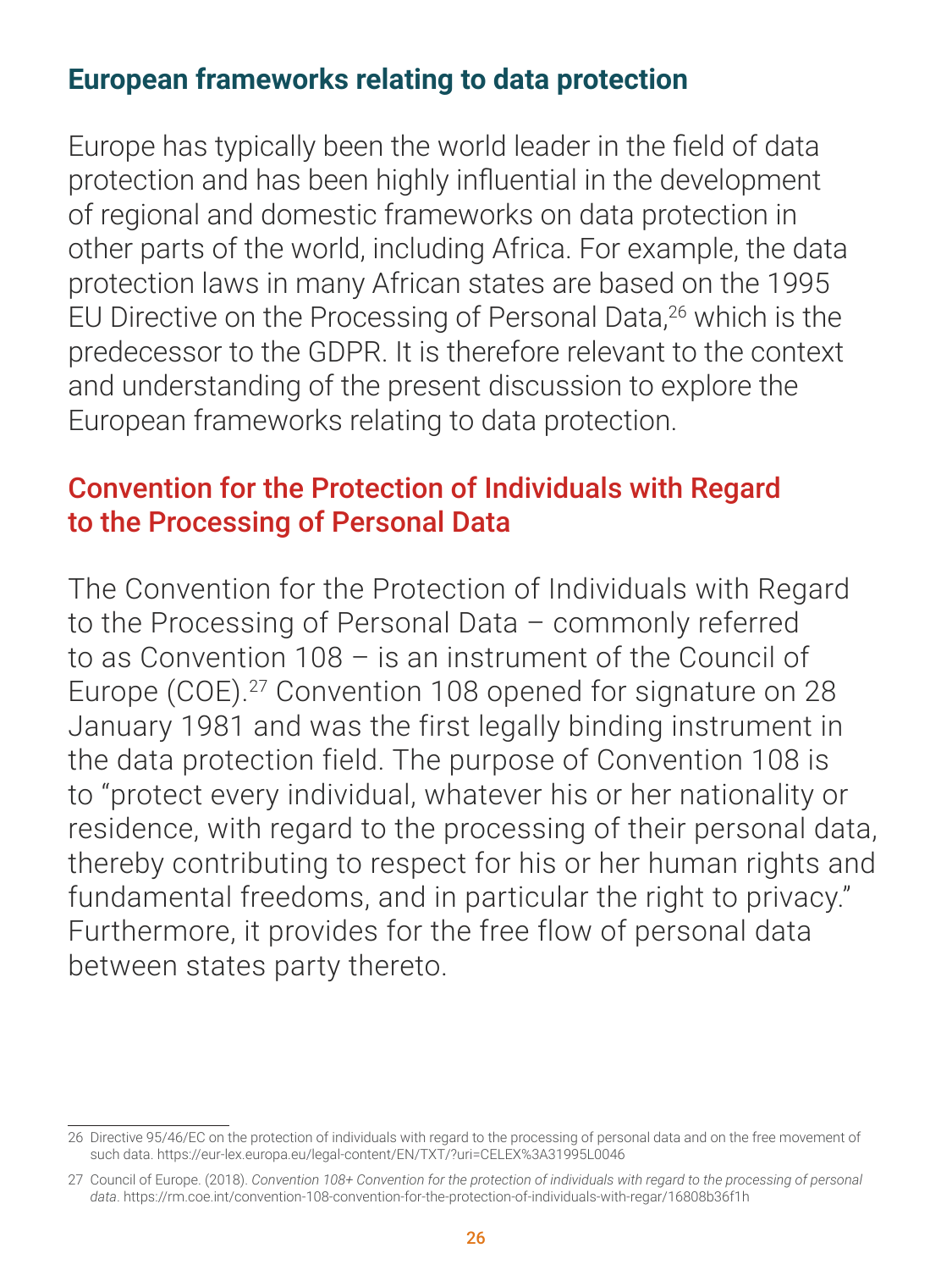## European frameworks relating to data protection

Europe has typically been the world leader in the field of data protection and has been highly influential in the development of regional and domestic frameworks on data protection in other parts of the world, including Africa. For example, the data protection laws in many African states are based on the 1995 EU Directive on the Processing of Personal Data,[26] which is the predecessor to the GDPR. It is therefore relevant to the context and understanding of the present discussion to explore the European frameworks relating to data protection.

### Convention for the Protection of Individuals with Regard to the Processing of Personal Data

The Convention for the Protection of Individuals with Regard to the Processing of Personal Data – commonly referred to as Convention 108 – is an instrument of the Council of Europe (COE).[27] Convention 108 opened for signature on 28 January 1981 and was the first legally binding instrument in the data protection field. The purpose of Convention 108 is to "protect every individual, whatever his or her nationality or residence, with regard to the processing of their personal data, thereby contributing to respect for his or her human rights and fundamental freedoms, and in particular the right to privacy." Furthermore, it provides for the free flow of personal data between states party thereto.

26 Directive 95/46/EC on the protection of individuals with regard to the processing of personal data and on the free movement of such data. https://eur-lex.europa.eu/legal-content/EN/TXT/?uri=CELEX%3A31995L0046

27 Council of Europe. (2018). *Convention 108+ Convention for the protection of individuals with regard to the processing of personal data*. https://rm.coe.int/convention-108-convention-for-the-protection-of-individuals-with-regar/16808b36f1h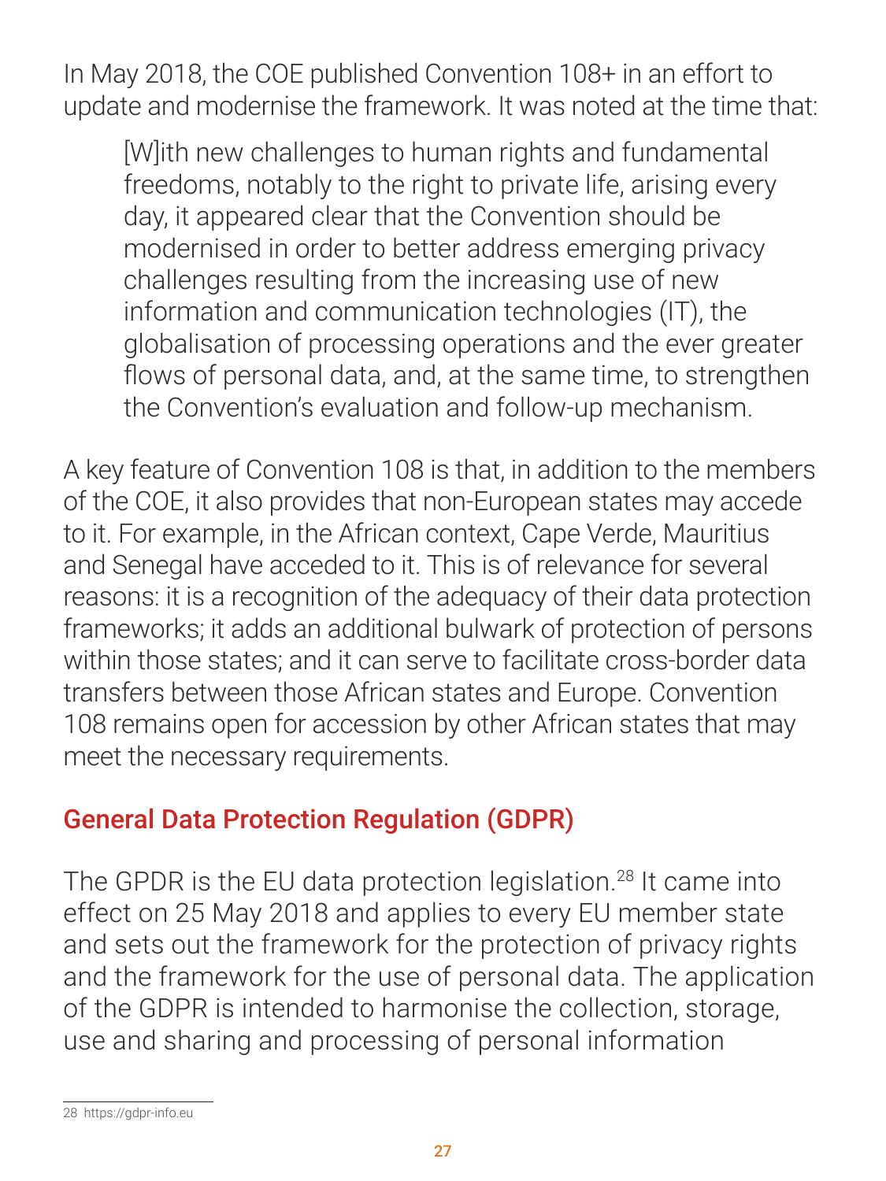In May 2018, the COE published Convention 108+ in an effort to update and modernise the framework. It was noted at the time that:

> [W]ith new challenges to human rights and fundamental freedoms, notably to the right to private life, arising every day, it appeared clear that the Convention should be modernised in order to better address emerging privacy challenges resulting from the increasing use of new information and communication technologies (IT), the globalisation of processing operations and the ever greater flows of personal data, and, at the same time, to strengthen the Convention's evaluation and follow-up mechanism.

A key feature of Convention 108 is that, in addition to the members of the COE, it also provides that non-European states may accede to it. For example, in the African context, Cape Verde, Mauritius and Senegal have acceded to it. This is of relevance for several reasons: it is a recognition of the adequacy of their data protection frameworks; it adds an additional bulwark of protection of persons within those states; and it can serve to facilitate cross-border data transfers between those African states and Europe. Convention 108 remains open for accession by other African states that may meet the necessary requirements.

## General Data Protection Regulation (GDPR)

The GPDR is the EU data protection legislation.[28] It came into effect on 25 May 2018 and applies to every EU member state and sets out the framework for the protection of privacy rights and the framework for the use of personal data. The application of the GDPR is intended to harmonise the collection, storage, use and sharing and processing of personal information

---

28 https://gdpr-info.eu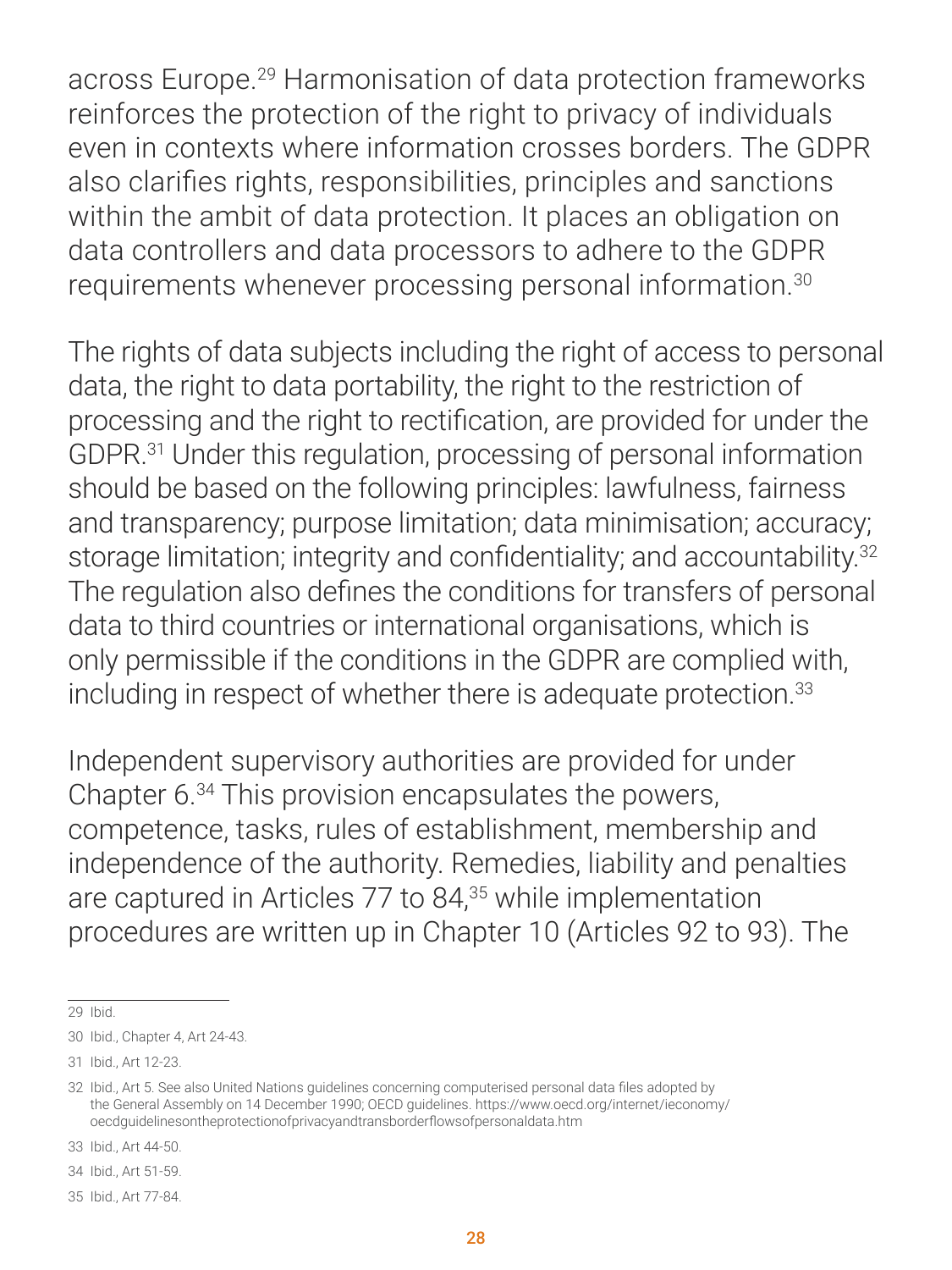across Europe.[29] Harmonisation of data protection frameworks reinforces the protection of the right to privacy of individuals even in contexts where information crosses borders. The GDPR also clarifies rights, responsibilities, principles and sanctions within the ambit of data protection. It places an obligation on data controllers and data processors to adhere to the GDPR requirements whenever processing personal information.[30]

The rights of data subjects including the right of access to personal data, the right to data portability, the right to the restriction of processing and the right to rectification, are provided for under the GDPR.[31] Under this regulation, processing of personal information should be based on the following principles: lawfulness, fairness and transparency; purpose limitation; data minimisation; accuracy; storage limitation; integrity and confidentiality; and accountability.[32] The regulation also defines the conditions for transfers of personal data to third countries or international organisations, which is only permissible if the conditions in the GDPR are complied with, including in respect of whether there is adequate protection.[33]

Independent supervisory authorities are provided for under Chapter 6.[34] This provision encapsulates the powers, competence, tasks, rules of establishment, membership and independence of the authority. Remedies, liability and penalties are captured in Articles 77 to 84,[35] while implementation procedures are written up in Chapter 10 (Articles 92 to 93). The

---

29 Ibid.

30 Ibid., Chapter 4, Art 24-43.

31 Ibid., Art 12-23.

32 Ibid., Art 5. See also United Nations guidelines concerning computerised personal data files adopted by the General Assembly on 14 December 1990; OECD guidelines. https://www.oecd.org/internet/ieconomy/oecdguidelinesontheprotectionofprivacyandtransborderflowsofpersonaldata.htm

33 Ibid., Art 44-50.

34 Ibid., Art 51-59.

35 Ibid., Art 77-84.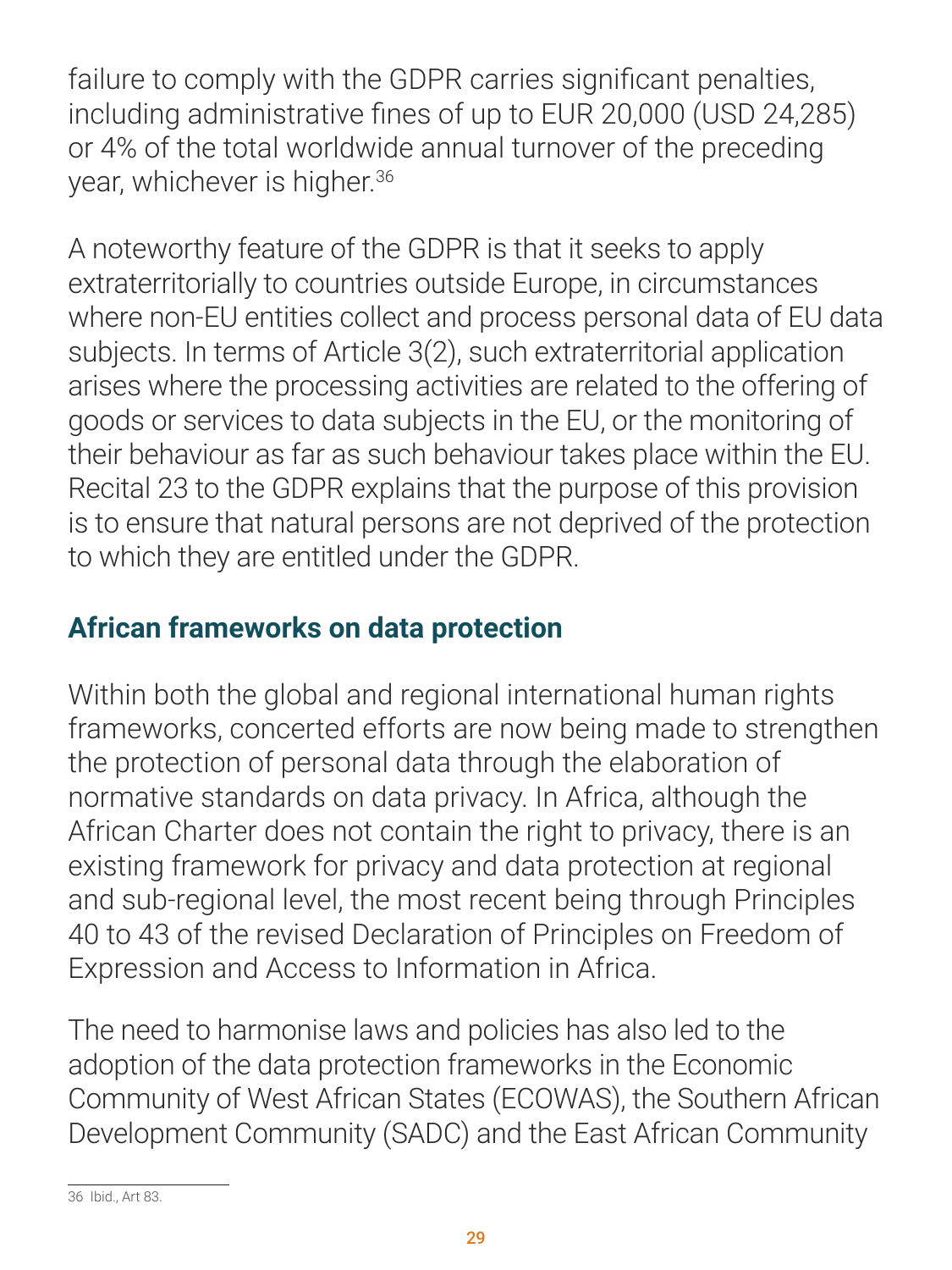failure to comply with the GDPR carries significant penalties, including administrative fines of up to EUR 20,000 (USD 24,285) or 4% of the total worldwide annual turnover of the preceding year, whichever is higher.[36]

A noteworthy feature of the GDPR is that it seeks to apply extraterritorially to countries outside Europe, in circumstances where non-EU entities collect and process personal data of EU data subjects. In terms of Article 3(2), such extraterritorial application arises where the processing activities are related to the offering of goods or services to data subjects in the EU, or the monitoring of their behaviour as far as such behaviour takes place within the EU. Recital 23 to the GDPR explains that the purpose of this provision is to ensure that natural persons are not deprived of the protection to which they are entitled under the GDPR.

## African frameworks on data protection

Within both the global and regional international human rights frameworks, concerted efforts are now being made to strengthen the protection of personal data through the elaboration of normative standards on data privacy. In Africa, although the African Charter does not contain the right to privacy, there is an existing framework for privacy and data protection at regional and sub-regional level, the most recent being through Principles 40 to 43 of the revised Declaration of Principles on Freedom of Expression and Access to Information in Africa.

The need to harmonise laws and policies has also led to the adoption of the data protection frameworks in the Economic Community of West African States (ECOWAS), the Southern African Development Community (SADC) and the East African Community

---

36 Ibid., Art 83.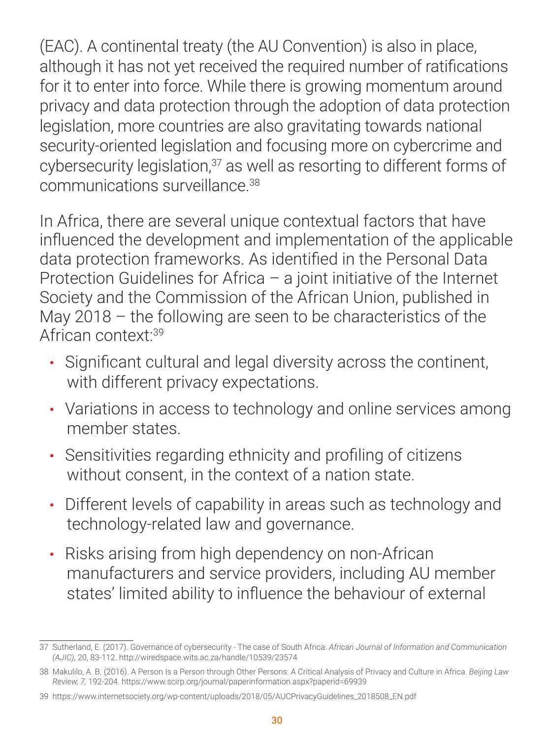(EAC). A continental treaty (the AU Convention) is also in place, although it has not yet received the required number of ratifications for it to enter into force. While there is growing momentum around privacy and data protection through the adoption of data protection legislation, more countries are also gravitating towards national security-oriented legislation and focusing more on cybercrime and cybersecurity legislation,[37] as well as resorting to different forms of communications surveillance.[38]

In Africa, there are several unique contextual factors that have influenced the development and implementation of the applicable data protection frameworks. As identified in the Personal Data Protection Guidelines for Africa – a joint initiative of the Internet Society and the Commission of the African Union, published in May 2018 – the following are seen to be characteristics of the African context:[39]

- Significant cultural and legal diversity across the continent, with different privacy expectations.
- Variations in access to technology and online services among member states.
- Sensitivities regarding ethnicity and profiling of citizens without consent, in the context of a nation state.
- Different levels of capability in areas such as technology and technology-related law and governance.
- Risks arising from high dependency on non-African manufacturers and service providers, including AU member states' limited ability to influence the behaviour of external

---

37 Sutherland, E. (2017). Governance of cybersecurity - The case of South Africa. *African Journal of Information and Communication (AJIC)*, 20, 83-112. http://wiredspace.wits.ac.za/handle/10539/23574

38 Makulilo, A. B. (2016). A Person Is a Person through Other Persons: A Critical Analysis of Privacy and Culture in Africa. *Beijing Law Review, 7*, 192-204. https://www.scirp.org/journal/paperinformation.aspx?paperid=69939

39 https://www.internetsociety.org/wp-content/uploads/2018/05/AUCPrivacyGuidelines_2018508_EN.pdf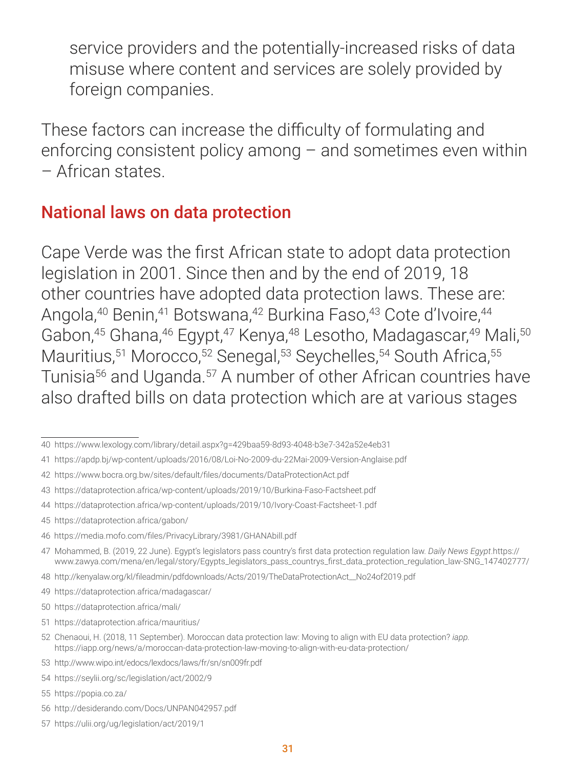service providers and the potentially-increased risks of data misuse where content and services are solely provided by foreign companies.

These factors can increase the difficulty of formulating and enforcing consistent policy among – and sometimes even within – African states.

## National laws on data protection

Cape Verde was the first African state to adopt data protection legislation in 2001. Since then and by the end of 2019, 18 other countries have adopted data protection laws. These are: Angola,[40] Benin,[41] Botswana,[42] Burkina Faso,[43] Cote d'Ivoire,[44] Gabon,[45] Ghana,[46] Egypt,[47] Kenya,[48] Lesotho, Madagascar,[49] Mali,[50] Mauritius,[51] Morocco,[52] Senegal,[53] Seychelles,[54] South Africa,[55] Tunisia[56] and Uganda.[57] A number of other African countries have also drafted bills on data protection which are at various stages

---

40 https://www.lexology.com/library/detail.aspx?g=429baa59-8d93-4048-b3e7-342a52e4eb31

41 https://apdp.bj/wp-content/uploads/2016/08/Loi-No-2009-du-22Mai-2009-Version-Anglaise.pdf

42 https://www.bocra.org.bw/sites/default/files/documents/DataProtectionAct.pdf

43 https://dataprotection.africa/wp-content/uploads/2019/10/Burkina-Faso-Factsheet.pdf

44 https://dataprotection.africa/wp-content/uploads/2019/10/Ivory-Coast-Factsheet-1.pdf

45 https://dataprotection.africa/gabon/

46 https://media.mofo.com/files/PrivacyLibrary/3981/GHANAbill.pdf

47 Mohammed, B. (2019, 22 June). Egypt's legislators pass country's first data protection regulation law. *Daily News Egypt*.https://www.zawya.com/mena/en/legal/story/Egypts_legislators_pass_countrys_first_data_protection_regulation_law-SNG_147402777/

48 http://kenyalaw.org/kl/fileadmin/pdfdownloads/Acts/2019/TheDataProtectionAct__No24of2019.pdf

49 https://dataprotection.africa/madagascar/

50 https://dataprotection.africa/mali/

51 https://dataprotection.africa/mauritius/

52 Chenaoui, H. (2018, 11 September). Moroccan data protection law: Moving to align with EU data protection? *iapp*. https://iapp.org/news/a/moroccan-data-protection-law-moving-to-align-with-eu-data-protection/

53 http://www.wipo.int/edocs/lexdocs/laws/fr/sn/sn009fr.pdf

54 https://seylii.org/sc/legislation/act/2002/9

55 https://popia.co.za/

56 http://desiderando.com/Docs/UNPAN042957.pdf

57 https://ulii.org/ug/legislation/act/2019/1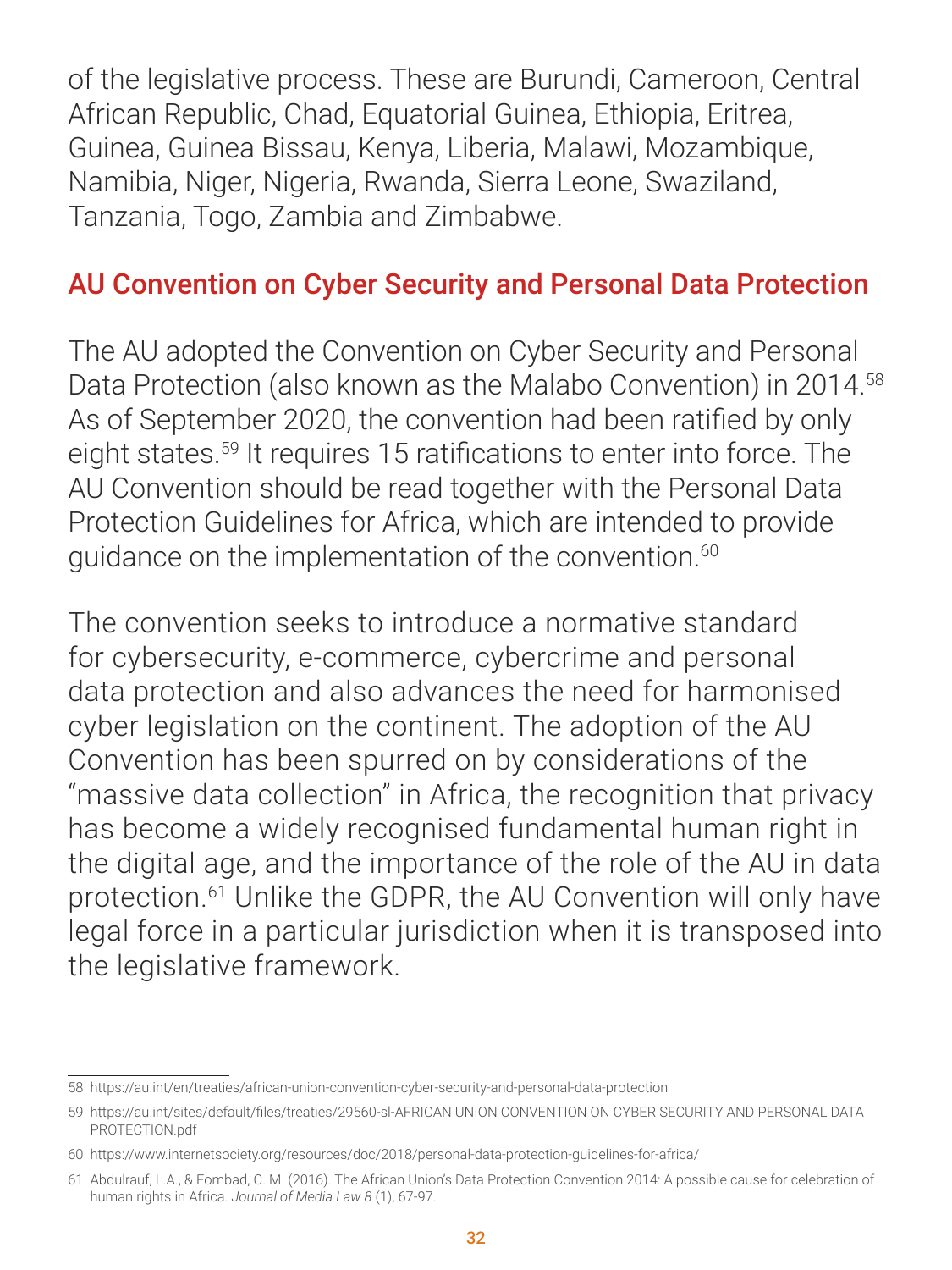of the legislative process. These are Burundi, Cameroon, Central African Republic, Chad, Equatorial Guinea, Ethiopia, Eritrea, Guinea, Guinea Bissau, Kenya, Liberia, Malawi, Mozambique, Namibia, Niger, Nigeria, Rwanda, Sierra Leone, Swaziland, Tanzania, Togo, Zambia and Zimbabwe.

## AU Convention on Cyber Security and Personal Data Protection

The AU adopted the Convention on Cyber Security and Personal Data Protection (also known as the Malabo Convention) in 2014.[58] As of September 2020, the convention had been ratified by only eight states.[59] It requires 15 ratifications to enter into force. The AU Convention should be read together with the Personal Data Protection Guidelines for Africa, which are intended to provide guidance on the implementation of the convention.[60]

The convention seeks to introduce a normative standard for cybersecurity, e-commerce, cybercrime and personal data protection and also advances the need for harmonised cyber legislation on the continent. The adoption of the AU Convention has been spurred on by considerations of the "massive data collection" in Africa, the recognition that privacy has become a widely recognised fundamental human right in the digital age, and the importance of the role of the AU in data protection.[61] Unlike the GDPR, the AU Convention will only have legal force in a particular jurisdiction when it is transposed into the legislative framework.

58 https://au.int/en/treaties/african-union-convention-cyber-security-and-personal-data-protection

59 https://au.int/sites/default/files/treaties/29560-sl-AFRICAN UNION CONVENTION ON CYBER SECURITY AND PERSONAL DATA PROTECTION.pdf

60 https://www.internetsociety.org/resources/doc/2018/personal-data-protection-guidelines-for-africa/

61 Abdulrauf, L.A., & Fombad, C. M. (2016). The African Union's Data Protection Convention 2014: A possible cause for celebration of human rights in Africa. *Journal of Media Law 8* (1), 67-97.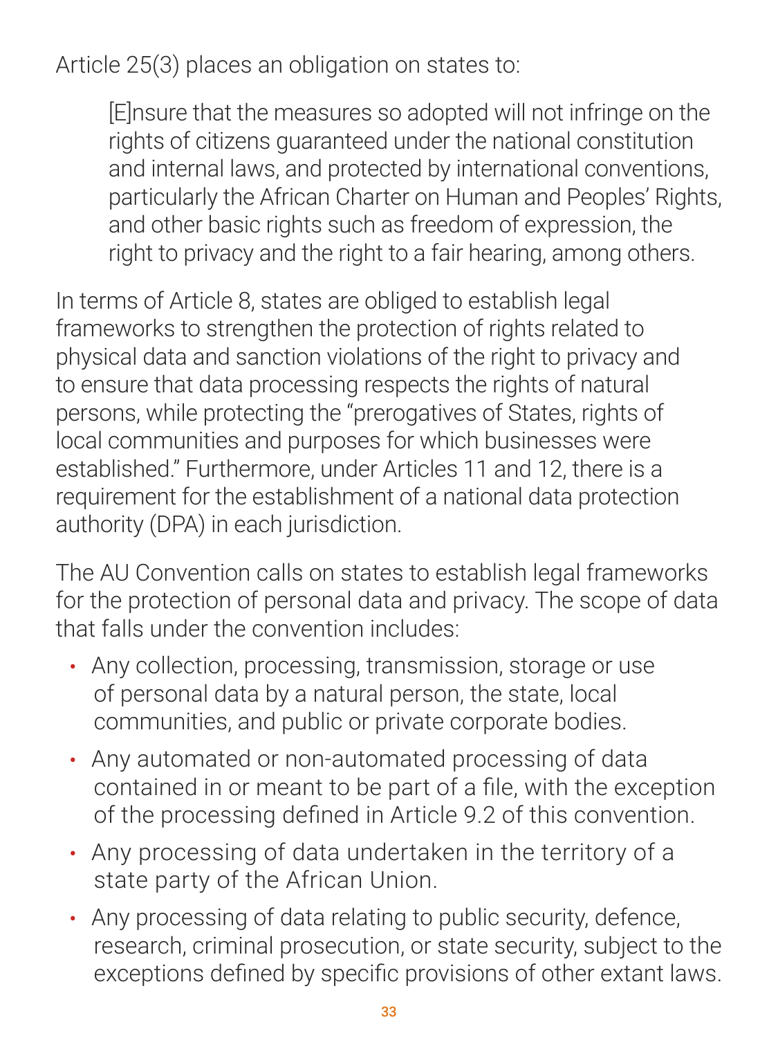Article 25(3) places an obligation on states to:

> [E]nsure that the measures so adopted will not infringe on the rights of citizens guaranteed under the national constitution and internal laws, and protected by international conventions, particularly the African Charter on Human and Peoples' Rights, and other basic rights such as freedom of expression, the right to privacy and the right to a fair hearing, among others.

In terms of Article 8, states are obliged to establish legal frameworks to strengthen the protection of rights related to physical data and sanction violations of the right to privacy and to ensure that data processing respects the rights of natural persons, while protecting the "prerogatives of States, rights of local communities and purposes for which businesses were established." Furthermore, under Articles 11 and 12, there is a requirement for the establishment of a national data protection authority (DPA) in each jurisdiction.

The AU Convention calls on states to establish legal frameworks for the protection of personal data and privacy. The scope of data that falls under the convention includes:

- Any collection, processing, transmission, storage or use of personal data by a natural person, the state, local communities, and public or private corporate bodies.
- Any automated or non-automated processing of data contained in or meant to be part of a file, with the exception of the processing defined in Article 9.2 of this convention.
- Any processing of data undertaken in the territory of a state party of the African Union.
- Any processing of data relating to public security, defence, research, criminal prosecution, or state security, subject to the exceptions defined by specific provisions of other extant laws.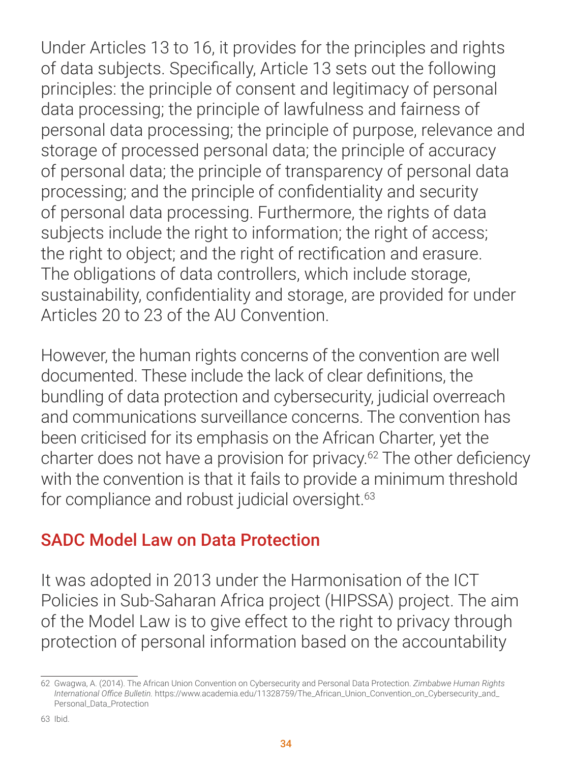Under Articles 13 to 16, it provides for the principles and rights of data subjects. Specifically, Article 13 sets out the following principles: the principle of consent and legitimacy of personal data processing; the principle of lawfulness and fairness of personal data processing; the principle of purpose, relevance and storage of processed personal data; the principle of accuracy of personal data; the principle of transparency of personal data processing; and the principle of confidentiality and security of personal data processing. Furthermore, the rights of data subjects include the right to information; the right of access; the right to object; and the right of rectification and erasure. The obligations of data controllers, which include storage, sustainability, confidentiality and storage, are provided for under Articles 20 to 23 of the AU Convention.

However, the human rights concerns of the convention are well documented. These include the lack of clear definitions, the bundling of data protection and cybersecurity, judicial overreach and communications surveillance concerns. The convention has been criticised for its emphasis on the African Charter, yet the charter does not have a provision for privacy.[62] The other deficiency with the convention is that it fails to provide a minimum threshold for compliance and robust judicial oversight.[63]

## SADC Model Law on Data Protection

It was adopted in 2013 under the Harmonisation of the ICT Policies in Sub-Saharan Africa project (HIPSSA) project. The aim of the Model Law is to give effect to the right to privacy through protection of personal information based on the accountability

---

62 Gwagwa, A. (2014). The African Union Convention on Cybersecurity and Personal Data Protection. *Zimbabwe Human Rights International Office Bulletin.* https://www.academia.edu/11328759/The_African_Union_Convention_on_Cybersecurity_and_Personal_Data_Protection

63 Ibid.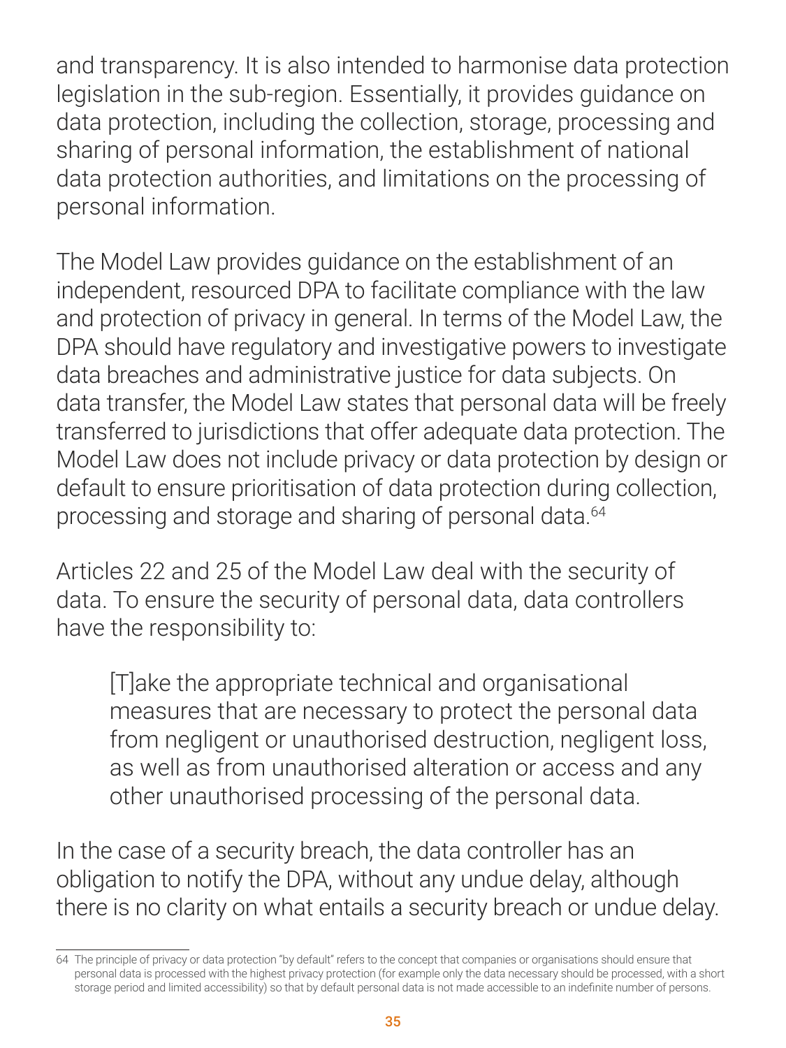and transparency. It is also intended to harmonise data protection legislation in the sub-region. Essentially, it provides guidance on data protection, including the collection, storage, processing and sharing of personal information, the establishment of national data protection authorities, and limitations on the processing of personal information.

The Model Law provides guidance on the establishment of an independent, resourced DPA to facilitate compliance with the law and protection of privacy in general. In terms of the Model Law, the DPA should have regulatory and investigative powers to investigate data breaches and administrative justice for data subjects. On data transfer, the Model Law states that personal data will be freely transferred to jurisdictions that offer adequate data protection. The Model Law does not include privacy or data protection by design or default to ensure prioritisation of data protection during collection, processing and storage and sharing of personal data.[64]

Articles 22 and 25 of the Model Law deal with the security of data. To ensure the security of personal data, data controllers have the responsibility to:

> [T]ake the appropriate technical and organisational measures that are necessary to protect the personal data from negligent or unauthorised destruction, negligent loss, as well as from unauthorised alteration or access and any other unauthorised processing of the personal data.

In the case of a security breach, the data controller has an obligation to notify the DPA, without any undue delay, although there is no clarity on what entails a security breach or undue delay.

---

64 The principle of privacy or data protection "by default" refers to the concept that companies or organisations should ensure that personal data is processed with the highest privacy protection (for example only the data necessary should be processed, with a short storage period and limited accessibility) so that by default personal data is not made accessible to an indefinite number of persons.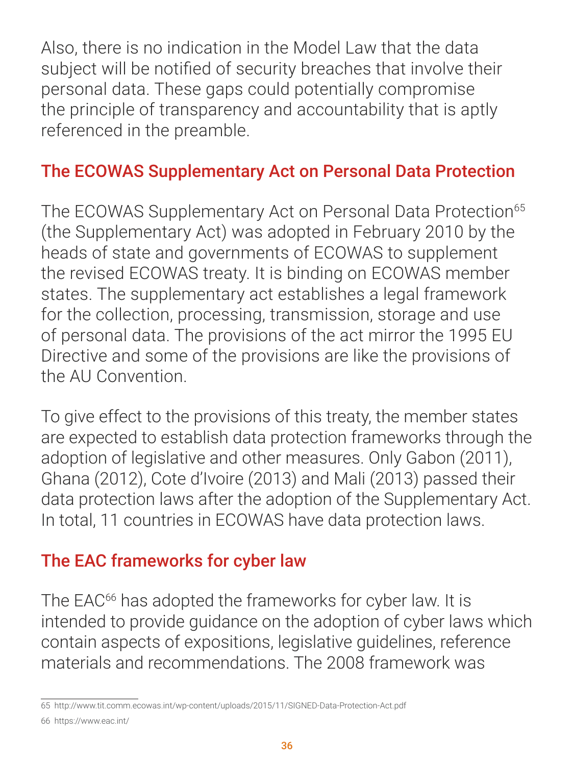Also, there is no indication in the Model Law that the data subject will be notified of security breaches that involve their personal data. These gaps could potentially compromise the principle of transparency and accountability that is aptly referenced in the preamble.

## The ECOWAS Supplementary Act on Personal Data Protection

The ECOWAS Supplementary Act on Personal Data Protection[65] (the Supplementary Act) was adopted in February 2010 by the heads of state and governments of ECOWAS to supplement the revised ECOWAS treaty. It is binding on ECOWAS member states. The supplementary act establishes a legal framework for the collection, processing, transmission, storage and use of personal data. The provisions of the act mirror the 1995 EU Directive and some of the provisions are like the provisions of the AU Convention.

To give effect to the provisions of this treaty, the member states are expected to establish data protection frameworks through the adoption of legislative and other measures. Only Gabon (2011), Ghana (2012), Cote d'Ivoire (2013) and Mali (2013) passed their data protection laws after the adoption of the Supplementary Act. In total, 11 countries in ECOWAS have data protection laws.

## The EAC frameworks for cyber law

The EAC[66] has adopted the frameworks for cyber law. It is intended to provide guidance on the adoption of cyber laws which contain aspects of expositions, legislative guidelines, reference materials and recommendations. The 2008 framework was

---

65 http://www.tit.comm.ecowas.int/wp-content/uploads/2015/11/SIGNED-Data-Protection-Act.pdf

66 https://www.eac.int/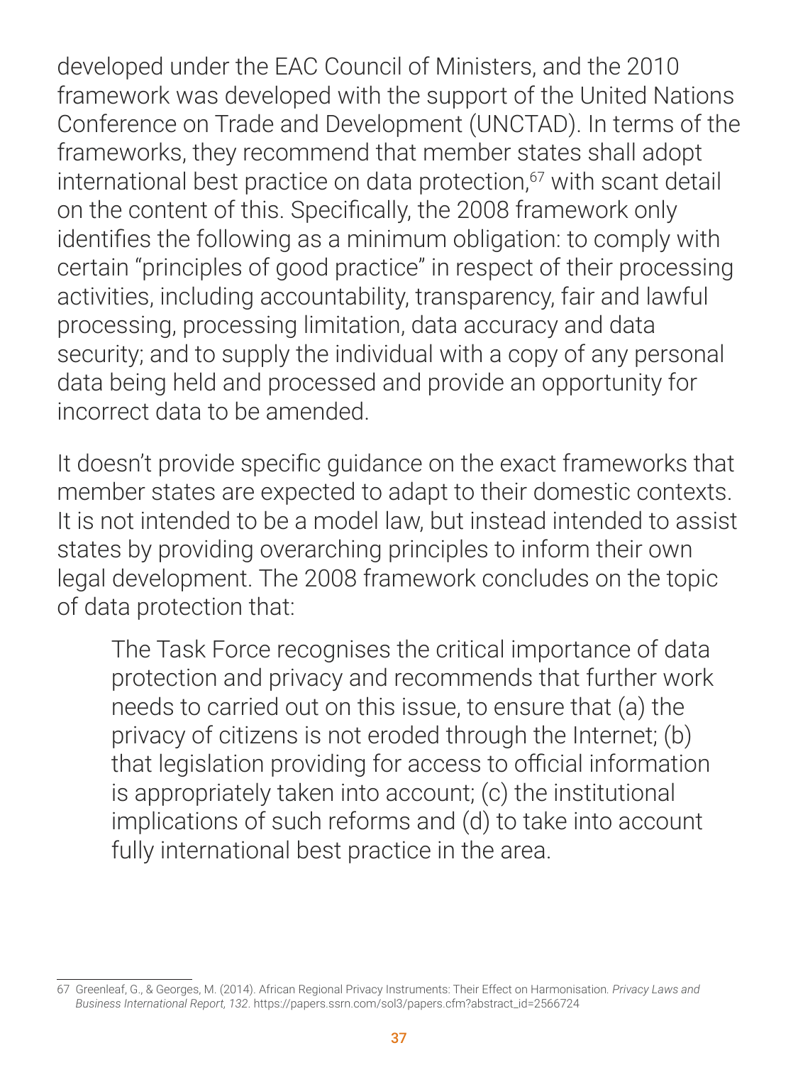developed under the EAC Council of Ministers, and the 2010 framework was developed with the support of the United Nations Conference on Trade and Development (UNCTAD). In terms of the frameworks, they recommend that member states shall adopt international best practice on data protection,[67] with scant detail on the content of this. Specifically, the 2008 framework only identifies the following as a minimum obligation: to comply with certain "principles of good practice" in respect of their processing activities, including accountability, transparency, fair and lawful processing, processing limitation, data accuracy and data security; and to supply the individual with a copy of any personal data being held and processed and provide an opportunity for incorrect data to be amended.

It doesn't provide specific guidance on the exact frameworks that member states are expected to adapt to their domestic contexts. It is not intended to be a model law, but instead intended to assist states by providing overarching principles to inform their own legal development. The 2008 framework concludes on the topic of data protection that:

> The Task Force recognises the critical importance of data protection and privacy and recommends that further work needs to carried out on this issue, to ensure that (a) the privacy of citizens is not eroded through the Internet; (b) that legislation providing for access to official information is appropriately taken into account; (c) the institutional implications of such reforms and (d) to take into account fully international best practice in the area.

---

67 Greenleaf, G., & Georges, M. (2014). African Regional Privacy Instruments: Their Effect on Harmonisation. *Privacy Laws and Business International Report, 132*. https://papers.ssrn.com/sol3/papers.cfm?abstract_id=2566724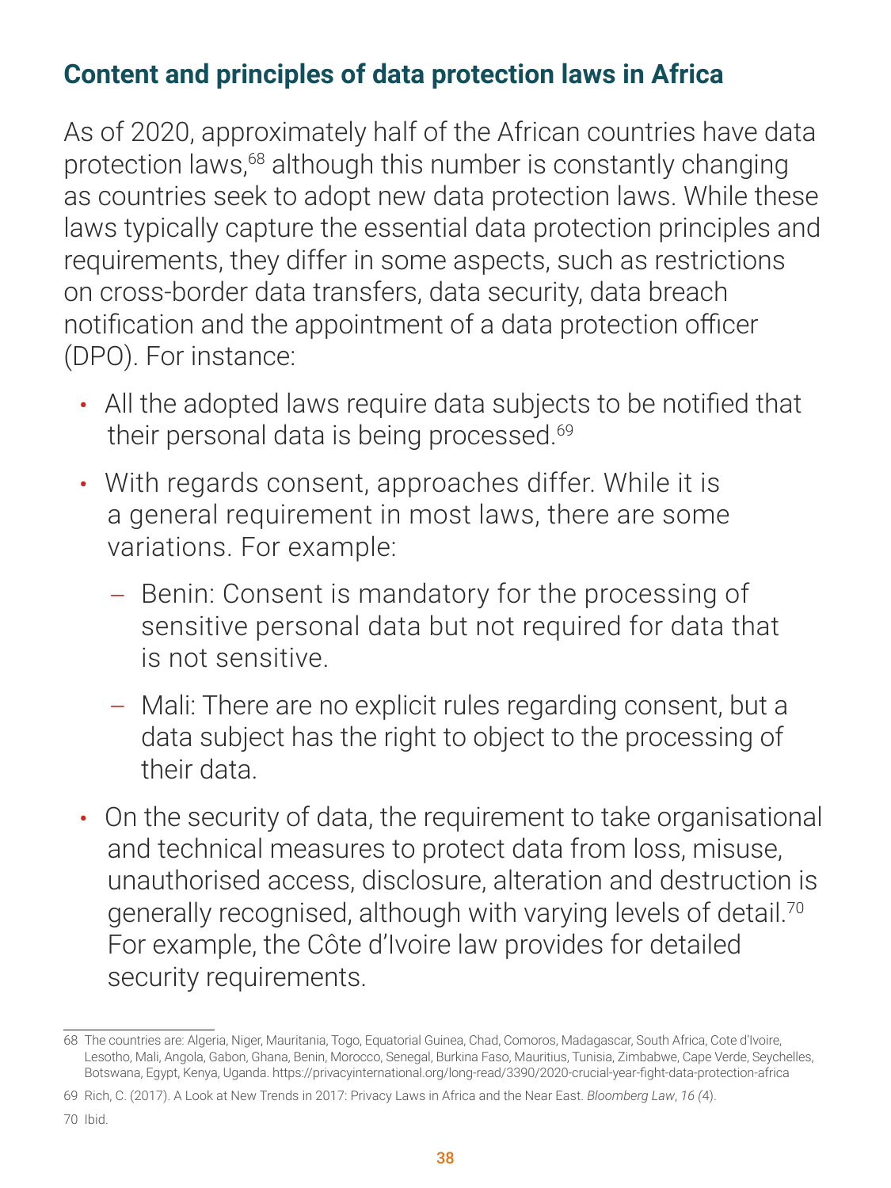## Content and principles of data protection laws in Africa

As of 2020, approximately half of the African countries have data protection laws,[68] although this number is constantly changing as countries seek to adopt new data protection laws. While these laws typically capture the essential data protection principles and requirements, they differ in some aspects, such as restrictions on cross-border data transfers, data security, data breach notification and the appointment of a data protection officer (DPO). For instance:

- All the adopted laws require data subjects to be notified that their personal data is being processed.[69]
- With regards consent, approaches differ. While it is a general requirement in most laws, there are some variations. For example:
  - Benin: Consent is mandatory for the processing of sensitive personal data but not required for data that is not sensitive.
  - Mali: There are no explicit rules regarding consent, but a data subject has the right to object to the processing of their data.
- On the security of data, the requirement to take organisational and technical measures to protect data from loss, misuse, unauthorised access, disclosure, alteration and destruction is generally recognised, although with varying levels of detail.[70] For example, the Côte d'Ivoire law provides for detailed security requirements.

---

68 The countries are: Algeria, Niger, Mauritania, Togo, Equatorial Guinea, Chad, Comoros, Madagascar, South Africa, Cote d'Ivoire, Lesotho, Mali, Angola, Gabon, Ghana, Benin, Morocco, Senegal, Burkina Faso, Mauritius, Tunisia, Zimbabwe, Cape Verde, Seychelles, Botswana, Egypt, Kenya, Uganda. https://privacyinternational.org/long-read/3390/2020-crucial-year-fight-data-protection-africa

69 Rich, C. (2017). A Look at New Trends in 2017: Privacy Laws in Africa and the Near East. *Bloomberg Law*, *16 (*4).

70 Ibid.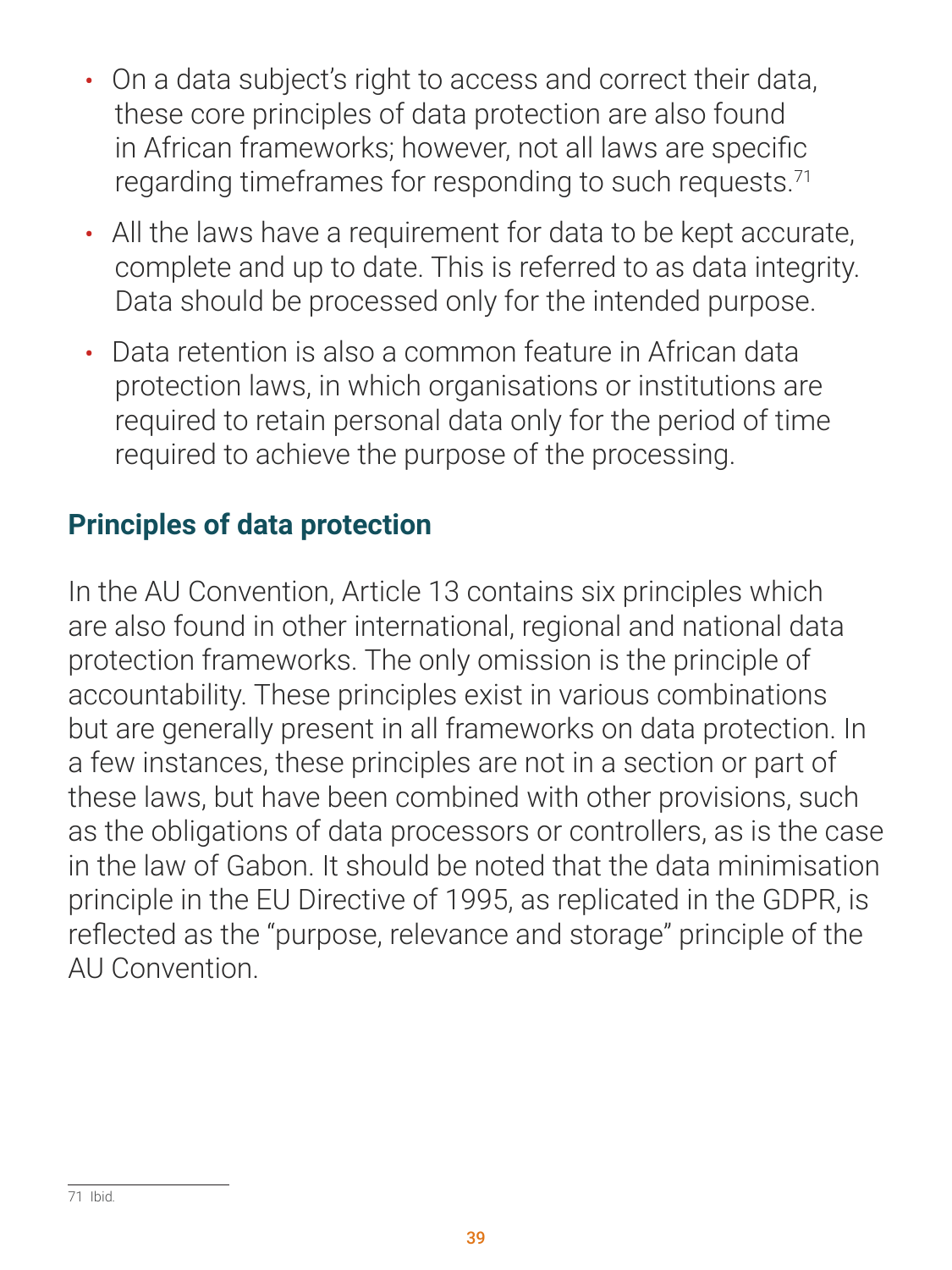- On a data subject's right to access and correct their data, these core principles of data protection are also found in African frameworks; however, not all laws are specific regarding timeframes for responding to such requests.[71]
- All the laws have a requirement for data to be kept accurate, complete and up to date. This is referred to as data integrity. Data should be processed only for the intended purpose.
- Data retention is also a common feature in African data protection laws, in which organisations or institutions are required to retain personal data only for the period of time required to achieve the purpose of the processing.

## Principles of data protection

In the AU Convention, Article 13 contains six principles which are also found in other international, regional and national data protection frameworks. The only omission is the principle of accountability. These principles exist in various combinations but are generally present in all frameworks on data protection. In a few instances, these principles are not in a section or part of these laws, but have been combined with other provisions, such as the obligations of data processors or controllers, as is the case in the law of Gabon. It should be noted that the data minimisation principle in the EU Directive of 1995, as replicated in the GDPR, is reflected as the "purpose, relevance and storage" principle of the AU Convention.

71 Ibid.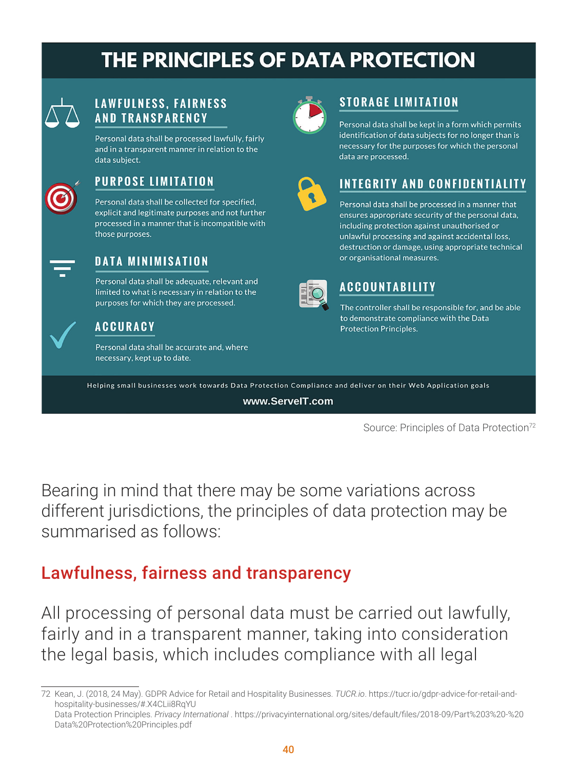# THE PRINCIPLES OF DATA PROTECTION

**LAWFULNESS, FAIRNESS AND TRANSPARENCY**

Personal data shall be processed lawfully, fairly and in a transparent manner in relation to the data subject.

**PURPOSE LIMITATION**

Personal data shall be collected for specified, explicit and legitimate purposes and not further processed in a manner that is incompatible with those purposes.

**DATA MINIMISATION**

Personal data shall be adequate, relevant and limited to what is necessary in relation to the purposes for which they are processed.

**ACCURACY**

Personal data shall be accurate and, where necessary, kept up to date.

**STORAGE LIMITATION**

Personal data shall be kept in a form which permits identification of data subjects for no longer than is necessary for the purposes for which the personal data are processed.

**INTEGRITY AND CONFIDENTIALITY**

Personal data shall be processed in a manner that ensures appropriate security of the personal data, including protection against unauthorised or unlawful processing and against accidental loss, destruction or damage, using appropriate technical or organisational measures.

**ACCOUNTABILITY**

The controller shall be responsible for, and be able to demonstrate compliance with the Data Protection Principles.

Helping small businesses work towards Data Protection Compliance and deliver on their Web Application goals

www.ServeIT.com

Source: Principles of Data Protection[72]

Bearing in mind that there may be some variations across different jurisdictions, the principles of data protection may be summarised as follows:

## Lawfulness, fairness and transparency

All processing of personal data must be carried out lawfully, fairly and in a transparent manner, taking into consideration the legal basis, which includes compliance with all legal

---

72 Kean, J. (2018, 24 May). GDPR Advice for Retail and Hospitality Businesses. *TUCR.io*. https://tucr.io/gdpr-advice-for-retail-and-hospitality-businesses/#.X4CLii8RqYU
Data Protection Principles. *Privacy International* . https://privacyinternational.org/sites/default/files/2018-09/Part%203%20-%20Data%20Protection%20Principles.pdf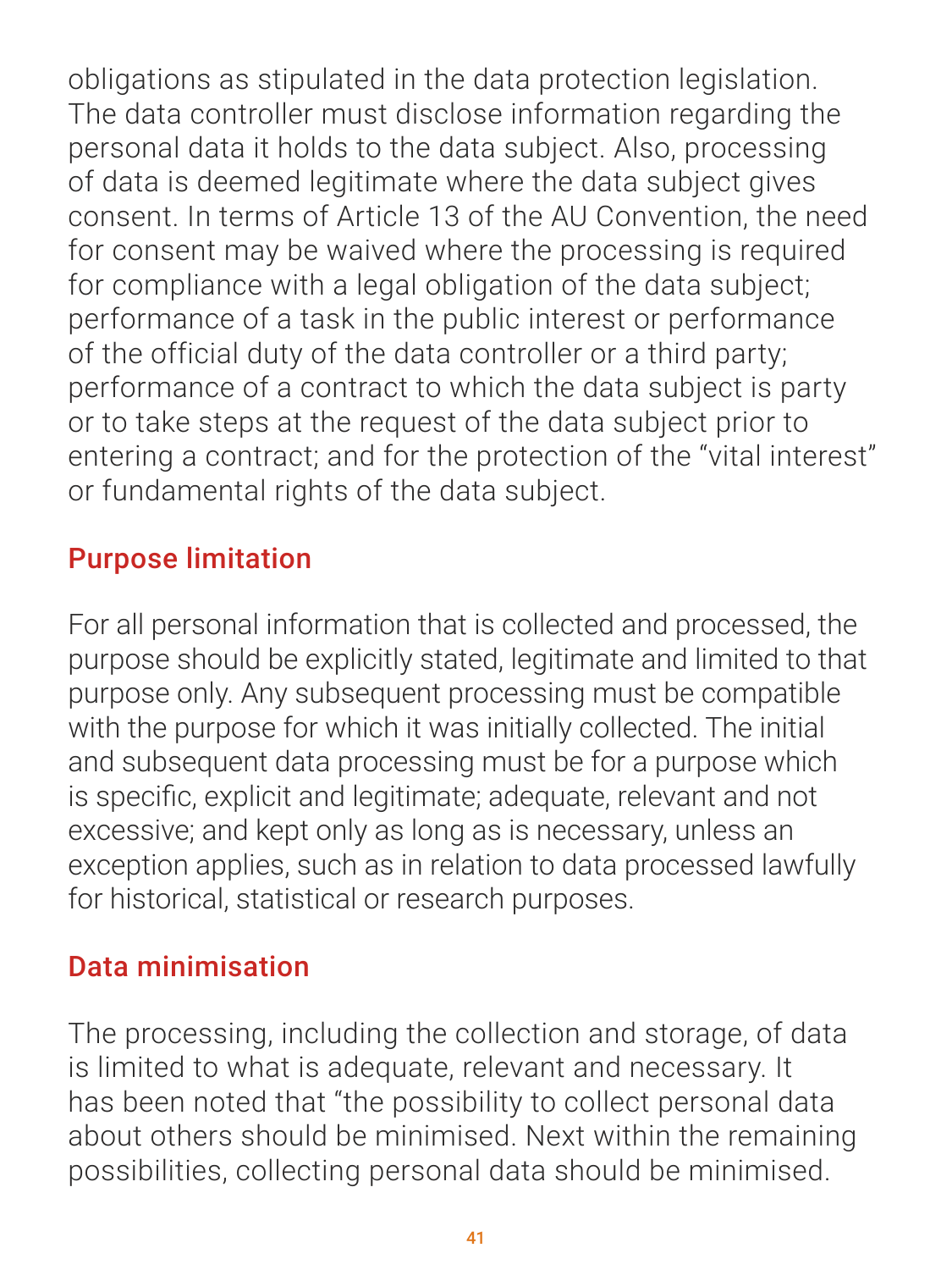obligations as stipulated in the data protection legislation. The data controller must disclose information regarding the personal data it holds to the data subject. Also, processing of data is deemed legitimate where the data subject gives consent. In terms of Article 13 of the AU Convention, the need for consent may be waived where the processing is required for compliance with a legal obligation of the data subject; performance of a task in the public interest or performance of the official duty of the data controller or a third party; performance of a contract to which the data subject is party or to take steps at the request of the data subject prior to entering a contract; and for the protection of the "vital interest" or fundamental rights of the data subject.

### Purpose limitation

For all personal information that is collected and processed, the purpose should be explicitly stated, legitimate and limited to that purpose only. Any subsequent processing must be compatible with the purpose for which it was initially collected. The initial and subsequent data processing must be for a purpose which is specific, explicit and legitimate; adequate, relevant and not excessive; and kept only as long as is necessary, unless an exception applies, such as in relation to data processed lawfully for historical, statistical or research purposes.

### Data minimisation

The processing, including the collection and storage, of data is limited to what is adequate, relevant and necessary. It has been noted that "the possibility to collect personal data about others should be minimised. Next within the remaining possibilities, collecting personal data should be minimised.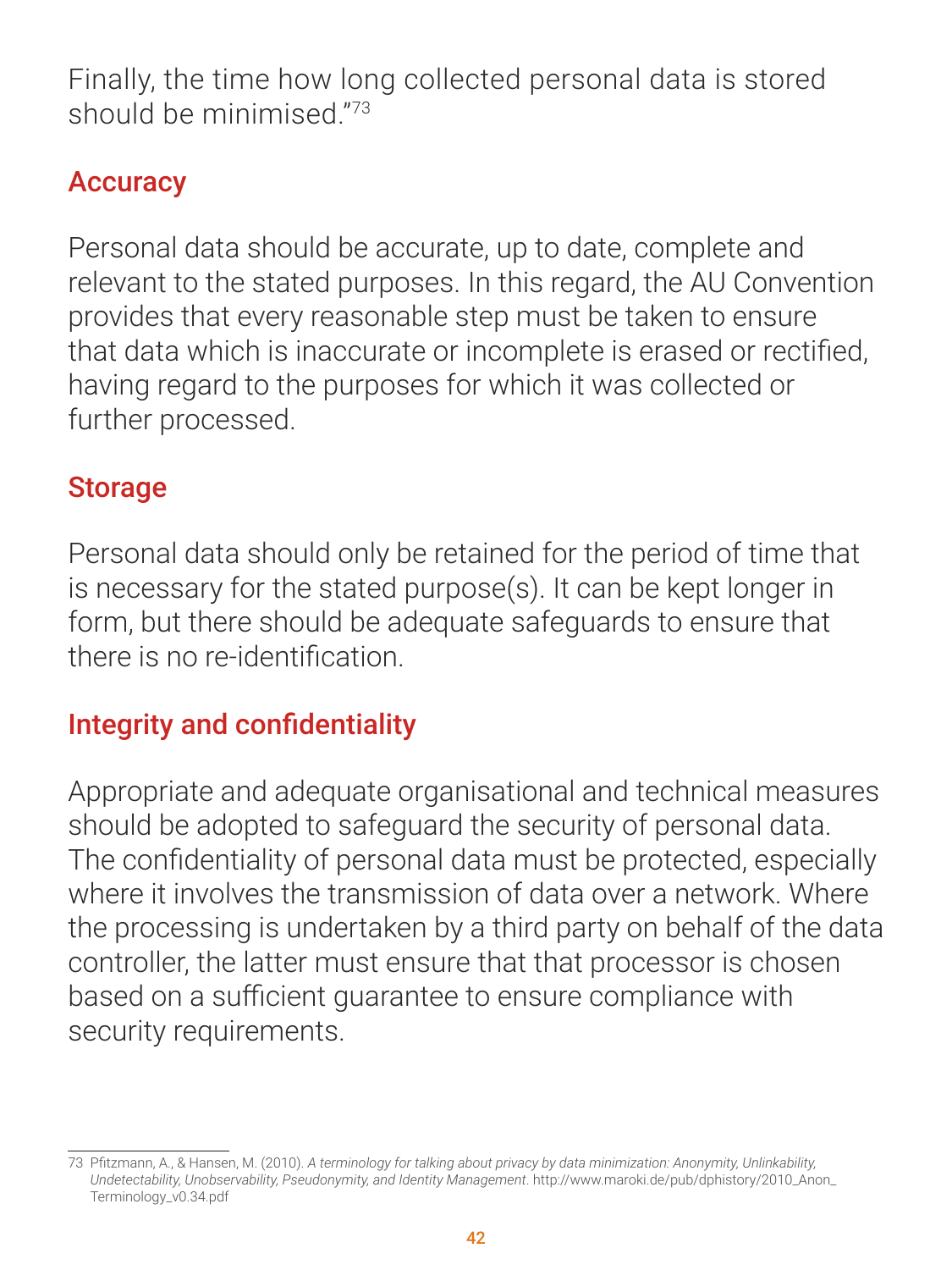Finally, the time how long collected personal data is stored should be minimised."[73]

## Accuracy

Personal data should be accurate, up to date, complete and relevant to the stated purposes. In this regard, the AU Convention provides that every reasonable step must be taken to ensure that data which is inaccurate or incomplete is erased or rectified, having regard to the purposes for which it was collected or further processed.

## Storage

Personal data should only be retained for the period of time that is necessary for the stated purpose(s). It can be kept longer in form, but there should be adequate safeguards to ensure that there is no re-identification.

## Integrity and confidentiality

Appropriate and adequate organisational and technical measures should be adopted to safeguard the security of personal data. The confidentiality of personal data must be protected, especially where it involves the transmission of data over a network. Where the processing is undertaken by a third party on behalf of the data controller, the latter must ensure that that processor is chosen based on a sufficient guarantee to ensure compliance with security requirements.

---

73 Pfitzmann, A., & Hansen, M. (2010). *A terminology for talking about privacy by data minimization: Anonymity, Unlinkability, Undetectability, Unobservability, Pseudonymity, and Identity Management*. http://www.maroki.de/pub/dphistory/2010_Anon_Terminology_v0.34.pdf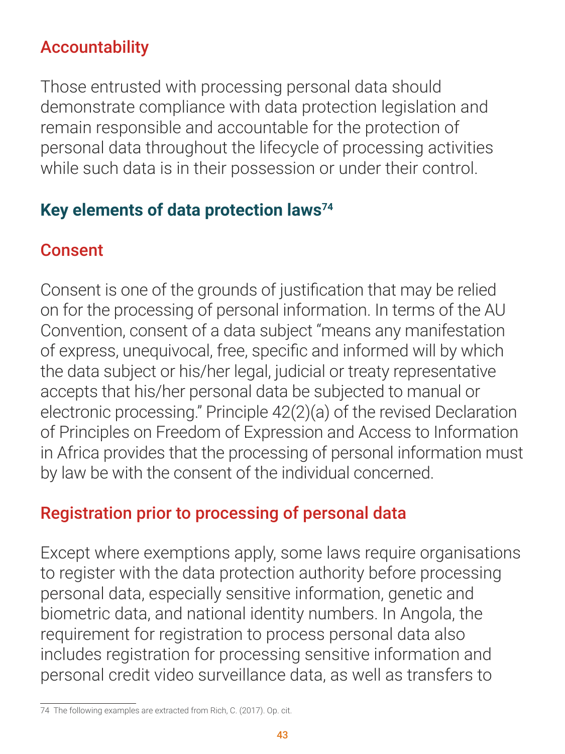### Accountability

Those entrusted with processing personal data should demonstrate compliance with data protection legislation and remain responsible and accountable for the protection of personal data throughout the lifecycle of processing activities while such data is in their possession or under their control.

## Key elements of data protection laws[74]

### Consent

Consent is one of the grounds of justification that may be relied on for the processing of personal information. In terms of the AU Convention, consent of a data subject "means any manifestation of express, unequivocal, free, specific and informed will by which the data subject or his/her legal, judicial or treaty representative accepts that his/her personal data be subjected to manual or electronic processing." Principle 42(2)(a) of the revised Declaration of Principles on Freedom of Expression and Access to Information in Africa provides that the processing of personal information must by law be with the consent of the individual concerned.

### Registration prior to processing of personal data

Except where exemptions apply, some laws require organisations to register with the data protection authority before processing personal data, especially sensitive information, genetic and biometric data, and national identity numbers. In Angola, the requirement for registration to process personal data also includes registration for processing sensitive information and personal credit video surveillance data, as well as transfers to

---

74 The following examples are extracted from Rich, C. (2017). Op. cit.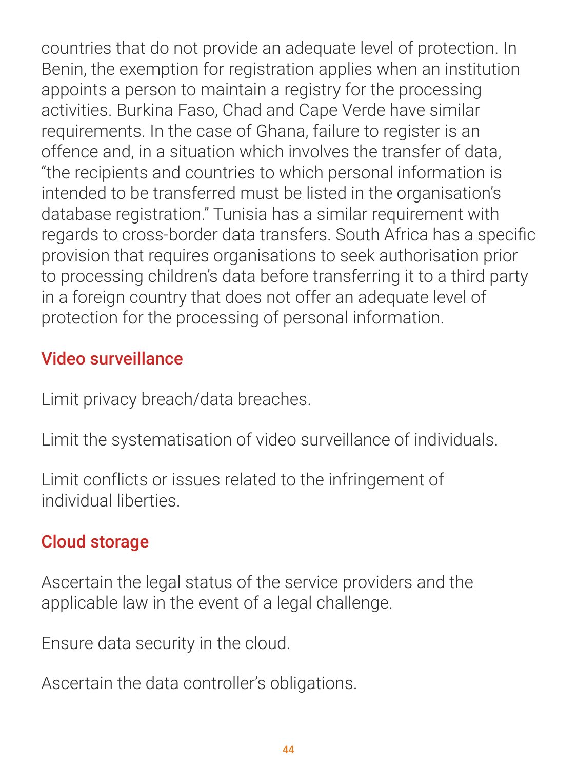countries that do not provide an adequate level of protection. In Benin, the exemption for registration applies when an institution appoints a person to maintain a registry for the processing activities. Burkina Faso, Chad and Cape Verde have similar requirements. In the case of Ghana, failure to register is an offence and, in a situation which involves the transfer of data, "the recipients and countries to which personal information is intended to be transferred must be listed in the organisation's database registration." Tunisia has a similar requirement with regards to cross-border data transfers. South Africa has a specific provision that requires organisations to seek authorisation prior to processing children's data before transferring it to a third party in a foreign country that does not offer an adequate level of protection for the processing of personal information.

### Video surveillance

Limit privacy breach/data breaches.

Limit the systematisation of video surveillance of individuals.

Limit conflicts or issues related to the infringement of individual liberties.

### Cloud storage

Ascertain the legal status of the service providers and the applicable law in the event of a legal challenge.

Ensure data security in the cloud.

Ascertain the data controller's obligations.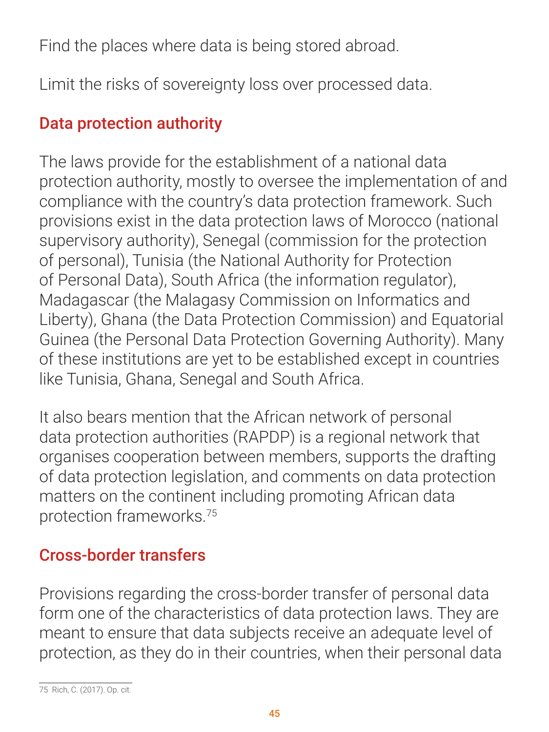Find the places where data is being stored abroad.

Limit the risks of sovereignty loss over processed data.

## Data protection authority

The laws provide for the establishment of a national data protection authority, mostly to oversee the implementation of and compliance with the country's data protection framework. Such provisions exist in the data protection laws of Morocco (national supervisory authority), Senegal (commission for the protection of personal), Tunisia (the National Authority for Protection of Personal Data), South Africa (the information regulator), Madagascar (the Malagasy Commission on Informatics and Liberty), Ghana (the Data Protection Commission) and Equatorial Guinea (the Personal Data Protection Governing Authority). Many of these institutions are yet to be established except in countries like Tunisia, Ghana, Senegal and South Africa.

It also bears mention that the African network of personal data protection authorities (RAPDP) is a regional network that organises cooperation between members, supports the drafting of data protection legislation, and comments on data protection matters on the continent including promoting African data protection frameworks.[75]

## Cross-border transfers

Provisions regarding the cross-border transfer of personal data form one of the characteristics of data protection laws. They are meant to ensure that data subjects receive an adequate level of protection, as they do in their countries, when their personal data

75 Rich, C. (2017). Op. cit.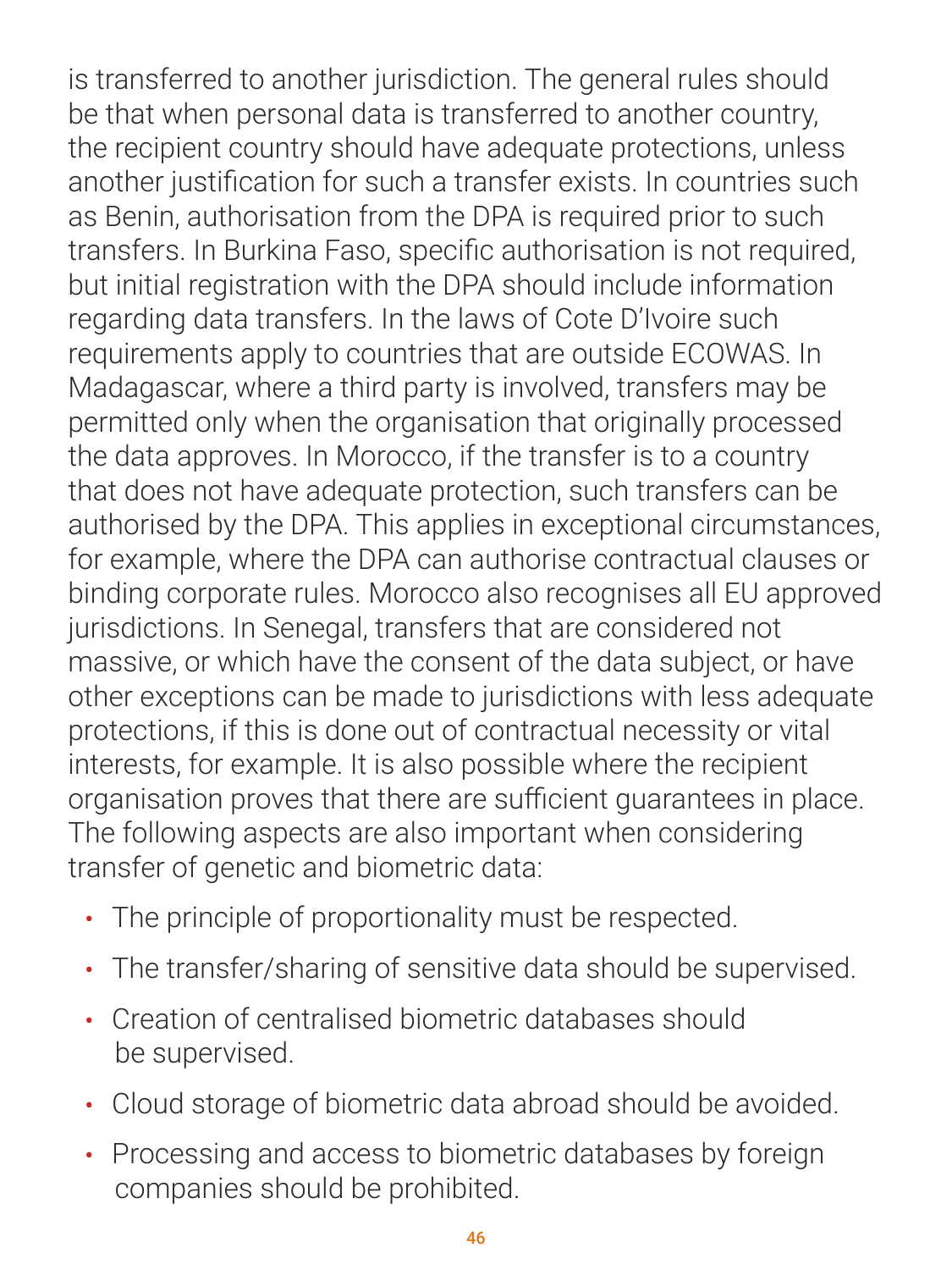is transferred to another jurisdiction. The general rules should be that when personal data is transferred to another country, the recipient country should have adequate protections, unless another justification for such a transfer exists. In countries such as Benin, authorisation from the DPA is required prior to such transfers. In Burkina Faso, specific authorisation is not required, but initial registration with the DPA should include information regarding data transfers. In the laws of Cote D'Ivoire such requirements apply to countries that are outside ECOWAS. In Madagascar, where a third party is involved, transfers may be permitted only when the organisation that originally processed the data approves. In Morocco, if the transfer is to a country that does not have adequate protection, such transfers can be authorised by the DPA. This applies in exceptional circumstances, for example, where the DPA can authorise contractual clauses or binding corporate rules. Morocco also recognises all EU approved jurisdictions. In Senegal, transfers that are considered not massive, or which have the consent of the data subject, or have other exceptions can be made to jurisdictions with less adequate protections, if this is done out of contractual necessity or vital interests, for example. It is also possible where the recipient organisation proves that there are sufficient guarantees in place. The following aspects are also important when considering transfer of genetic and biometric data:

- The principle of proportionality must be respected.
- The transfer/sharing of sensitive data should be supervised.
- Creation of centralised biometric databases should be supervised.
- Cloud storage of biometric data abroad should be avoided.
- Processing and access to biometric databases by foreign companies should be prohibited.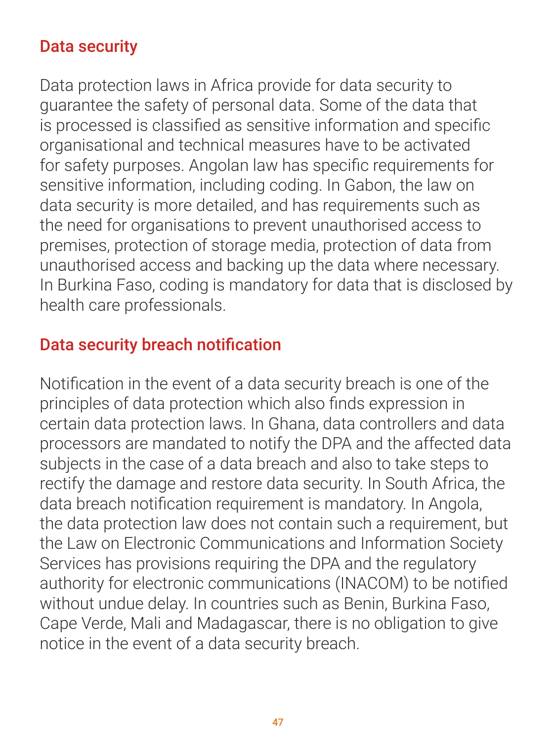## Data security

Data protection laws in Africa provide for data security to guarantee the safety of personal data. Some of the data that is processed is classified as sensitive information and specific organisational and technical measures have to be activated for safety purposes. Angolan law has specific requirements for sensitive information, including coding. In Gabon, the law on data security is more detailed, and has requirements such as the need for organisations to prevent unauthorised access to premises, protection of storage media, protection of data from unauthorised access and backing up the data where necessary. In Burkina Faso, coding is mandatory for data that is disclosed by health care professionals.

## Data security breach notification

Notification in the event of a data security breach is one of the principles of data protection which also finds expression in certain data protection laws. In Ghana, data controllers and data processors are mandated to notify the DPA and the affected data subjects in the case of a data breach and also to take steps to rectify the damage and restore data security. In South Africa, the data breach notification requirement is mandatory. In Angola, the data protection law does not contain such a requirement, but the Law on Electronic Communications and Information Society Services has provisions requiring the DPA and the regulatory authority for electronic communications (INACOM) to be notified without undue delay. In countries such as Benin, Burkina Faso, Cape Verde, Mali and Madagascar, there is no obligation to give notice in the event of a data security breach.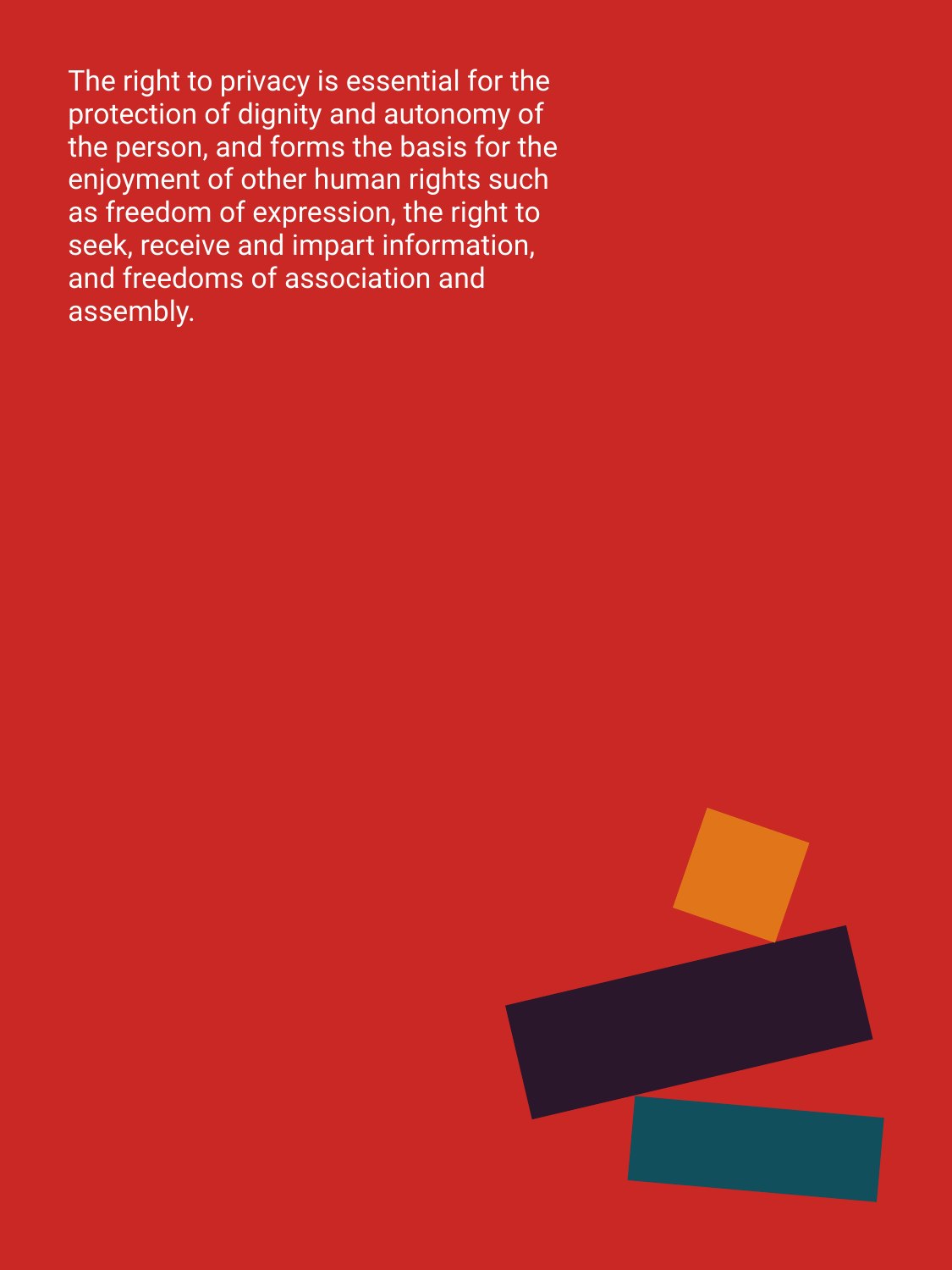The right to privacy is essential for the protection of dignity and autonomy of the person, and forms the basis for the enjoyment of other human rights such as freedom of expression, the right to seek, receive and impart information, and freedoms of association and assembly.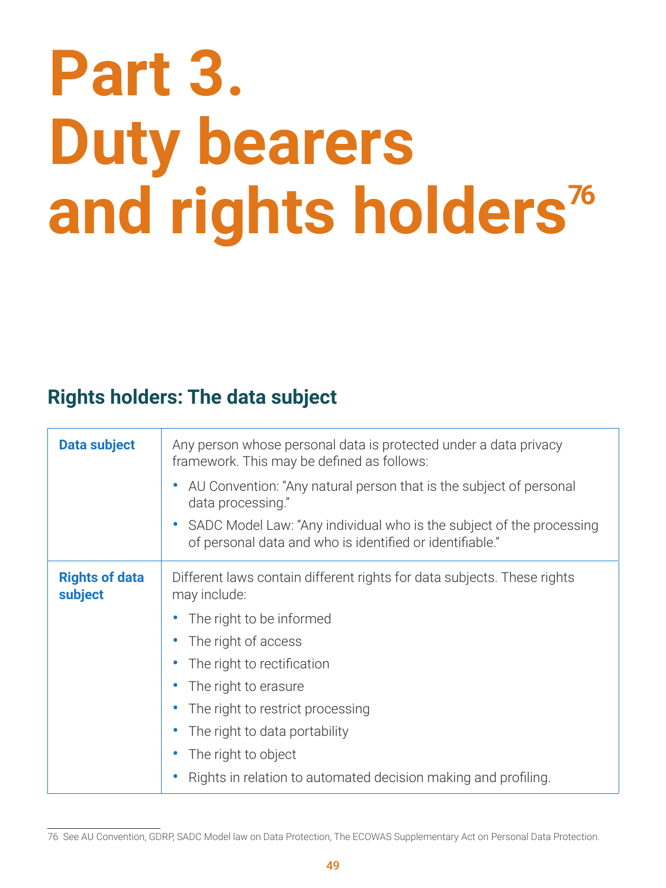# Part 3. Duty bearers and rights holders[76]

## Rights holders: The data subject

| | |
|---|---|
| **Data subject** | Any person whose personal data is protected under a data privacy framework. This may be defined as follows:<br>• AU Convention: "Any natural person that is the subject of personal data processing."<br>• SADC Model Law: "Any individual who is the subject of the processing of personal data and who is identified or identifiable." |
| **Rights of data subject** | Different laws contain different rights for data subjects. These rights may include:<br>• The right to be informed<br>• The right of access<br>• The right to rectification<br>• The right to erasure<br>• The right to restrict processing<br>• The right to data portability<br>• The right to object<br>• Rights in relation to automated decision making and profiling. |

76 See AU Convention, GDRP, SADC Model law on Data Protection, The ECOWAS Supplementary Act on Personal Data Protection.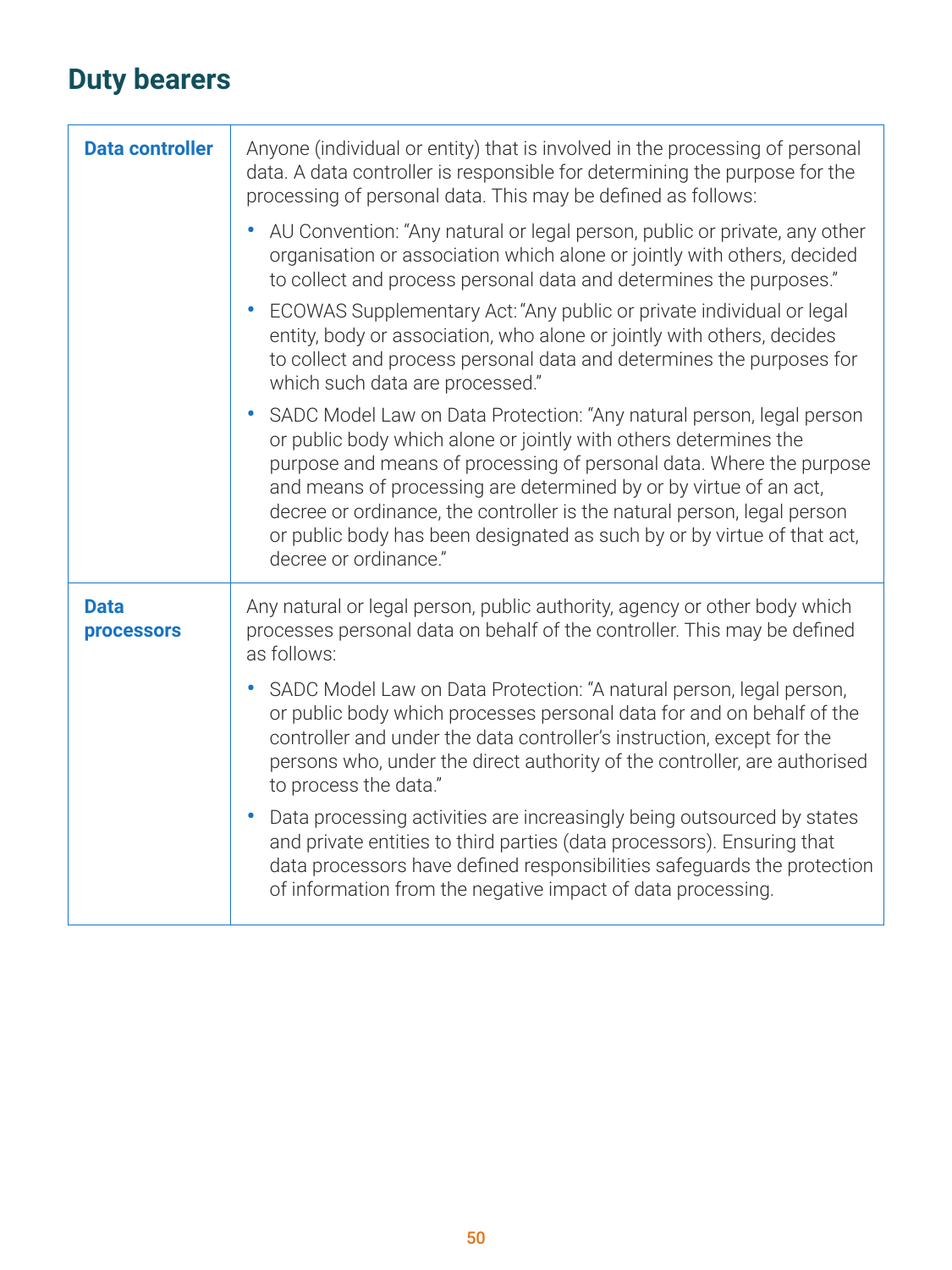## Duty bearers

| | |
|---|---|
| **Data controller** | Anyone (individual or entity) that is involved in the processing of personal data. A data controller is responsible for determining the purpose for the processing of personal data. This may be defined as follows:<br>• AU Convention: "Any natural or legal person, public or private, any other organisation or association which alone or jointly with others, decided to collect and process personal data and determines the purposes."<br>• ECOWAS Supplementary Act: "Any public or private individual or legal entity, body or association, who alone or jointly with others, decides to collect and process personal data and determines the purposes for which such data are processed."<br>• SADC Model Law on Data Protection: "Any natural person, legal person or public body which alone or jointly with others determines the purpose and means of processing of personal data. Where the purpose and means of processing are determined by or by virtue of an act, decree or ordinance, the controller is the natural person, legal person or public body has been designated as such by or by virtue of that act, decree or ordinance." |
| **Data processors** | Any natural or legal person, public authority, agency or other body which processes personal data on behalf of the controller. This may be defined as follows:<br>• SADC Model Law on Data Protection: "A natural person, legal person, or public body which processes personal data for and on behalf of the controller and under the data controller's instruction, except for the persons who, under the direct authority of the controller, are authorised to process the data."<br>• Data processing activities are increasingly being outsourced by states and private entities to third parties (data processors). Ensuring that data processors have defined responsibilities safeguards the protection of information from the negative impact of data processing. |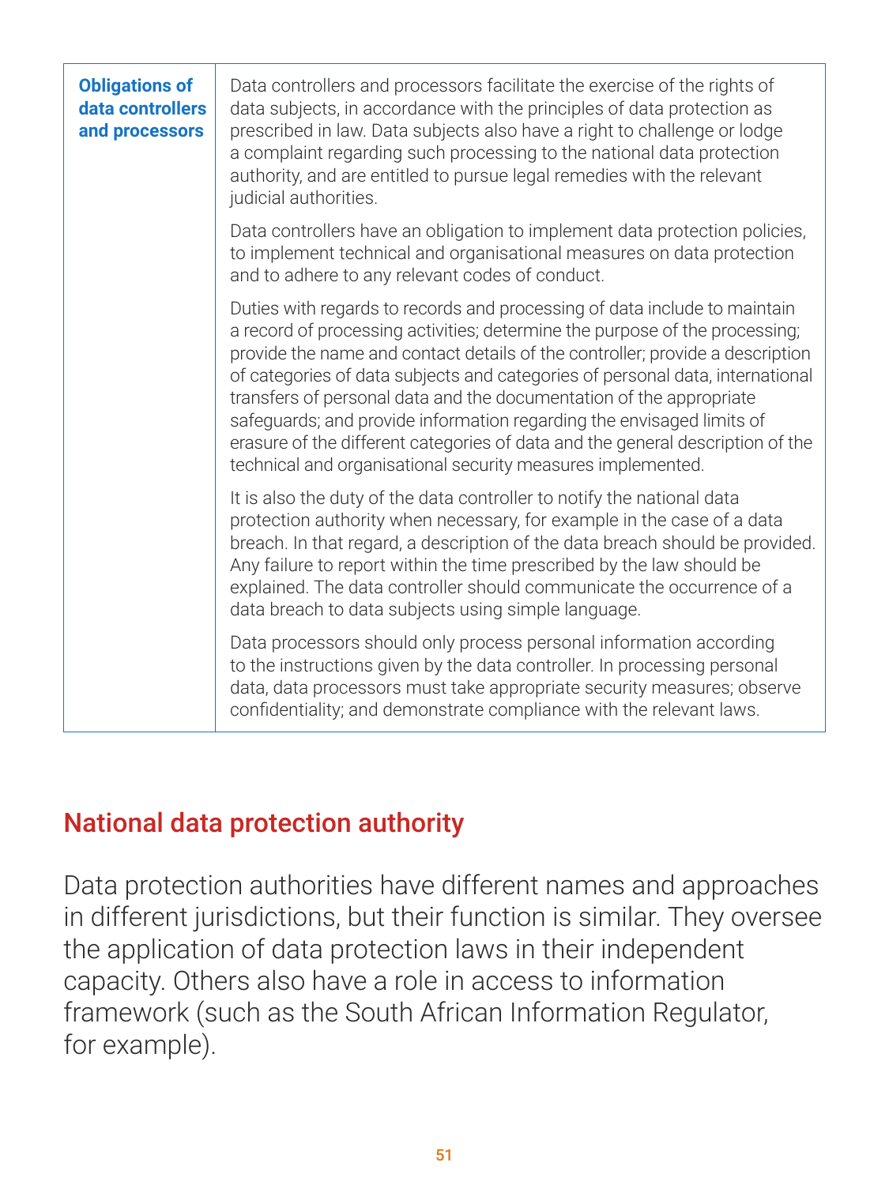| | |
|---|---|
| **Obligations of data controllers and processors** | Data controllers and processors facilitate the exercise of the rights of data subjects, in accordance with the principles of data protection as prescribed in law. Data subjects also have a right to challenge or lodge a complaint regarding such processing to the national data protection authority, and are entitled to pursue legal remedies with the relevant judicial authorities.<br><br>Data controllers have an obligation to implement data protection policies, to implement technical and organisational measures on data protection and to adhere to any relevant codes of conduct.<br><br>Duties with regards to records and processing of data include to maintain a record of processing activities; determine the purpose of the processing; provide the name and contact details of the controller; provide a description of categories of data subjects and categories of personal data, international transfers of personal data and the documentation of the appropriate safeguards; and provide information regarding the envisaged limits of erasure of the different categories of data and the general description of the technical and organisational security measures implemented.<br><br>It is also the duty of the data controller to notify the national data protection authority when necessary, for example in the case of a data breach. In that regard, a description of the data breach should be provided. Any failure to report within the time prescribed by the law should be explained. The data controller should communicate the occurrence of a data breach to data subjects using simple language.<br><br>Data processors should only process personal information according to the instructions given by the data controller. In processing personal data, data processors must take appropriate security measures; observe confidentiality; and demonstrate compliance with the relevant laws. |

## National data protection authority

Data protection authorities have different names and approaches in different jurisdictions, but their function is similar. They oversee the application of data protection laws in their independent capacity. Others also have a role in access to information framework (such as the South African Information Regulator, for example).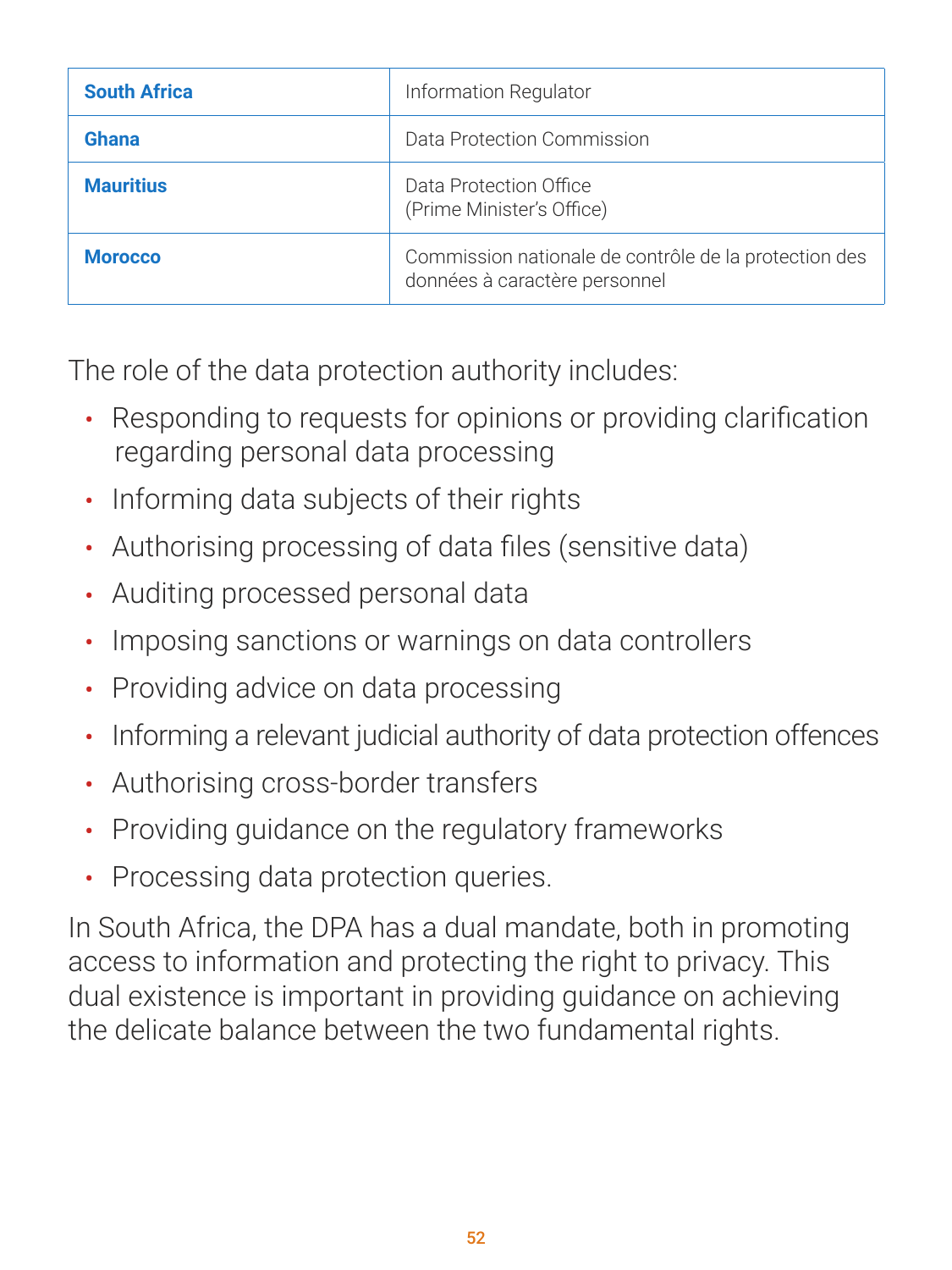| | |
|---|---|
| **South Africa** | Information Regulator |
| **Ghana** | Data Protection Commission |
| **Mauritius** | Data Protection Office (Prime Minister's Office) |
| **Morocco** | Commission nationale de contrôle de la protection des données à caractère personnel |

The role of the data protection authority includes:

- Responding to requests for opinions or providing clarification regarding personal data processing
- Informing data subjects of their rights
- Authorising processing of data files (sensitive data)
- Auditing processed personal data
- Imposing sanctions or warnings on data controllers
- Providing advice on data processing
- Informing a relevant judicial authority of data protection offences
- Authorising cross-border transfers
- Providing guidance on the regulatory frameworks
- Processing data protection queries.

In South Africa, the DPA has a dual mandate, both in promoting access to information and protecting the right to privacy. This dual existence is important in providing guidance on achieving the delicate balance between the two fundamental rights.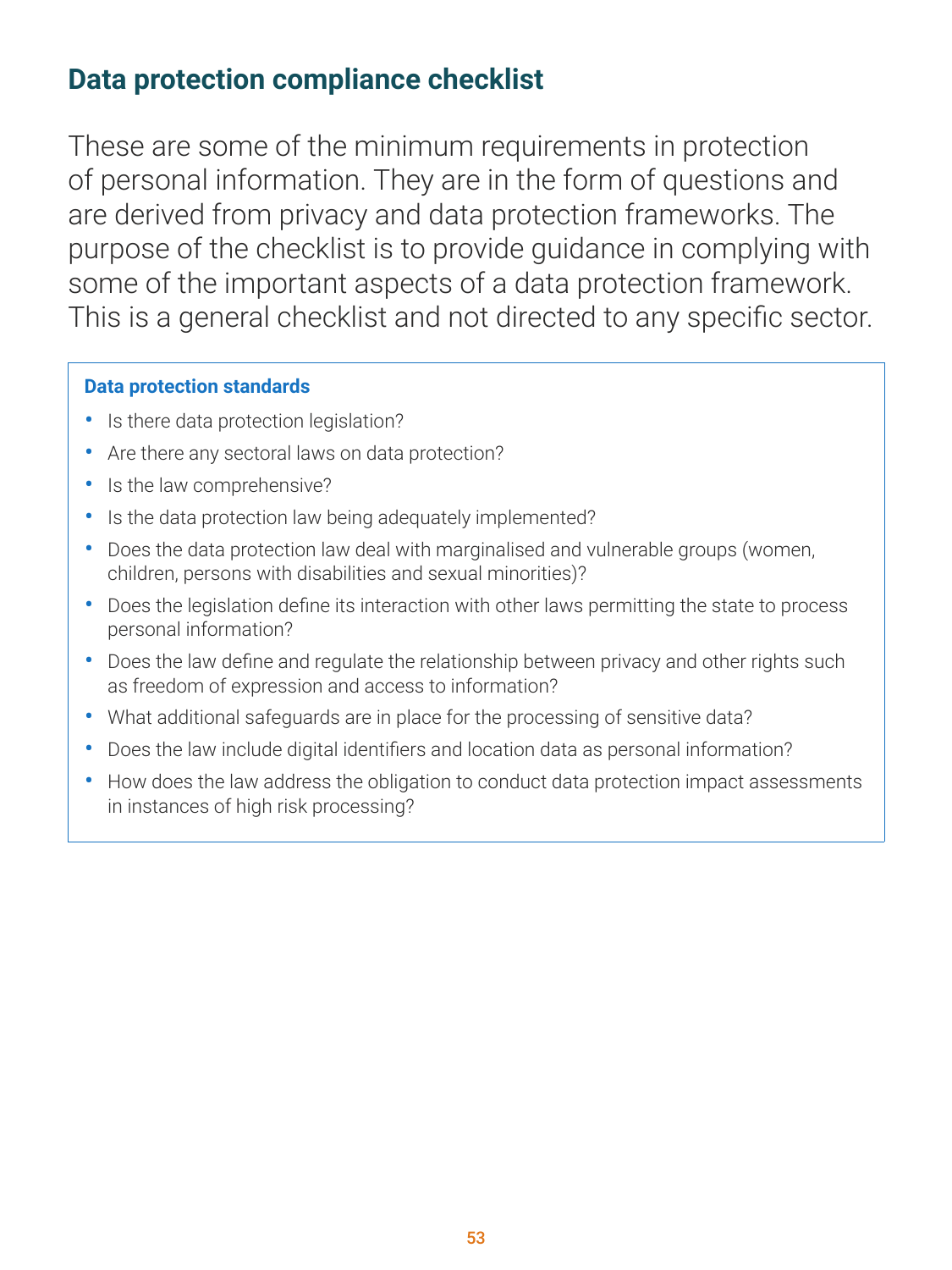## Data protection compliance checklist

These are some of the minimum requirements in protection of personal information. They are in the form of questions and are derived from privacy and data protection frameworks. The purpose of the checklist is to provide guidance in complying with some of the important aspects of a data protection framework. This is a general checklist and not directed to any specific sector.

**Data protection standards**

- Is there data protection legislation?
- Are there any sectoral laws on data protection?
- Is the law comprehensive?
- Is the data protection law being adequately implemented?
- Does the data protection law deal with marginalised and vulnerable groups (women, children, persons with disabilities and sexual minorities)?
- Does the legislation define its interaction with other laws permitting the state to process personal information?
- Does the law define and regulate the relationship between privacy and other rights such as freedom of expression and access to information?
- What additional safeguards are in place for the processing of sensitive data?
- Does the law include digital identifiers and location data as personal information?
- How does the law address the obligation to conduct data protection impact assessments in instances of high risk processing?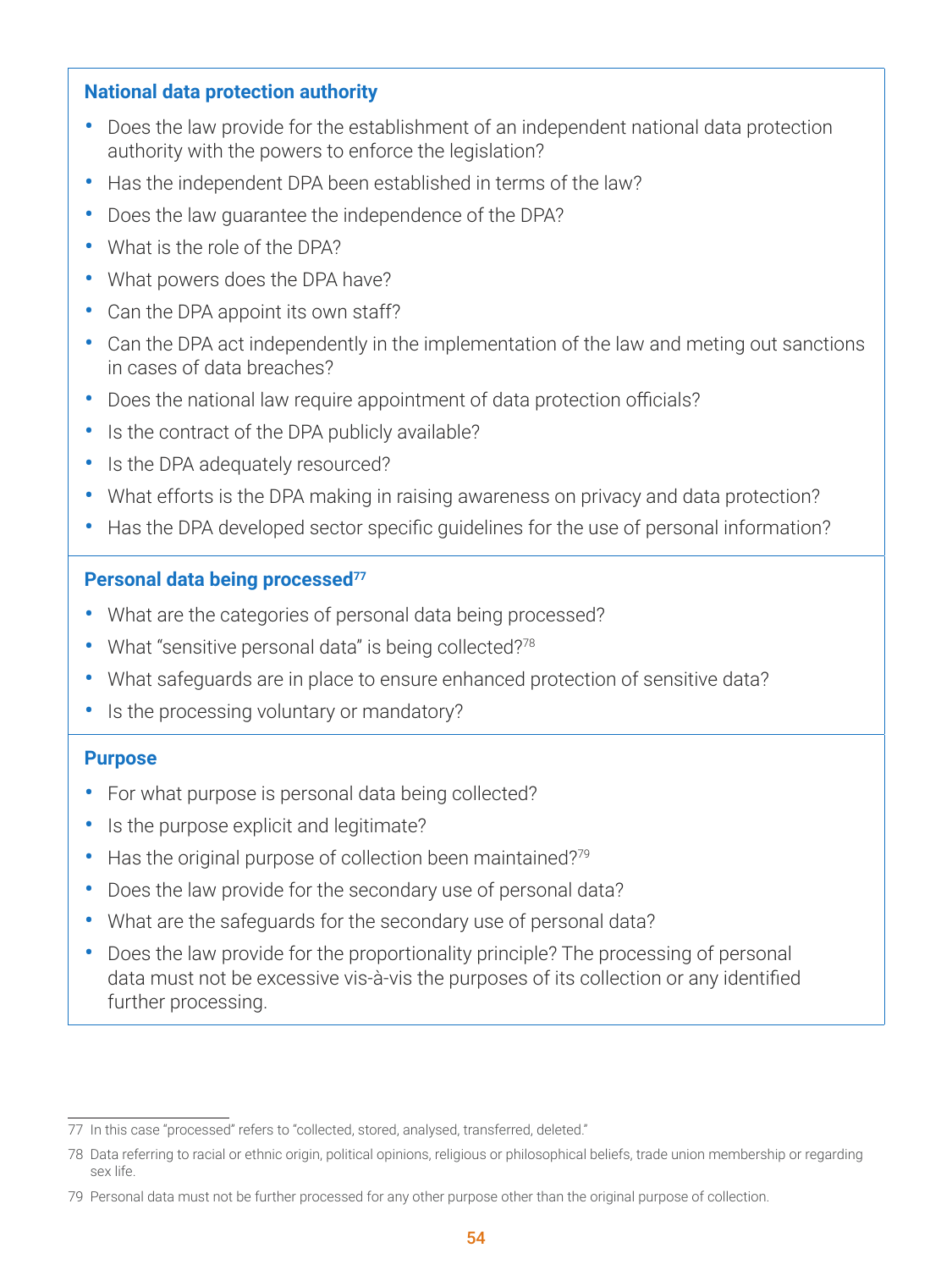### National data protection authority

- Does the law provide for the establishment of an independent national data protection authority with the powers to enforce the legislation?
- Has the independent DPA been established in terms of the law?
- Does the law guarantee the independence of the DPA?
- What is the role of the DPA?
- What powers does the DPA have?
- Can the DPA appoint its own staff?
- Can the DPA act independently in the implementation of the law and meting out sanctions in cases of data breaches?
- Does the national law require appointment of data protection officials?
- Is the contract of the DPA publicly available?
- Is the DPA adequately resourced?
- What efforts is the DPA making in raising awareness on privacy and data protection?
- Has the DPA developed sector specific guidelines for the use of personal information?

### Personal data being processed[77]

- What are the categories of personal data being processed?
- What "sensitive personal data" is being collected?[78]
- What safeguards are in place to ensure enhanced protection of sensitive data?
- Is the processing voluntary or mandatory?

### Purpose

- For what purpose is personal data being collected?
- Is the purpose explicit and legitimate?
- Has the original purpose of collection been maintained?[79]
- Does the law provide for the secondary use of personal data?
- What are the safeguards for the secondary use of personal data?
- Does the law provide for the proportionality principle? The processing of personal data must not be excessive vis-à-vis the purposes of its collection or any identified further processing.

---

77 In this case "processed" refers to "collected, stored, analysed, transferred, deleted."

78 Data referring to racial or ethnic origin, political opinions, religious or philosophical beliefs, trade union membership or regarding sex life.

79 Personal data must not be further processed for any other purpose other than the original purpose of collection.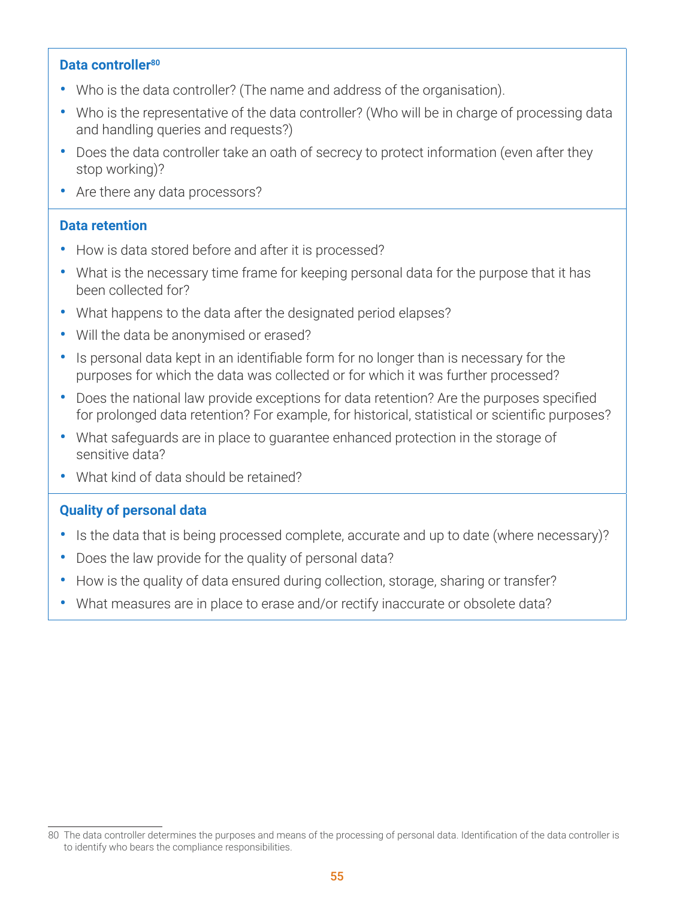### Data controller[80]

- Who is the data controller? (The name and address of the organisation).
- Who is the representative of the data controller? (Who will be in charge of processing data and handling queries and requests?)
- Does the data controller take an oath of secrecy to protect information (even after they stop working)?
- Are there any data processors?

### Data retention

- How is data stored before and after it is processed?
- What is the necessary time frame for keeping personal data for the purpose that it has been collected for?
- What happens to the data after the designated period elapses?
- Will the data be anonymised or erased?
- Is personal data kept in an identifiable form for no longer than is necessary for the purposes for which the data was collected or for which it was further processed?
- Does the national law provide exceptions for data retention? Are the purposes specified for prolonged data retention? For example, for historical, statistical or scientific purposes?
- What safeguards are in place to guarantee enhanced protection in the storage of sensitive data?
- What kind of data should be retained?

### Quality of personal data

- Is the data that is being processed complete, accurate and up to date (where necessary)?
- Does the law provide for the quality of personal data?
- How is the quality of data ensured during collection, storage, sharing or transfer?
- What measures are in place to erase and/or rectify inaccurate or obsolete data?

---

80 The data controller determines the purposes and means of the processing of personal data. Identification of the data controller is to identify who bears the compliance responsibilities.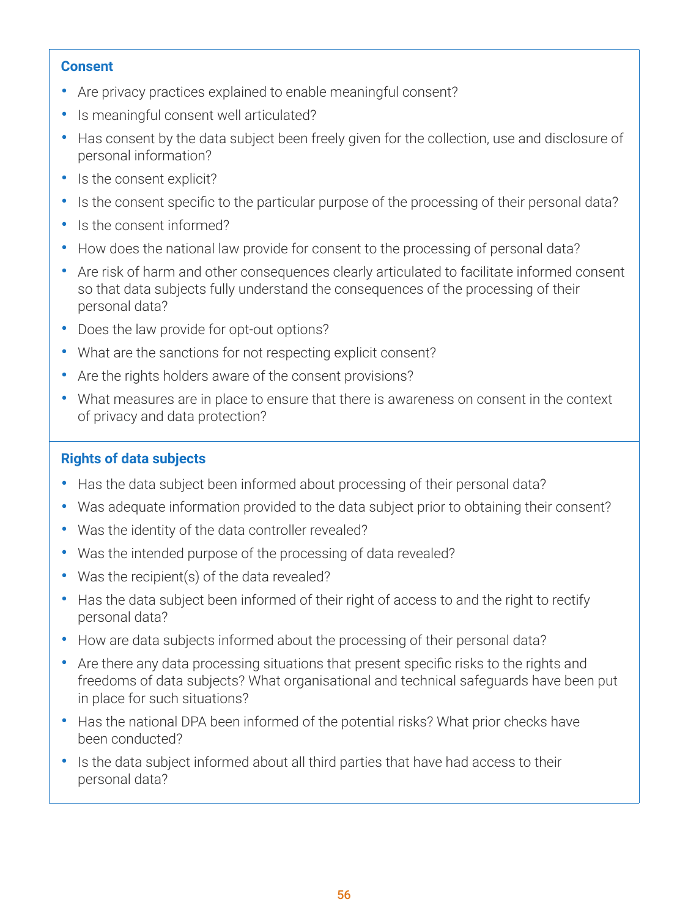### Consent

- Are privacy practices explained to enable meaningful consent?
- Is meaningful consent well articulated?
- Has consent by the data subject been freely given for the collection, use and disclosure of personal information?
- Is the consent explicit?
- Is the consent specific to the particular purpose of the processing of their personal data?
- Is the consent informed?
- How does the national law provide for consent to the processing of personal data?
- Are risk of harm and other consequences clearly articulated to facilitate informed consent so that data subjects fully understand the consequences of the processing of their personal data?
- Does the law provide for opt-out options?
- What are the sanctions for not respecting explicit consent?
- Are the rights holders aware of the consent provisions?
- What measures are in place to ensure that there is awareness on consent in the context of privacy and data protection?

### Rights of data subjects

- Has the data subject been informed about processing of their personal data?
- Was adequate information provided to the data subject prior to obtaining their consent?
- Was the identity of the data controller revealed?
- Was the intended purpose of the processing of data revealed?
- Was the recipient(s) of the data revealed?
- Has the data subject been informed of their right of access to and the right to rectify personal data?
- How are data subjects informed about the processing of their personal data?
- Are there any data processing situations that present specific risks to the rights and freedoms of data subjects? What organisational and technical safeguards have been put in place for such situations?
- Has the national DPA been informed of the potential risks? What prior checks have been conducted?
- Is the data subject informed about all third parties that have had access to their personal data?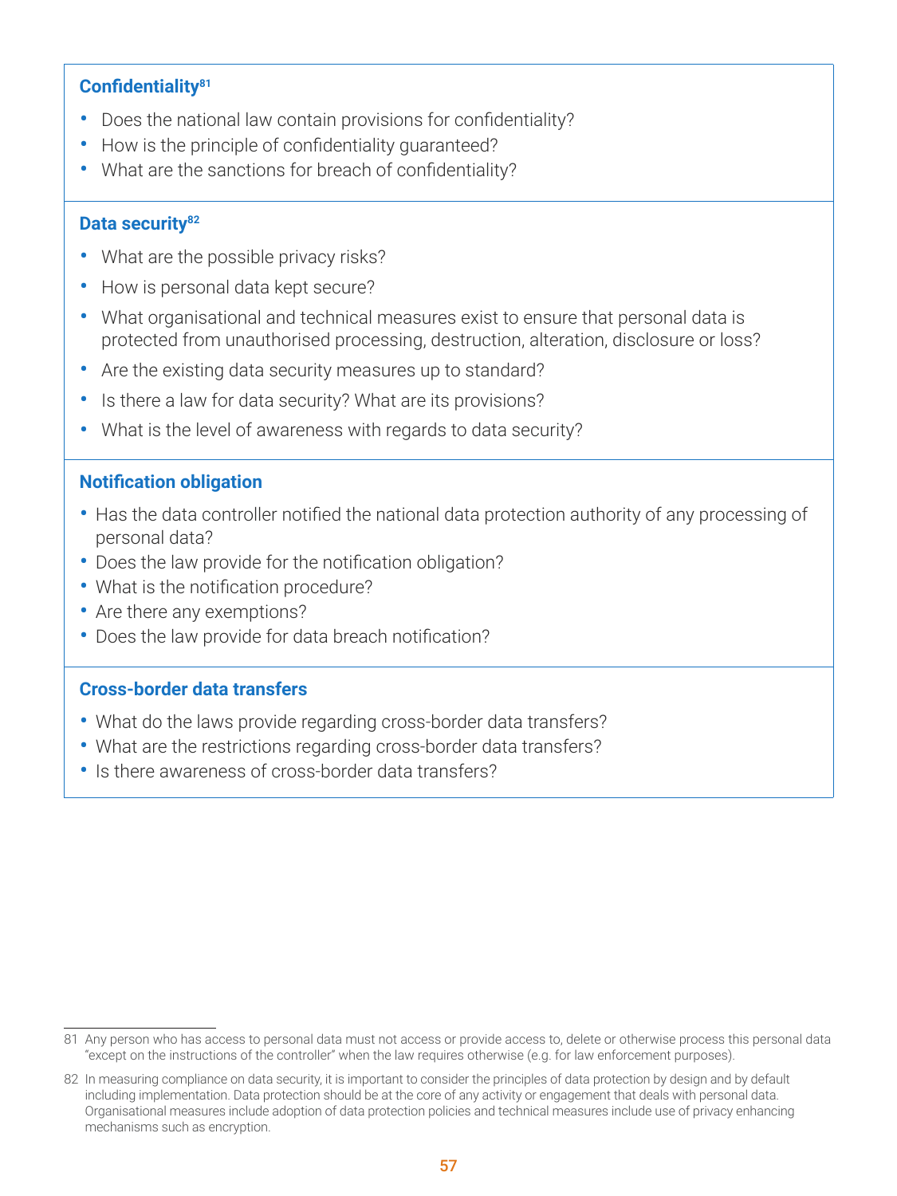### Confidentiality[81]

- Does the national law contain provisions for confidentiality?
- How is the principle of confidentiality guaranteed?
- What are the sanctions for breach of confidentiality?

### Data security[82]

- What are the possible privacy risks?
- How is personal data kept secure?
- What organisational and technical measures exist to ensure that personal data is protected from unauthorised processing, destruction, alteration, disclosure or loss?
- Are the existing data security measures up to standard?
- Is there a law for data security? What are its provisions?
- What is the level of awareness with regards to data security?

### Notification obligation

- Has the data controller notified the national data protection authority of any processing of personal data?
- Does the law provide for the notification obligation?
- What is the notification procedure?
- Are there any exemptions?
- Does the law provide for data breach notification?

### Cross-border data transfers

- What do the laws provide regarding cross-border data transfers?
- What are the restrictions regarding cross-border data transfers?
- Is there awareness of cross-border data transfers?

---

81 Any person who has access to personal data must not access or provide access to, delete or otherwise process this personal data "except on the instructions of the controller" when the law requires otherwise (e.g. for law enforcement purposes).

82 In measuring compliance on data security, it is important to consider the principles of data protection by design and by default including implementation. Data protection should be at the core of any activity or engagement that deals with personal data. Organisational measures include adoption of data protection policies and technical measures include use of privacy enhancing mechanisms such as encryption.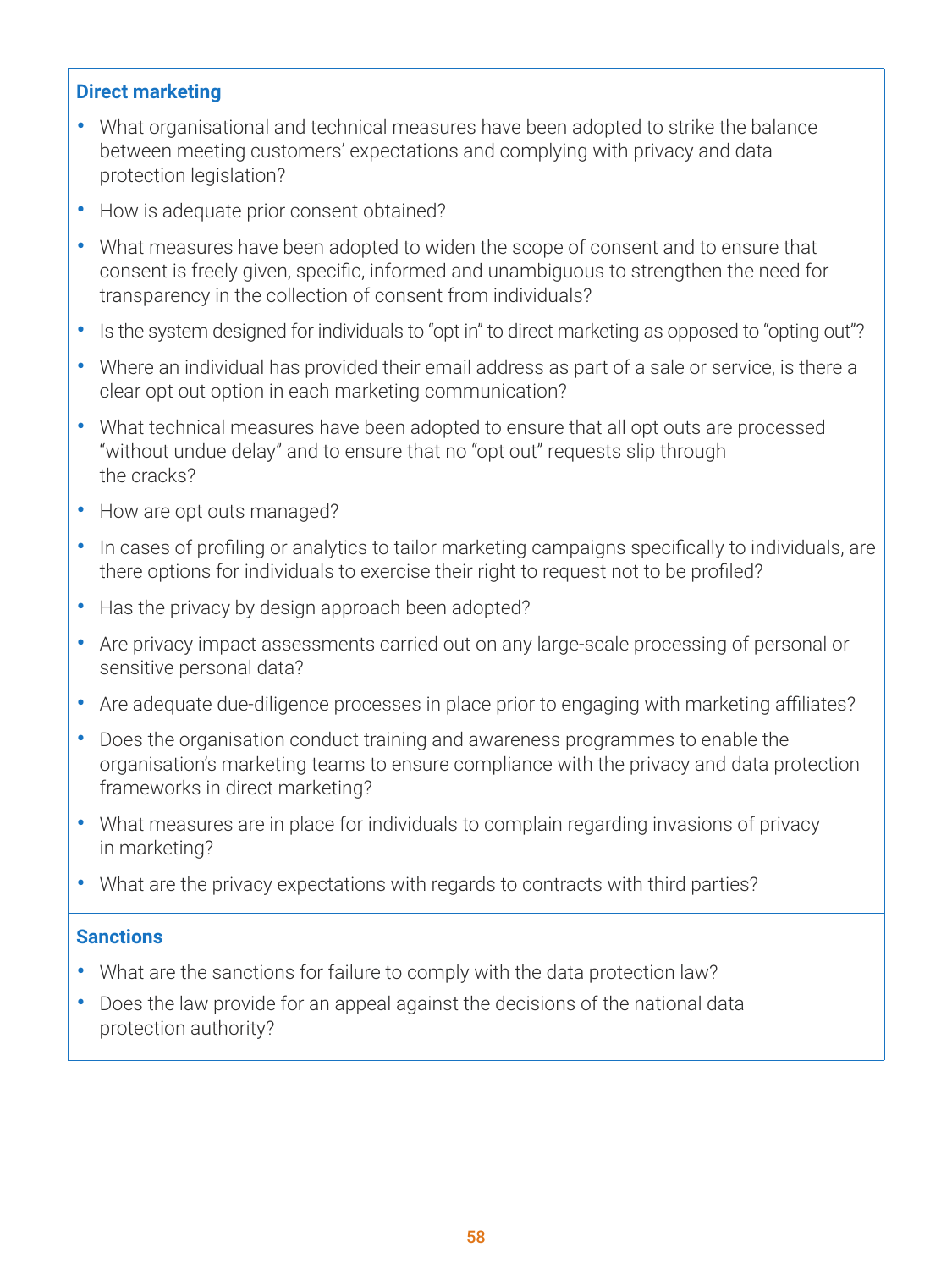### Direct marketing

- What organisational and technical measures have been adopted to strike the balance between meeting customers' expectations and complying with privacy and data protection legislation?
- How is adequate prior consent obtained?
- What measures have been adopted to widen the scope of consent and to ensure that consent is freely given, specific, informed and unambiguous to strengthen the need for transparency in the collection of consent from individuals?
- Is the system designed for individuals to "opt in" to direct marketing as opposed to "opting out"?
- Where an individual has provided their email address as part of a sale or service, is there a clear opt out option in each marketing communication?
- What technical measures have been adopted to ensure that all opt outs are processed "without undue delay" and to ensure that no "opt out" requests slip through the cracks?
- How are opt outs managed?
- In cases of profiling or analytics to tailor marketing campaigns specifically to individuals, are there options for individuals to exercise their right to request not to be profiled?
- Has the privacy by design approach been adopted?
- Are privacy impact assessments carried out on any large-scale processing of personal or sensitive personal data?
- Are adequate due-diligence processes in place prior to engaging with marketing affiliates?
- Does the organisation conduct training and awareness programmes to enable the organisation's marketing teams to ensure compliance with the privacy and data protection frameworks in direct marketing?
- What measures are in place for individuals to complain regarding invasions of privacy in marketing?
- What are the privacy expectations with regards to contracts with third parties?

### Sanctions

- What are the sanctions for failure to comply with the data protection law?
- Does the law provide for an appeal against the decisions of the national data protection authority?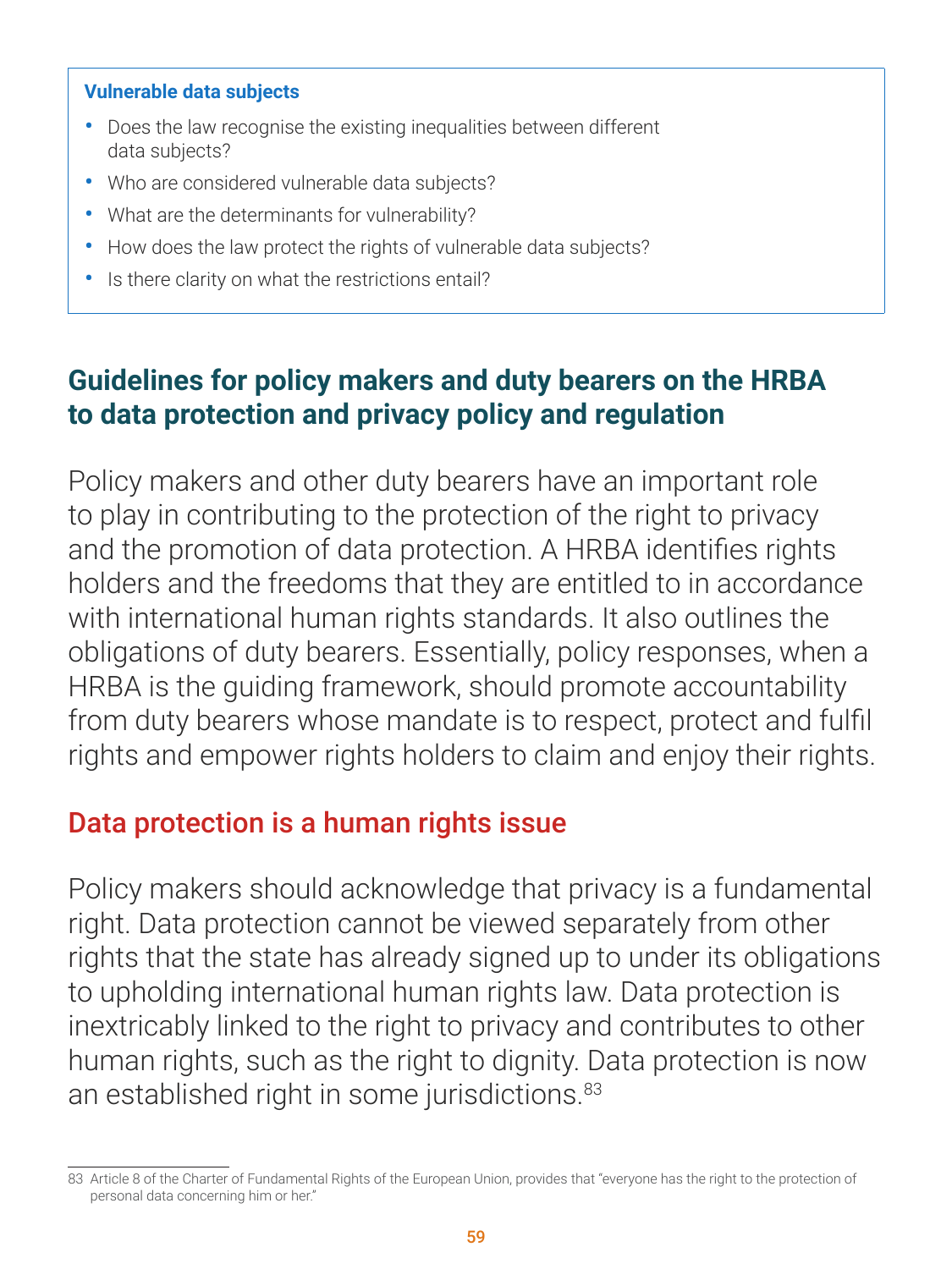**Vulnerable data subjects**

- Does the law recognise the existing inequalities between different data subjects?
- Who are considered vulnerable data subjects?
- What are the determinants for vulnerability?
- How does the law protect the rights of vulnerable data subjects?
- Is there clarity on what the restrictions entail?

## Guidelines for policy makers and duty bearers on the HRBA to data protection and privacy policy and regulation

Policy makers and other duty bearers have an important role to play in contributing to the protection of the right to privacy and the promotion of data protection. A HRBA identifies rights holders and the freedoms that they are entitled to in accordance with international human rights standards. It also outlines the obligations of duty bearers. Essentially, policy responses, when a HRBA is the guiding framework, should promote accountability from duty bearers whose mandate is to respect, protect and fulfil rights and empower rights holders to claim and enjoy their rights.

### Data protection is a human rights issue

Policy makers should acknowledge that privacy is a fundamental right. Data protection cannot be viewed separately from other rights that the state has already signed up to under its obligations to upholding international human rights law. Data protection is inextricably linked to the right to privacy and contributes to other human rights, such as the right to dignity. Data protection is now an established right in some jurisdictions.[83]

83 Article 8 of the Charter of Fundamental Rights of the European Union, provides that "everyone has the right to the protection of personal data concerning him or her."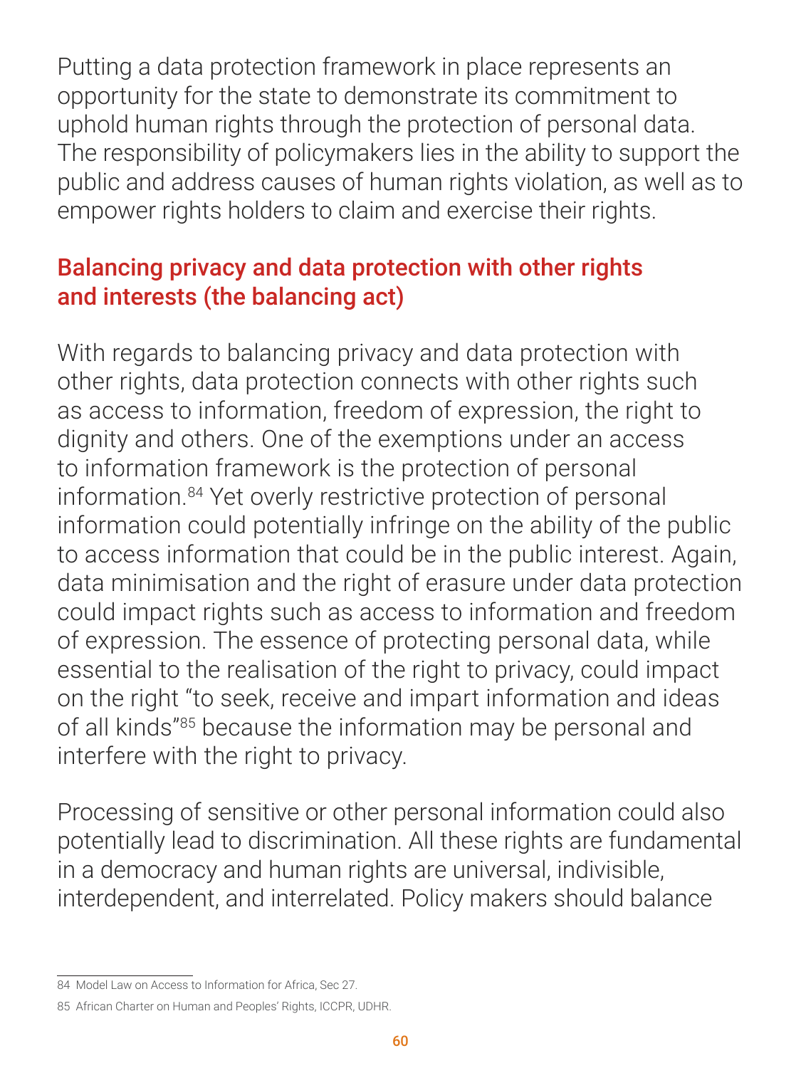Putting a data protection framework in place represents an opportunity for the state to demonstrate its commitment to uphold human rights through the protection of personal data. The responsibility of policymakers lies in the ability to support the public and address causes of human rights violation, as well as to empower rights holders to claim and exercise their rights.

## Balancing privacy and data protection with other rights and interests (the balancing act)

With regards to balancing privacy and data protection with other rights, data protection connects with other rights such as access to information, freedom of expression, the right to dignity and others. One of the exemptions under an access to information framework is the protection of personal information.[84] Yet overly restrictive protection of personal information could potentially infringe on the ability of the public to access information that could be in the public interest. Again, data minimisation and the right of erasure under data protection could impact rights such as access to information and freedom of expression. The essence of protecting personal data, while essential to the realisation of the right to privacy, could impact on the right "to seek, receive and impart information and ideas of all kinds"[85] because the information may be personal and interfere with the right to privacy.

Processing of sensitive or other personal information could also potentially lead to discrimination. All these rights are fundamental in a democracy and human rights are universal, indivisible, interdependent, and interrelated. Policy makers should balance

---

84 Model Law on Access to Information for Africa, Sec 27.

85 African Charter on Human and Peoples' Rights, ICCPR, UDHR.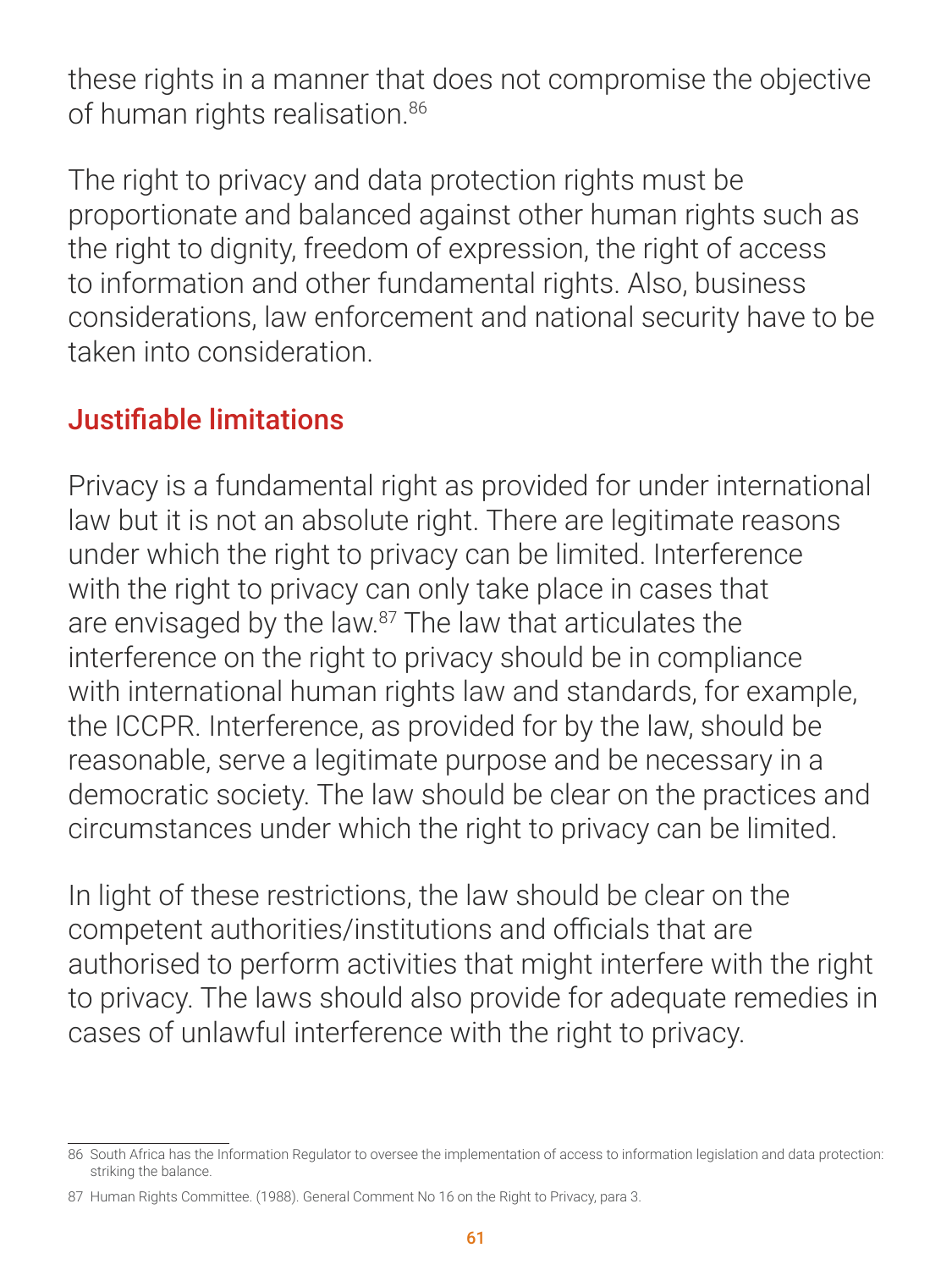these rights in a manner that does not compromise the objective of human rights realisation.[86]

The right to privacy and data protection rights must be proportionate and balanced against other human rights such as the right to dignity, freedom of expression, the right of access to information and other fundamental rights. Also, business considerations, law enforcement and national security have to be taken into consideration.

## Justifiable limitations

Privacy is a fundamental right as provided for under international law but it is not an absolute right. There are legitimate reasons under which the right to privacy can be limited. Interference with the right to privacy can only take place in cases that are envisaged by the law.[87] The law that articulates the interference on the right to privacy should be in compliance with international human rights law and standards, for example, the ICCPR. Interference, as provided for by the law, should be reasonable, serve a legitimate purpose and be necessary in a democratic society. The law should be clear on the practices and circumstances under which the right to privacy can be limited.

In light of these restrictions, the law should be clear on the competent authorities/institutions and officials that are authorised to perform activities that might interfere with the right to privacy. The laws should also provide for adequate remedies in cases of unlawful interference with the right to privacy.

---

86 South Africa has the Information Regulator to oversee the implementation of access to information legislation and data protection: striking the balance.

87 Human Rights Committee. (1988). General Comment No 16 on the Right to Privacy, para 3.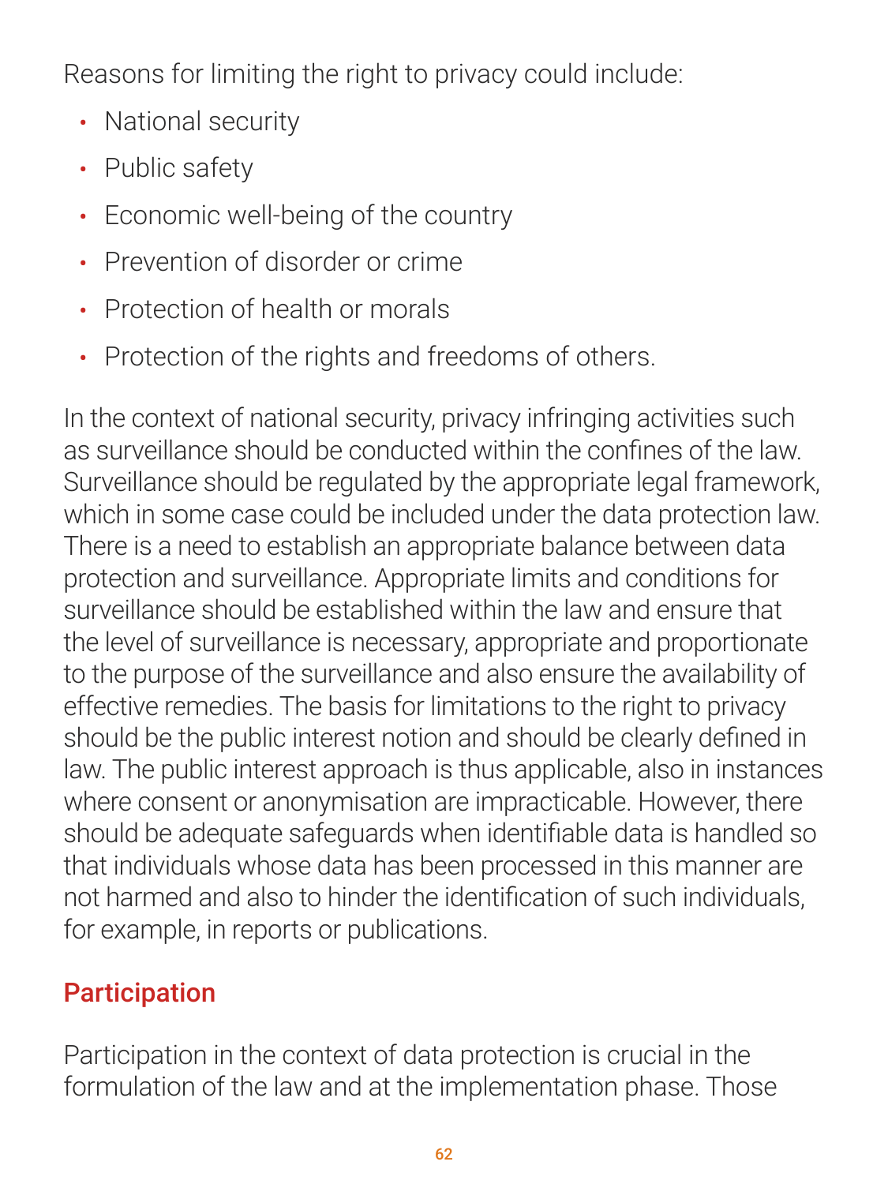Reasons for limiting the right to privacy could include:

- National security
- Public safety
- Economic well-being of the country
- Prevention of disorder or crime
- Protection of health or morals
- Protection of the rights and freedoms of others.

In the context of national security, privacy infringing activities such as surveillance should be conducted within the confines of the law. Surveillance should be regulated by the appropriate legal framework, which in some case could be included under the data protection law. There is a need to establish an appropriate balance between data protection and surveillance. Appropriate limits and conditions for surveillance should be established within the law and ensure that the level of surveillance is necessary, appropriate and proportionate to the purpose of the surveillance and also ensure the availability of effective remedies. The basis for limitations to the right to privacy should be the public interest notion and should be clearly defined in law. The public interest approach is thus applicable, also in instances where consent or anonymisation are impracticable. However, there should be adequate safeguards when identifiable data is handled so that individuals whose data has been processed in this manner are not harmed and also to hinder the identification of such individuals, for example, in reports or publications.

## Participation

Participation in the context of data protection is crucial in the formulation of the law and at the implementation phase. Those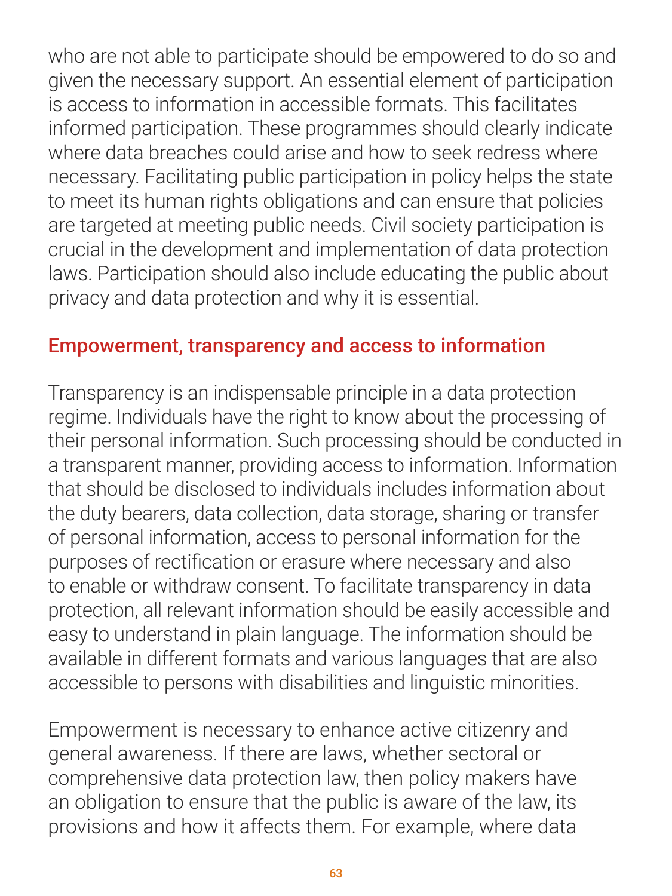who are not able to participate should be empowered to do so and given the necessary support. An essential element of participation is access to information in accessible formats. This facilitates informed participation. These programmes should clearly indicate where data breaches could arise and how to seek redress where necessary. Facilitating public participation in policy helps the state to meet its human rights obligations and can ensure that policies are targeted at meeting public needs. Civil society participation is crucial in the development and implementation of data protection laws. Participation should also include educating the public about privacy and data protection and why it is essential.

## Empowerment, transparency and access to information

Transparency is an indispensable principle in a data protection regime. Individuals have the right to know about the processing of their personal information. Such processing should be conducted in a transparent manner, providing access to information. Information that should be disclosed to individuals includes information about the duty bearers, data collection, data storage, sharing or transfer of personal information, access to personal information for the purposes of rectification or erasure where necessary and also to enable or withdraw consent. To facilitate transparency in data protection, all relevant information should be easily accessible and easy to understand in plain language. The information should be available in different formats and various languages that are also accessible to persons with disabilities and linguistic minorities.

Empowerment is necessary to enhance active citizenry and general awareness. If there are laws, whether sectoral or comprehensive data protection law, then policy makers have an obligation to ensure that the public is aware of the law, its provisions and how it affects them. For example, where data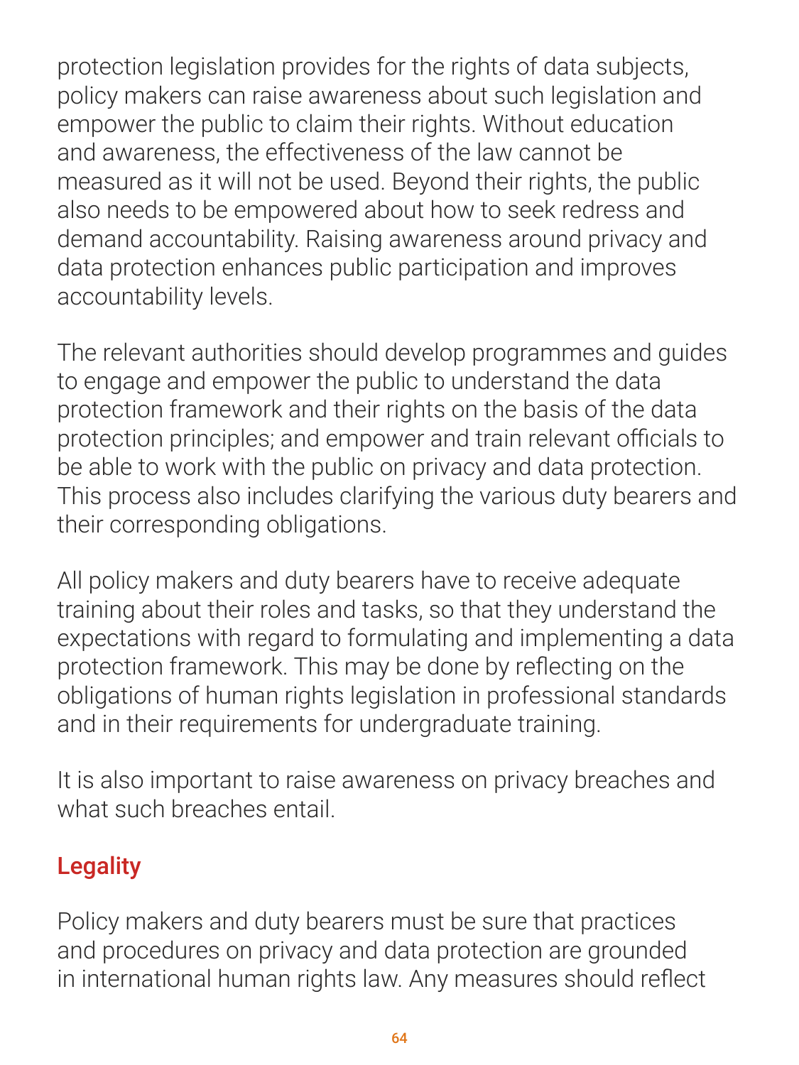protection legislation provides for the rights of data subjects, policy makers can raise awareness about such legislation and empower the public to claim their rights. Without education and awareness, the effectiveness of the law cannot be measured as it will not be used. Beyond their rights, the public also needs to be empowered about how to seek redress and demand accountability. Raising awareness around privacy and data protection enhances public participation and improves accountability levels.

The relevant authorities should develop programmes and guides to engage and empower the public to understand the data protection framework and their rights on the basis of the data protection principles; and empower and train relevant officials to be able to work with the public on privacy and data protection. This process also includes clarifying the various duty bearers and their corresponding obligations.

All policy makers and duty bearers have to receive adequate training about their roles and tasks, so that they understand the expectations with regard to formulating and implementing a data protection framework. This may be done by reflecting on the obligations of human rights legislation in professional standards and in their requirements for undergraduate training.

It is also important to raise awareness on privacy breaches and what such breaches entail.

## Legality

Policy makers and duty bearers must be sure that practices and procedures on privacy and data protection are grounded in international human rights law. Any measures should reflect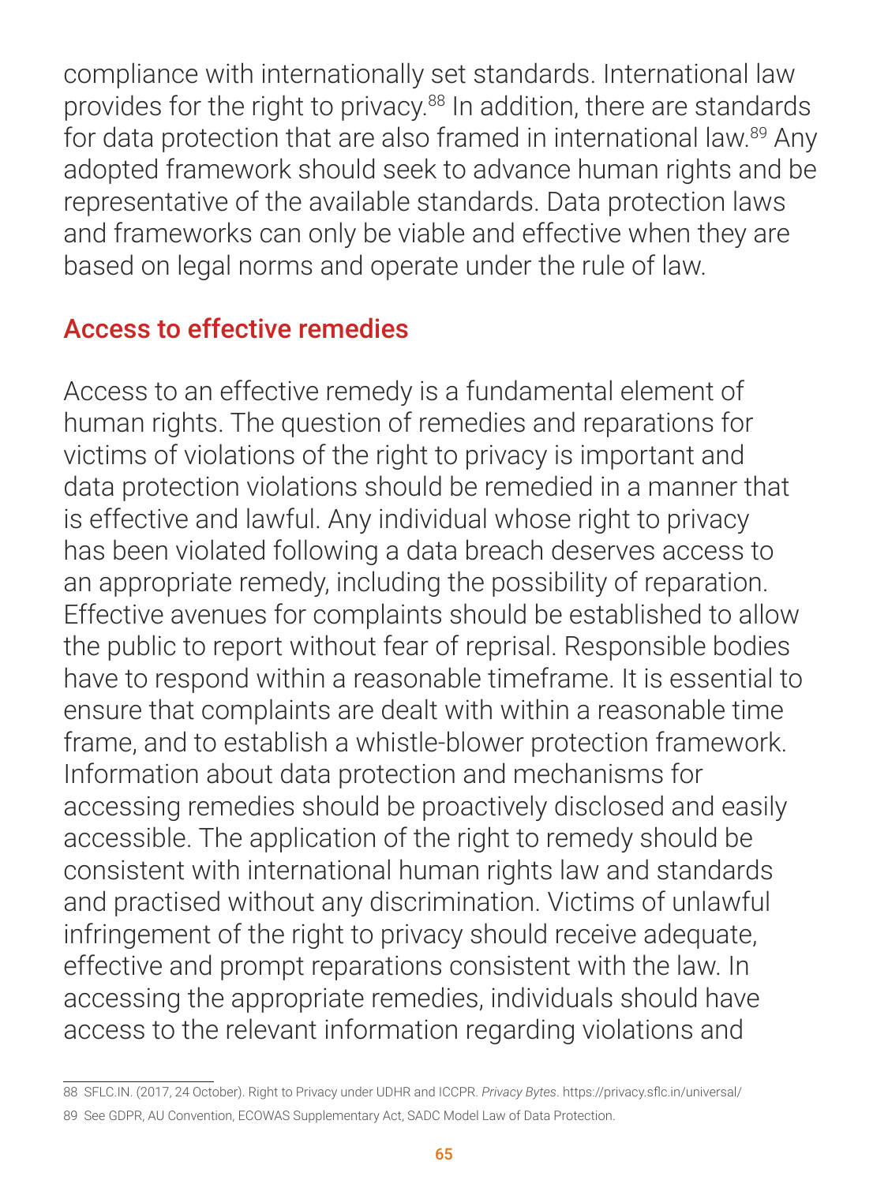compliance with internationally set standards. International law provides for the right to privacy.[88] In addition, there are standards for data protection that are also framed in international law.[89] Any adopted framework should seek to advance human rights and be representative of the available standards. Data protection laws and frameworks can only be viable and effective when they are based on legal norms and operate under the rule of law.

## Access to effective remedies

Access to an effective remedy is a fundamental element of human rights. The question of remedies and reparations for victims of violations of the right to privacy is important and data protection violations should be remedied in a manner that is effective and lawful. Any individual whose right to privacy has been violated following a data breach deserves access to an appropriate remedy, including the possibility of reparation. Effective avenues for complaints should be established to allow the public to report without fear of reprisal. Responsible bodies have to respond within a reasonable timeframe. It is essential to ensure that complaints are dealt with within a reasonable time frame, and to establish a whistle-blower protection framework. Information about data protection and mechanisms for accessing remedies should be proactively disclosed and easily accessible. The application of the right to remedy should be consistent with international human rights law and standards and practised without any discrimination. Victims of unlawful infringement of the right to privacy should receive adequate, effective and prompt reparations consistent with the law. In accessing the appropriate remedies, individuals should have access to the relevant information regarding violations and

---

88 SFLC.IN. (2017, 24 October). Right to Privacy under UDHR and ICCPR. *Privacy Bytes*. https://privacy.sflc.in/universal/

89 See GDPR, AU Convention, ECOWAS Supplementary Act, SADC Model Law of Data Protection.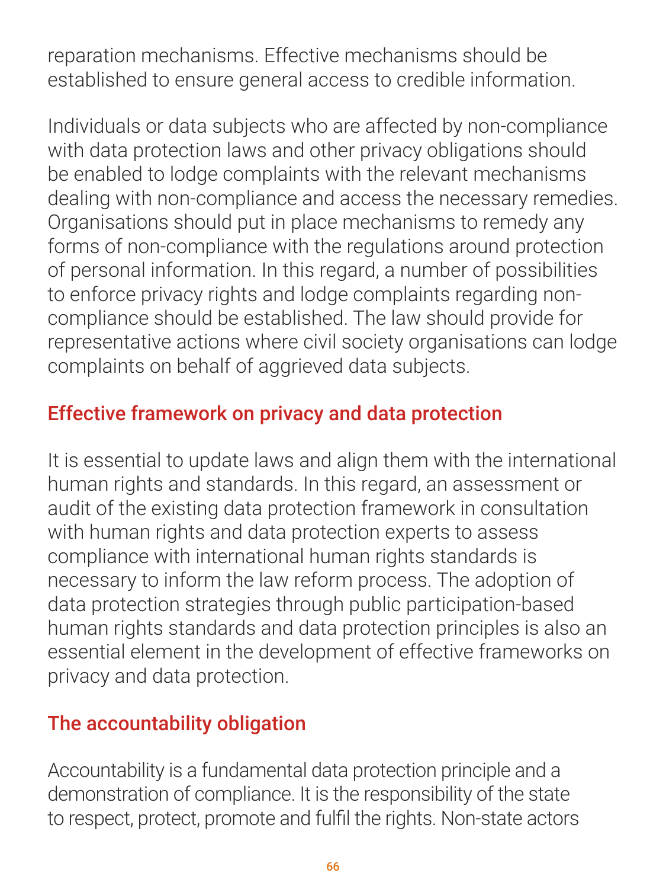reparation mechanisms. Effective mechanisms should be established to ensure general access to credible information.

Individuals or data subjects who are affected by non-compliance with data protection laws and other privacy obligations should be enabled to lodge complaints with the relevant mechanisms dealing with non-compliance and access the necessary remedies. Organisations should put in place mechanisms to remedy any forms of non-compliance with the regulations around protection of personal information. In this regard, a number of possibilities to enforce privacy rights and lodge complaints regarding non-compliance should be established. The law should provide for representative actions where civil society organisations can lodge complaints on behalf of aggrieved data subjects.

## Effective framework on privacy and data protection

It is essential to update laws and align them with the international human rights and standards. In this regard, an assessment or audit of the existing data protection framework in consultation with human rights and data protection experts to assess compliance with international human rights standards is necessary to inform the law reform process. The adoption of data protection strategies through public participation-based human rights standards and data protection principles is also an essential element in the development of effective frameworks on privacy and data protection.

## The accountability obligation

Accountability is a fundamental data protection principle and a demonstration of compliance. It is the responsibility of the state to respect, protect, promote and fulfil the rights. Non-state actors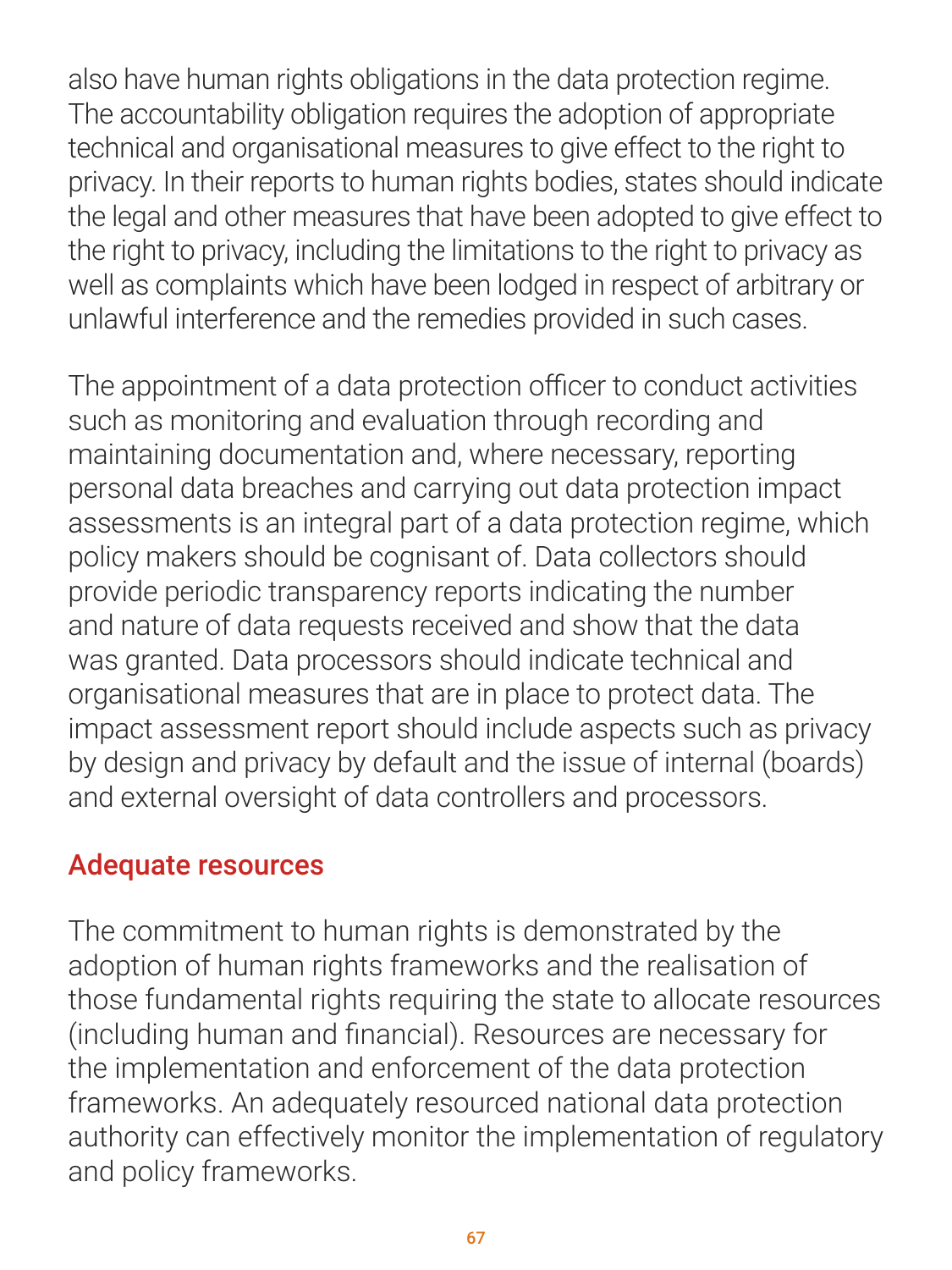also have human rights obligations in the data protection regime. The accountability obligation requires the adoption of appropriate technical and organisational measures to give effect to the right to privacy. In their reports to human rights bodies, states should indicate the legal and other measures that have been adopted to give effect to the right to privacy, including the limitations to the right to privacy as well as complaints which have been lodged in respect of arbitrary or unlawful interference and the remedies provided in such cases.

The appointment of a data protection officer to conduct activities such as monitoring and evaluation through recording and maintaining documentation and, where necessary, reporting personal data breaches and carrying out data protection impact assessments is an integral part of a data protection regime, which policy makers should be cognisant of. Data collectors should provide periodic transparency reports indicating the number and nature of data requests received and show that the data was granted. Data processors should indicate technical and organisational measures that are in place to protect data. The impact assessment report should include aspects such as privacy by design and privacy by default and the issue of internal (boards) and external oversight of data controllers and processors.

## Adequate resources

The commitment to human rights is demonstrated by the adoption of human rights frameworks and the realisation of those fundamental rights requiring the state to allocate resources (including human and financial). Resources are necessary for the implementation and enforcement of the data protection frameworks. An adequately resourced national data protection authority can effectively monitor the implementation of regulatory and policy frameworks.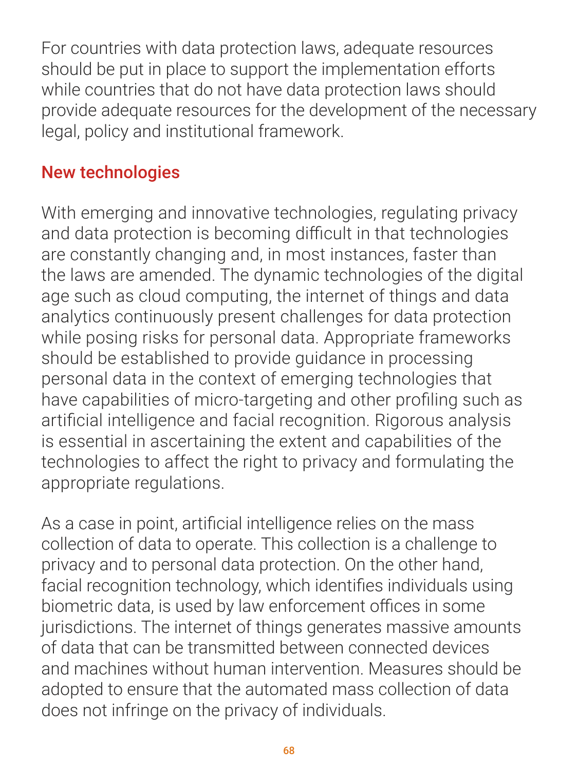For countries with data protection laws, adequate resources should be put in place to support the implementation efforts while countries that do not have data protection laws should provide adequate resources for the development of the necessary legal, policy and institutional framework.

## New technologies

With emerging and innovative technologies, regulating privacy and data protection is becoming difficult in that technologies are constantly changing and, in most instances, faster than the laws are amended. The dynamic technologies of the digital age such as cloud computing, the internet of things and data analytics continuously present challenges for data protection while posing risks for personal data. Appropriate frameworks should be established to provide guidance in processing personal data in the context of emerging technologies that have capabilities of micro-targeting and other profiling such as artificial intelligence and facial recognition. Rigorous analysis is essential in ascertaining the extent and capabilities of the technologies to affect the right to privacy and formulating the appropriate regulations.

As a case in point, artificial intelligence relies on the mass collection of data to operate. This collection is a challenge to privacy and to personal data protection. On the other hand, facial recognition technology, which identifies individuals using biometric data, is used by law enforcement offices in some jurisdictions. The internet of things generates massive amounts of data that can be transmitted between connected devices and machines without human intervention. Measures should be adopted to ensure that the automated mass collection of data does not infringe on the privacy of individuals.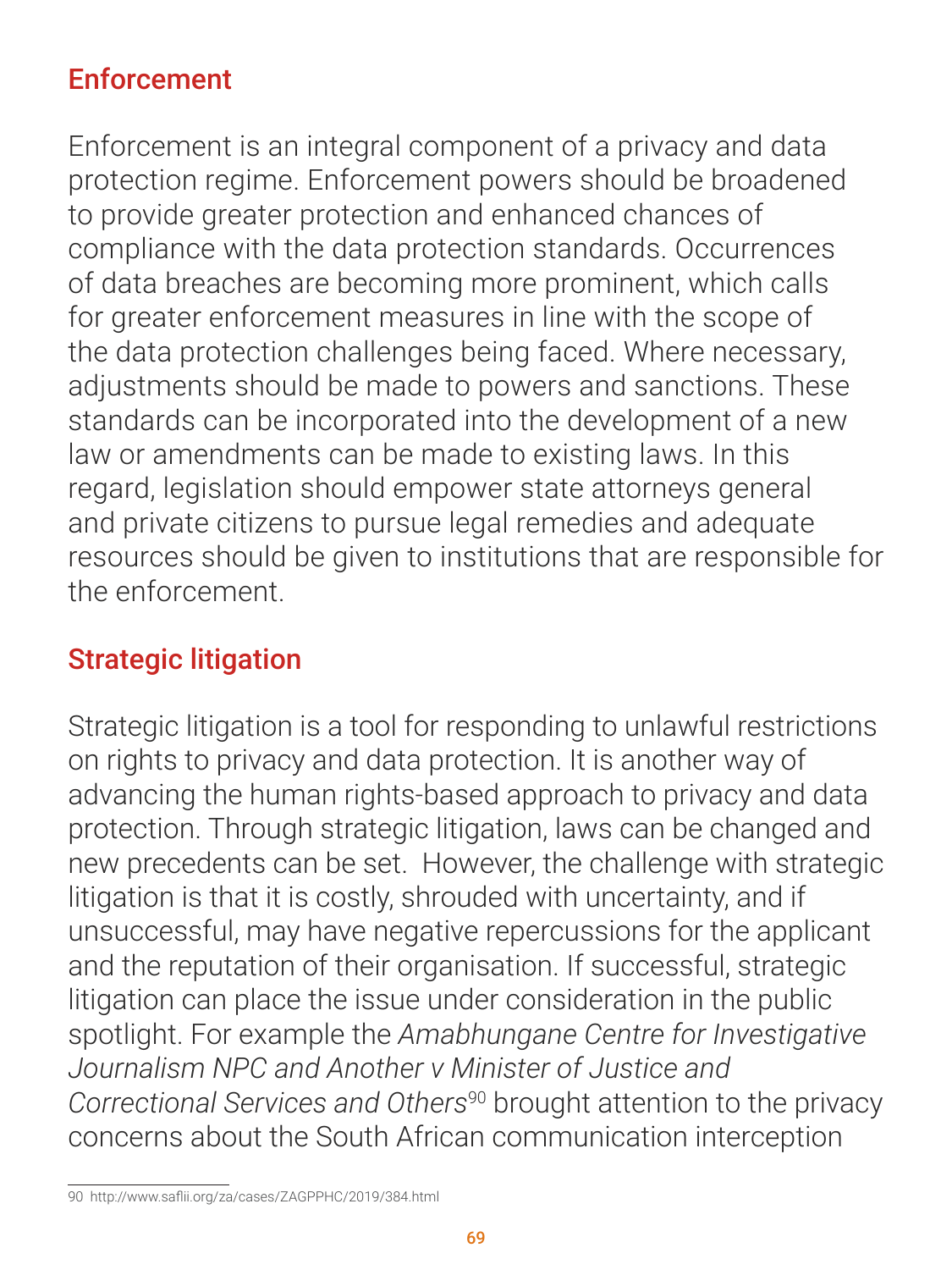## Enforcement

Enforcement is an integral component of a privacy and data protection regime. Enforcement powers should be broadened to provide greater protection and enhanced chances of compliance with the data protection standards. Occurrences of data breaches are becoming more prominent, which calls for greater enforcement measures in line with the scope of the data protection challenges being faced. Where necessary, adjustments should be made to powers and sanctions. These standards can be incorporated into the development of a new law or amendments can be made to existing laws. In this regard, legislation should empower state attorneys general and private citizens to pursue legal remedies and adequate resources should be given to institutions that are responsible for the enforcement.

## Strategic litigation

Strategic litigation is a tool for responding to unlawful restrictions on rights to privacy and data protection. It is another way of advancing the human rights-based approach to privacy and data protection. Through strategic litigation, laws can be changed and new precedents can be set. However, the challenge with strategic litigation is that it is costly, shrouded with uncertainty, and if unsuccessful, may have negative repercussions for the applicant and the reputation of their organisation. If successful, strategic litigation can place the issue under consideration in the public spotlight. For example the *Amabhungane Centre for Investigative Journalism NPC and Another v Minister of Justice and Correctional Services and Others*[90] brought attention to the privacy concerns about the South African communication interception

---

90 http://www.saflii.org/za/cases/ZAGPPHC/2019/384.html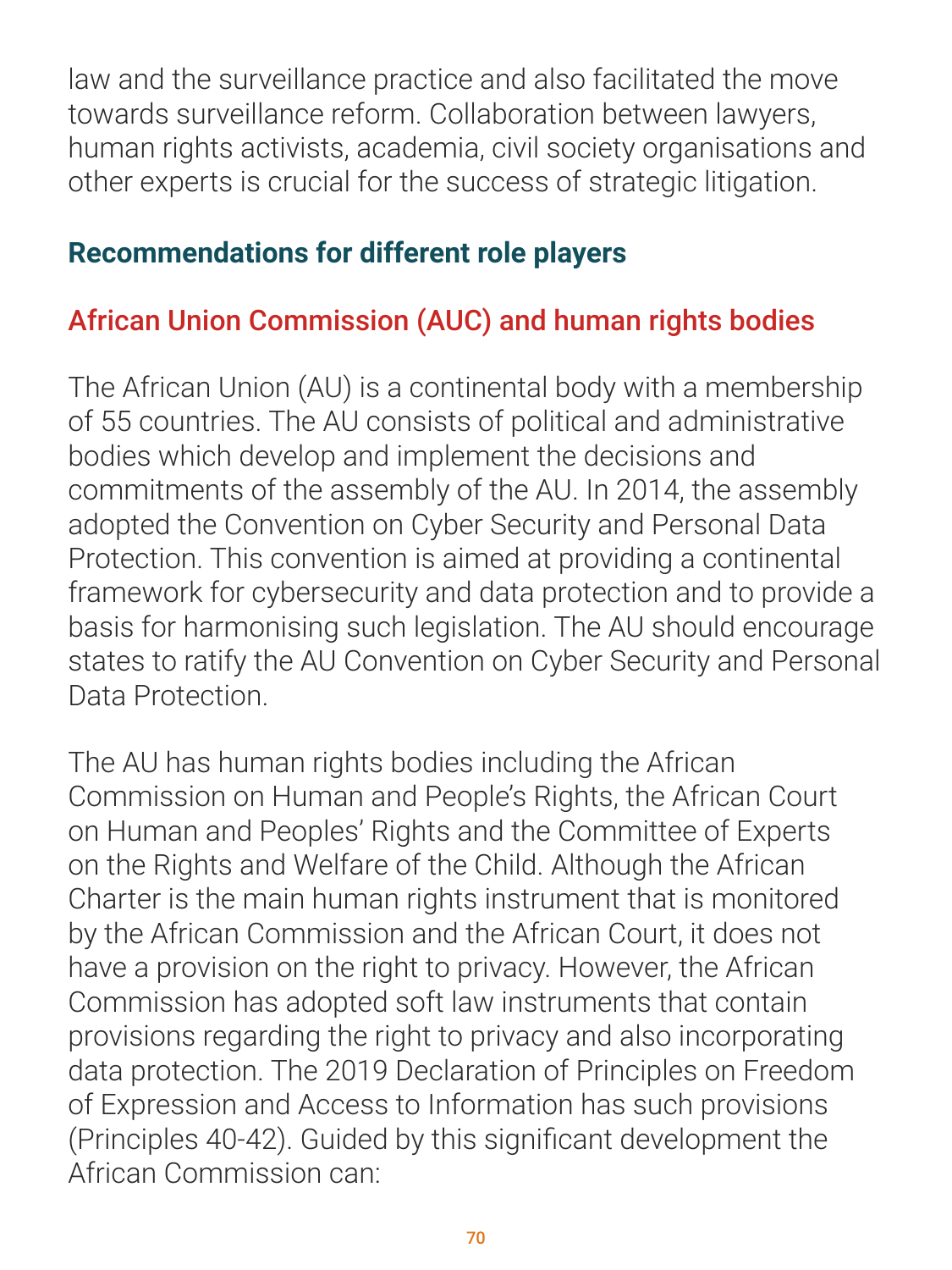law and the surveillance practice and also facilitated the move towards surveillance reform. Collaboration between lawyers, human rights activists, academia, civil society organisations and other experts is crucial for the success of strategic litigation.

## Recommendations for different role players

### African Union Commission (AUC) and human rights bodies

The African Union (AU) is a continental body with a membership of 55 countries. The AU consists of political and administrative bodies which develop and implement the decisions and commitments of the assembly of the AU. In 2014, the assembly adopted the Convention on Cyber Security and Personal Data Protection. This convention is aimed at providing a continental framework for cybersecurity and data protection and to provide a basis for harmonising such legislation. The AU should encourage states to ratify the AU Convention on Cyber Security and Personal Data Protection.

The AU has human rights bodies including the African Commission on Human and People's Rights, the African Court on Human and Peoples' Rights and the Committee of Experts on the Rights and Welfare of the Child. Although the African Charter is the main human rights instrument that is monitored by the African Commission and the African Court, it does not have a provision on the right to privacy. However, the African Commission has adopted soft law instruments that contain provisions regarding the right to privacy and also incorporating data protection. The 2019 Declaration of Principles on Freedom of Expression and Access to Information has such provisions (Principles 40-42). Guided by this significant development the African Commission can: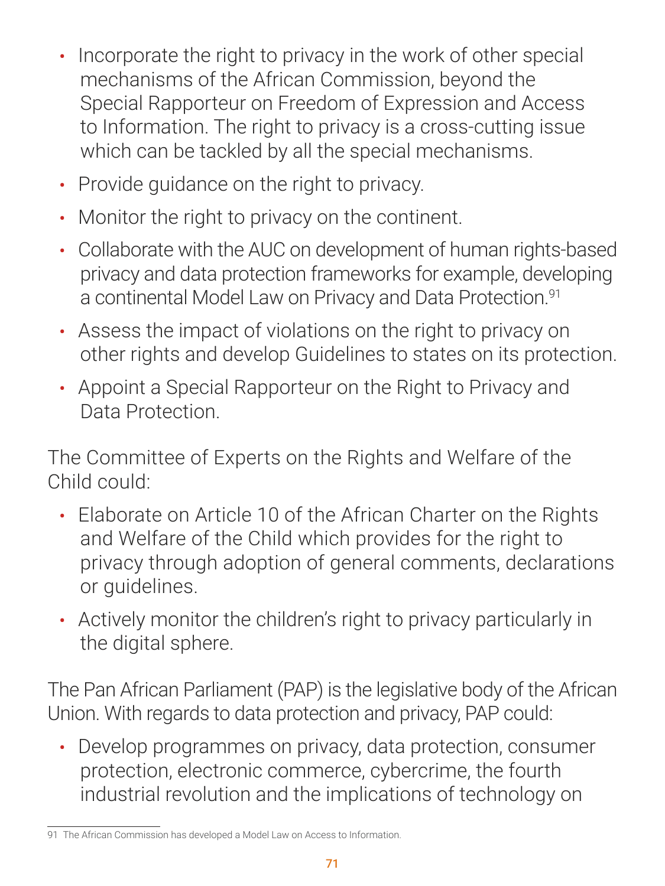- Incorporate the right to privacy in the work of other special mechanisms of the African Commission, beyond the Special Rapporteur on Freedom of Expression and Access to Information. The right to privacy is a cross-cutting issue which can be tackled by all the special mechanisms.
- Provide guidance on the right to privacy.
- Monitor the right to privacy on the continent.
- Collaborate with the AUC on development of human rights-based privacy and data protection frameworks for example, developing a continental Model Law on Privacy and Data Protection.[91]
- Assess the impact of violations on the right to privacy on other rights and develop Guidelines to states on its protection.
- Appoint a Special Rapporteur on the Right to Privacy and Data Protection.

The Committee of Experts on the Rights and Welfare of the Child could:

- Elaborate on Article 10 of the African Charter on the Rights and Welfare of the Child which provides for the right to privacy through adoption of general comments, declarations or guidelines.
- Actively monitor the children's right to privacy particularly in the digital sphere.

The Pan African Parliament (PAP) is the legislative body of the African Union. With regards to data protection and privacy, PAP could:

- Develop programmes on privacy, data protection, consumer protection, electronic commerce, cybercrime, the fourth industrial revolution and the implications of technology on

91 The African Commission has developed a Model Law on Access to Information.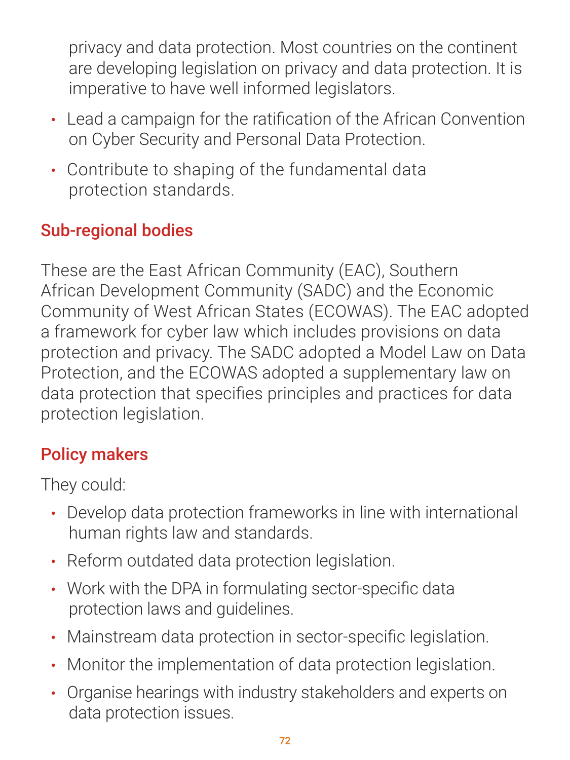privacy and data protection. Most countries on the continent are developing legislation on privacy and data protection. It is imperative to have well informed legislators.

- Lead a campaign for the ratification of the African Convention on Cyber Security and Personal Data Protection.
- Contribute to shaping of the fundamental data protection standards.

## Sub-regional bodies

These are the East African Community (EAC), Southern African Development Community (SADC) and the Economic Community of West African States (ECOWAS). The EAC adopted a framework for cyber law which includes provisions on data protection and privacy. The SADC adopted a Model Law on Data Protection, and the ECOWAS adopted a supplementary law on data protection that specifies principles and practices for data protection legislation.

## Policy makers

They could:

- Develop data protection frameworks in line with international human rights law and standards.
- Reform outdated data protection legislation.
- Work with the DPA in formulating sector-specific data protection laws and guidelines.
- Mainstream data protection in sector-specific legislation.
- Monitor the implementation of data protection legislation.
- Organise hearings with industry stakeholders and experts on data protection issues.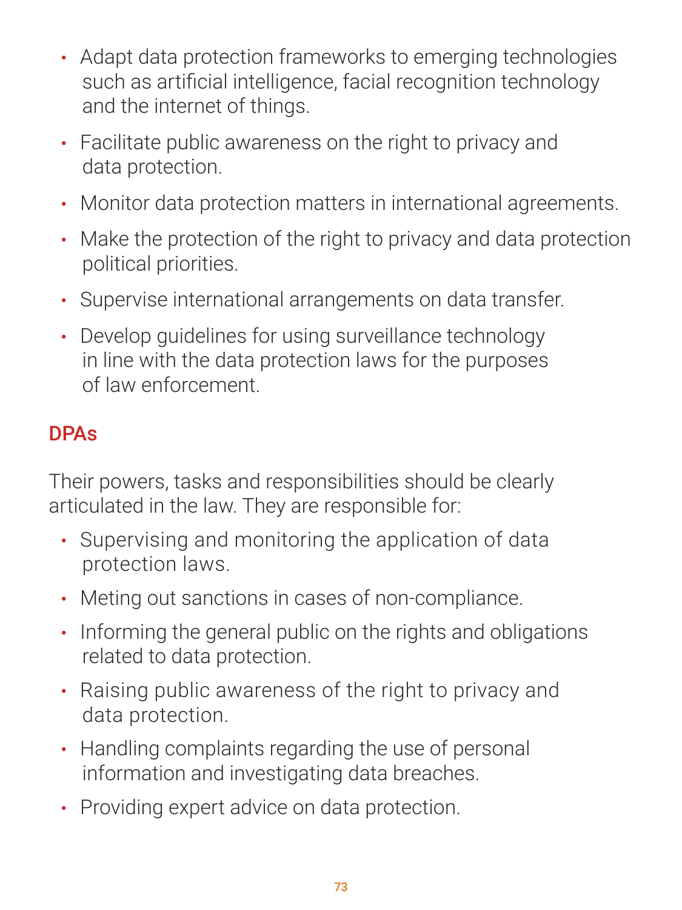- Adapt data protection frameworks to emerging technologies such as artificial intelligence, facial recognition technology and the internet of things.
- Facilitate public awareness on the right to privacy and data protection.
- Monitor data protection matters in international agreements.
- Make the protection of the right to privacy and data protection political priorities.
- Supervise international arrangements on data transfer.
- Develop guidelines for using surveillance technology in line with the data protection laws for the purposes of law enforcement.

## DPAs

Their powers, tasks and responsibilities should be clearly articulated in the law. They are responsible for:

- Supervising and monitoring the application of data protection laws.
- Meting out sanctions in cases of non-compliance.
- Informing the general public on the rights and obligations related to data protection.
- Raising public awareness of the right to privacy and data protection.
- Handling complaints regarding the use of personal information and investigating data breaches.
- Providing expert advice on data protection.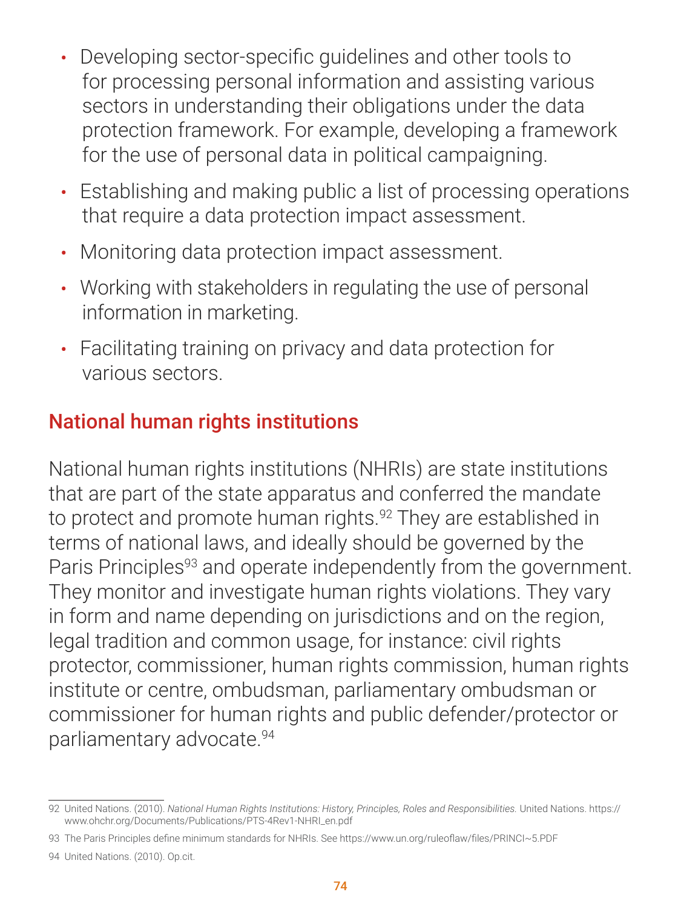- Developing sector-specific guidelines and other tools to for processing personal information and assisting various sectors in understanding their obligations under the data protection framework. For example, developing a framework for the use of personal data in political campaigning.
- Establishing and making public a list of processing operations that require a data protection impact assessment.
- Monitoring data protection impact assessment.
- Working with stakeholders in regulating the use of personal information in marketing.
- Facilitating training on privacy and data protection for various sectors.

## National human rights institutions

National human rights institutions (NHRIs) are state institutions that are part of the state apparatus and conferred the mandate to protect and promote human rights.[92] They are established in terms of national laws, and ideally should be governed by the Paris Principles[93] and operate independently from the government. They monitor and investigate human rights violations. They vary in form and name depending on jurisdictions and on the region, legal tradition and common usage, for instance: civil rights protector, commissioner, human rights commission, human rights institute or centre, ombudsman, parliamentary ombudsman or commissioner for human rights and public defender/protector or parliamentary advocate.[94]

---

92 United Nations. (2010). *National Human Rights Institutions: History, Principles, Roles and Responsibilities.* United Nations. https://www.ohchr.org/Documents/Publications/PTS-4Rev1-NHRI_en.pdf

93 The Paris Principles define minimum standards for NHRIs. See https://www.un.org/ruleoflaw/files/PRINCI~5.PDF

94 United Nations. (2010). Op.cit.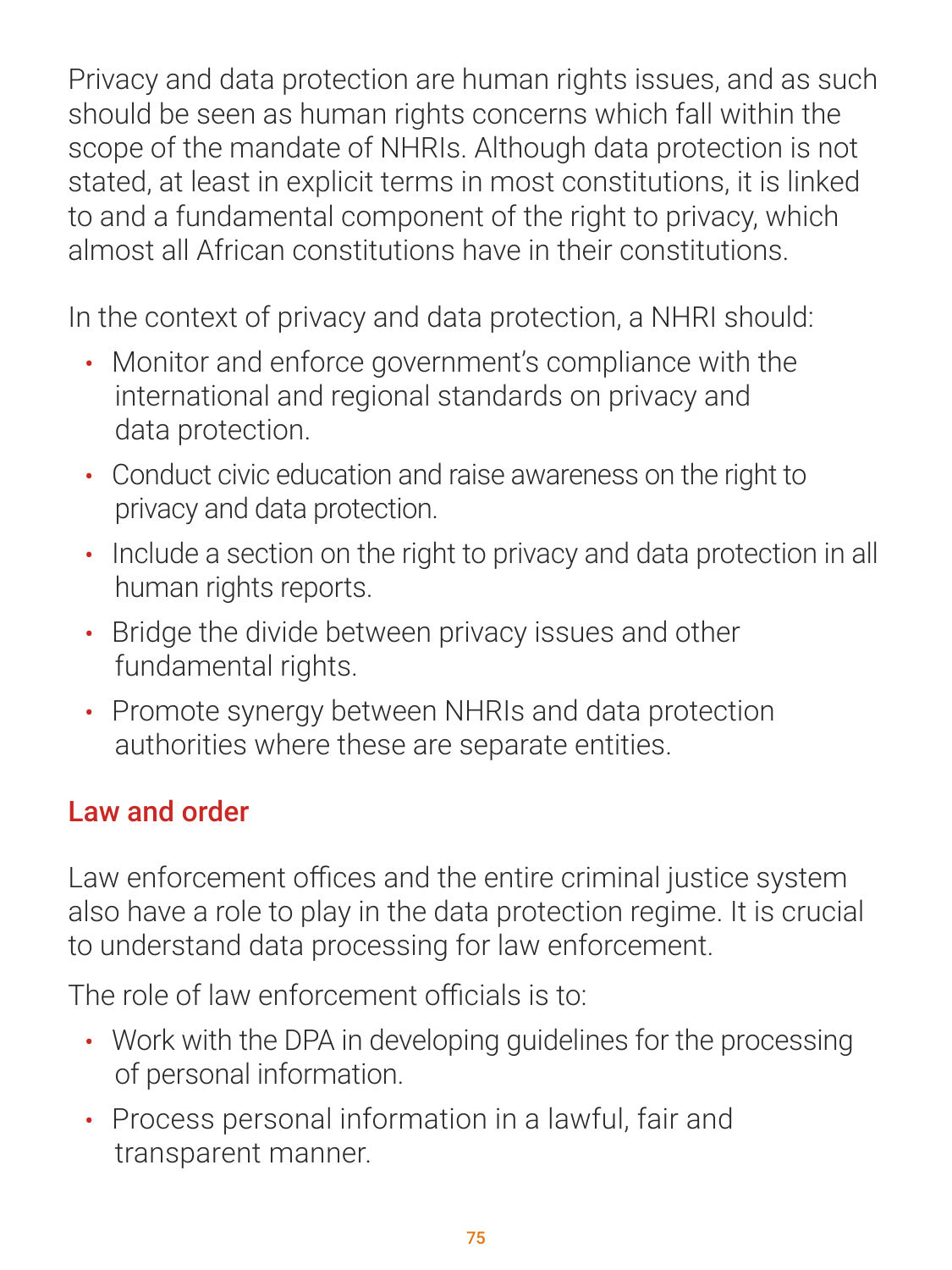Privacy and data protection are human rights issues, and as such should be seen as human rights concerns which fall within the scope of the mandate of NHRIs. Although data protection is not stated, at least in explicit terms in most constitutions, it is linked to and a fundamental component of the right to privacy, which almost all African constitutions have in their constitutions.

In the context of privacy and data protection, a NHRI should:

- Monitor and enforce government's compliance with the international and regional standards on privacy and data protection.
- Conduct civic education and raise awareness on the right to privacy and data protection.
- Include a section on the right to privacy and data protection in all human rights reports.
- Bridge the divide between privacy issues and other fundamental rights.
- Promote synergy between NHRIs and data protection authorities where these are separate entities.

## Law and order

Law enforcement offices and the entire criminal justice system also have a role to play in the data protection regime. It is crucial to understand data processing for law enforcement.

The role of law enforcement officials is to:

- Work with the DPA in developing guidelines for the processing of personal information.
- Process personal information in a lawful, fair and transparent manner.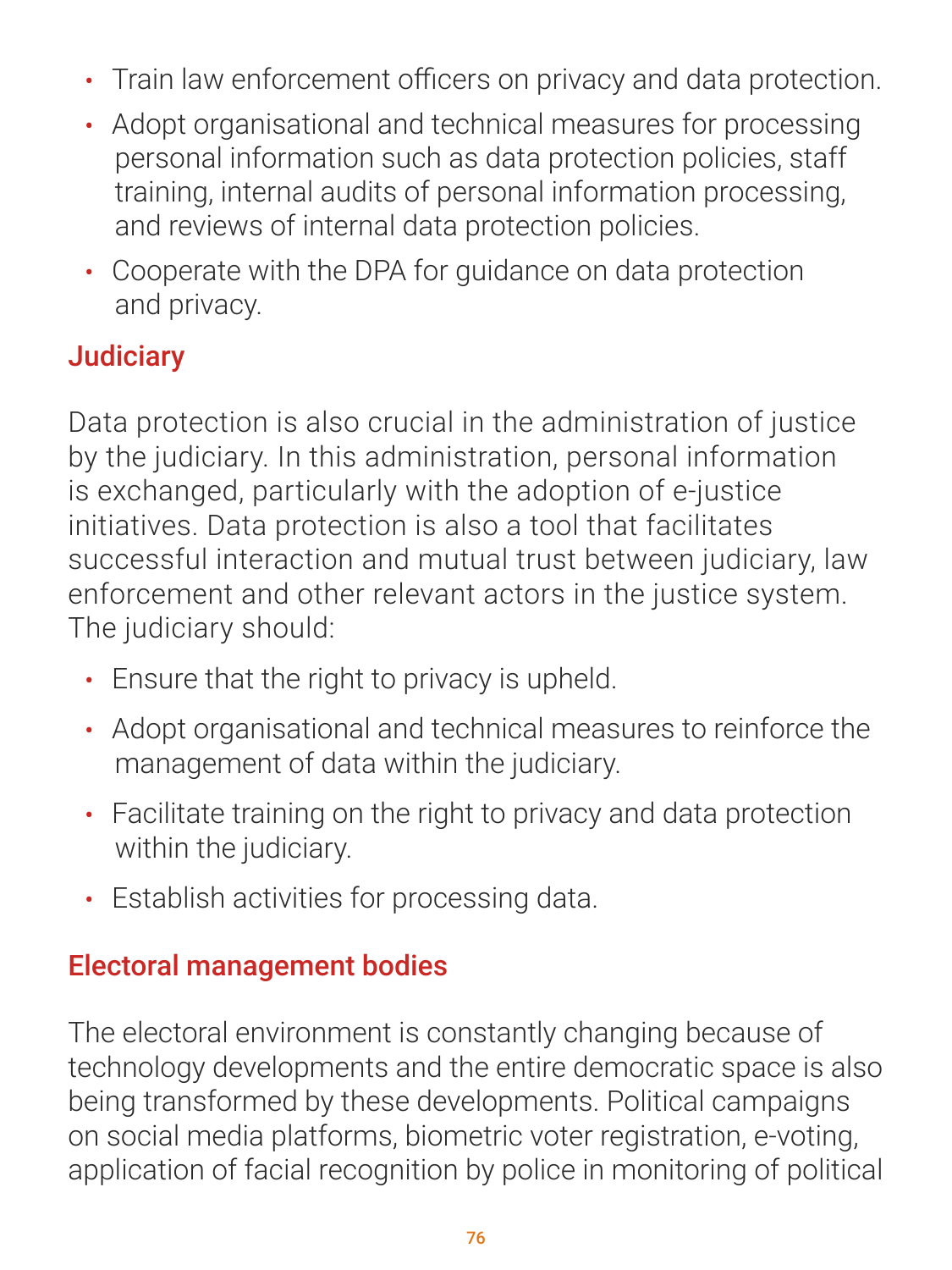- Train law enforcement officers on privacy and data protection.
- Adopt organisational and technical measures for processing personal information such as data protection policies, staff training, internal audits of personal information processing, and reviews of internal data protection policies.
- Cooperate with the DPA for guidance on data protection and privacy.

### Judiciary

Data protection is also crucial in the administration of justice by the judiciary. In this administration, personal information is exchanged, particularly with the adoption of e-justice initiatives. Data protection is also a tool that facilitates successful interaction and mutual trust between judiciary, law enforcement and other relevant actors in the justice system. The judiciary should:

- Ensure that the right to privacy is upheld.
- Adopt organisational and technical measures to reinforce the management of data within the judiciary.
- Facilitate training on the right to privacy and data protection within the judiciary.
- Establish activities for processing data.

### Electoral management bodies

The electoral environment is constantly changing because of technology developments and the entire democratic space is also being transformed by these developments. Political campaigns on social media platforms, biometric voter registration, e-voting, application of facial recognition by police in monitoring of political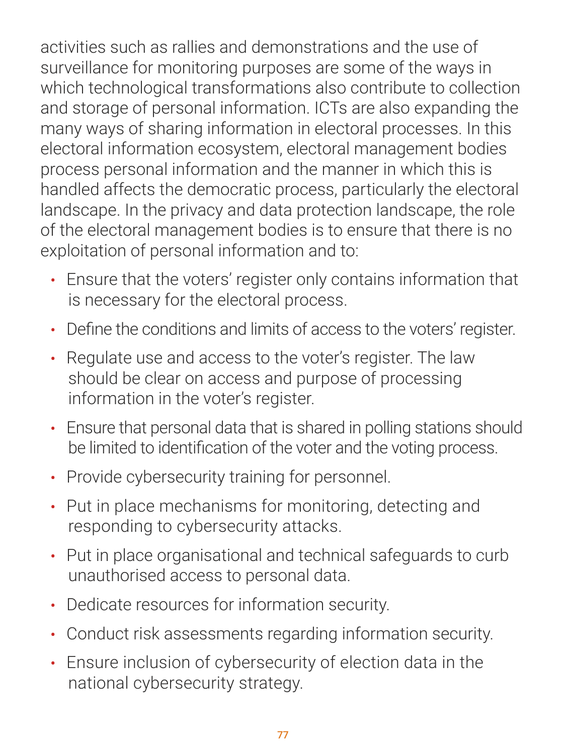activities such as rallies and demonstrations and the use of surveillance for monitoring purposes are some of the ways in which technological transformations also contribute to collection and storage of personal information. ICTs are also expanding the many ways of sharing information in electoral processes. In this electoral information ecosystem, electoral management bodies process personal information and the manner in which this is handled affects the democratic process, particularly the electoral landscape. In the privacy and data protection landscape, the role of the electoral management bodies is to ensure that there is no exploitation of personal information and to:

- Ensure that the voters' register only contains information that is necessary for the electoral process.
- Define the conditions and limits of access to the voters' register.
- Regulate use and access to the voter's register. The law should be clear on access and purpose of processing information in the voter's register.
- Ensure that personal data that is shared in polling stations should be limited to identification of the voter and the voting process.
- Provide cybersecurity training for personnel.
- Put in place mechanisms for monitoring, detecting and responding to cybersecurity attacks.
- Put in place organisational and technical safeguards to curb unauthorised access to personal data.
- Dedicate resources for information security.
- Conduct risk assessments regarding information security.
- Ensure inclusion of cybersecurity of election data in the national cybersecurity strategy.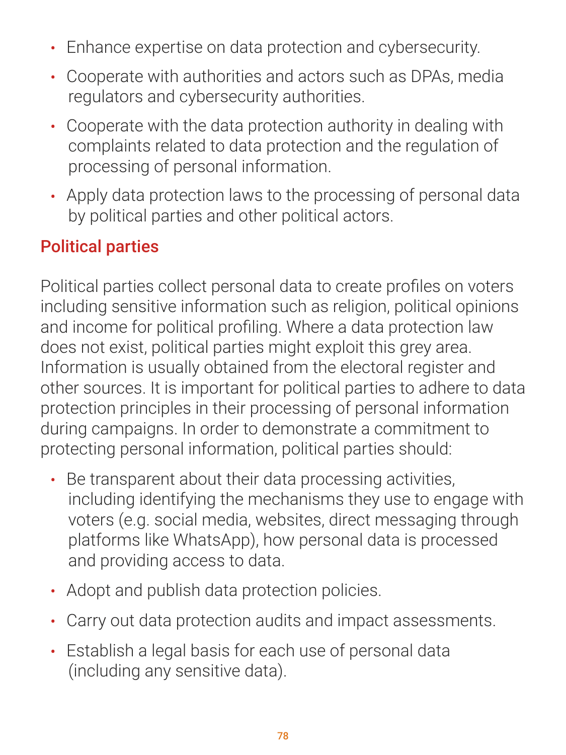- Enhance expertise on data protection and cybersecurity.
- Cooperate with authorities and actors such as DPAs, media regulators and cybersecurity authorities.
- Cooperate with the data protection authority in dealing with complaints related to data protection and the regulation of processing of personal information.
- Apply data protection laws to the processing of personal data by political parties and other political actors.

## Political parties

Political parties collect personal data to create profiles on voters including sensitive information such as religion, political opinions and income for political profiling. Where a data protection law does not exist, political parties might exploit this grey area. Information is usually obtained from the electoral register and other sources. It is important for political parties to adhere to data protection principles in their processing of personal information during campaigns. In order to demonstrate a commitment to protecting personal information, political parties should:

- Be transparent about their data processing activities, including identifying the mechanisms they use to engage with voters (e.g. social media, websites, direct messaging through platforms like WhatsApp), how personal data is processed and providing access to data.
- Adopt and publish data protection policies.
- Carry out data protection audits and impact assessments.
- Establish a legal basis for each use of personal data (including any sensitive data).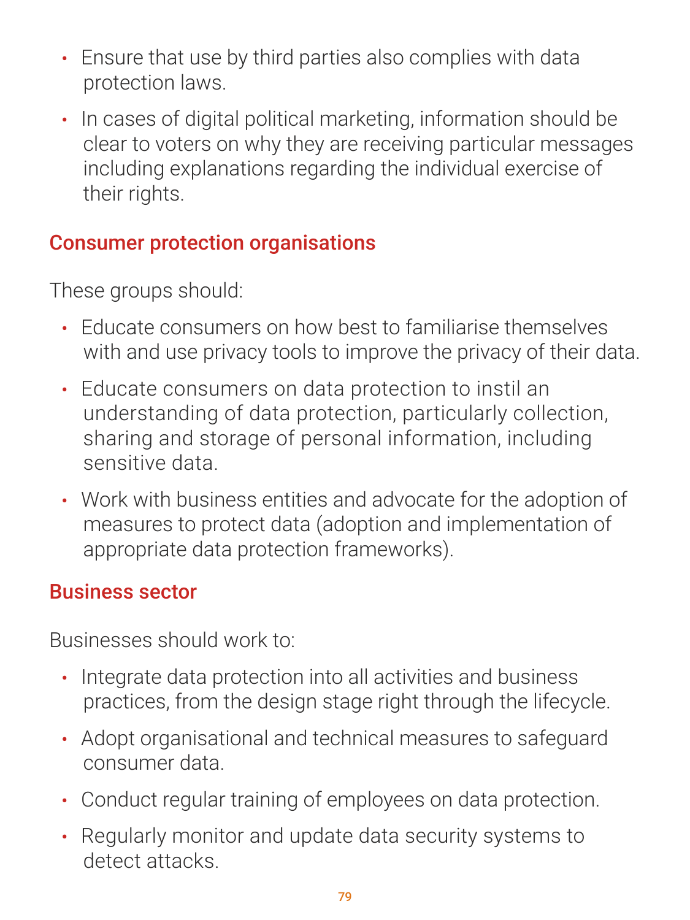- Ensure that use by third parties also complies with data protection laws.
- In cases of digital political marketing, information should be clear to voters on why they are receiving particular messages including explanations regarding the individual exercise of their rights.

### Consumer protection organisations

These groups should:

- Educate consumers on how best to familiarise themselves with and use privacy tools to improve the privacy of their data.
- Educate consumers on data protection to instil an understanding of data protection, particularly collection, sharing and storage of personal information, including sensitive data.
- Work with business entities and advocate for the adoption of measures to protect data (adoption and implementation of appropriate data protection frameworks).

### Business sector

Businesses should work to:

- Integrate data protection into all activities and business practices, from the design stage right through the lifecycle.
- Adopt organisational and technical measures to safeguard consumer data.
- Conduct regular training of employees on data protection.
- Regularly monitor and update data security systems to detect attacks.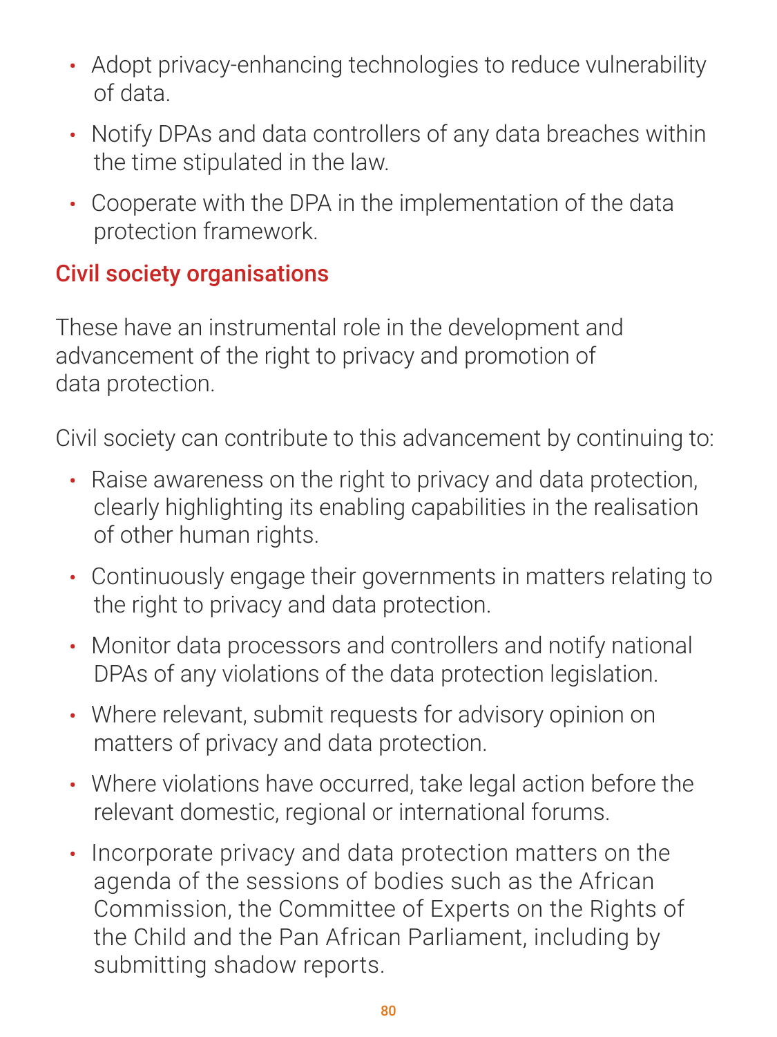- Adopt privacy-enhancing technologies to reduce vulnerability of data.
- Notify DPAs and data controllers of any data breaches within the time stipulated in the law.
- Cooperate with the DPA in the implementation of the data protection framework.

### Civil society organisations

These have an instrumental role in the development and advancement of the right to privacy and promotion of data protection.

Civil society can contribute to this advancement by continuing to:

- Raise awareness on the right to privacy and data protection, clearly highlighting its enabling capabilities in the realisation of other human rights.
- Continuously engage their governments in matters relating to the right to privacy and data protection.
- Monitor data processors and controllers and notify national DPAs of any violations of the data protection legislation.
- Where relevant, submit requests for advisory opinion on matters of privacy and data protection.
- Where violations have occurred, take legal action before the relevant domestic, regional or international forums.
- Incorporate privacy and data protection matters on the agenda of the sessions of bodies such as the African Commission, the Committee of Experts on the Rights of the Child and the Pan African Parliament, including by submitting shadow reports.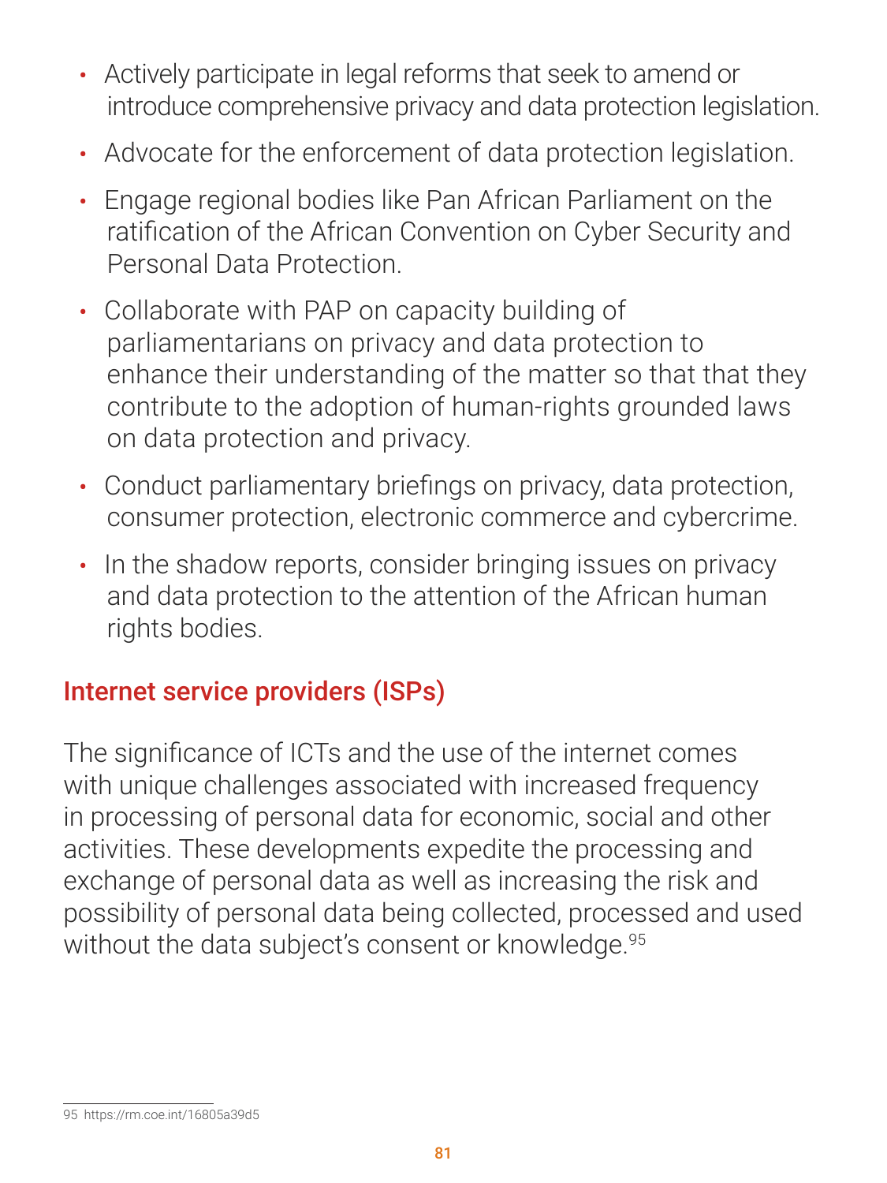- Actively participate in legal reforms that seek to amend or introduce comprehensive privacy and data protection legislation.
- Advocate for the enforcement of data protection legislation.
- Engage regional bodies like Pan African Parliament on the ratification of the African Convention on Cyber Security and Personal Data Protection.
- Collaborate with PAP on capacity building of parliamentarians on privacy and data protection to enhance their understanding of the matter so that that they contribute to the adoption of human-rights grounded laws on data protection and privacy.
- Conduct parliamentary briefings on privacy, data protection, consumer protection, electronic commerce and cybercrime.
- In the shadow reports, consider bringing issues on privacy and data protection to the attention of the African human rights bodies.

## Internet service providers (ISPs)

The significance of ICTs and the use of the internet comes with unique challenges associated with increased frequency in processing of personal data for economic, social and other activities. These developments expedite the processing and exchange of personal data as well as increasing the risk and possibility of personal data being collected, processed and used without the data subject's consent or knowledge.[95]

95 https://rm.coe.int/16805a39d5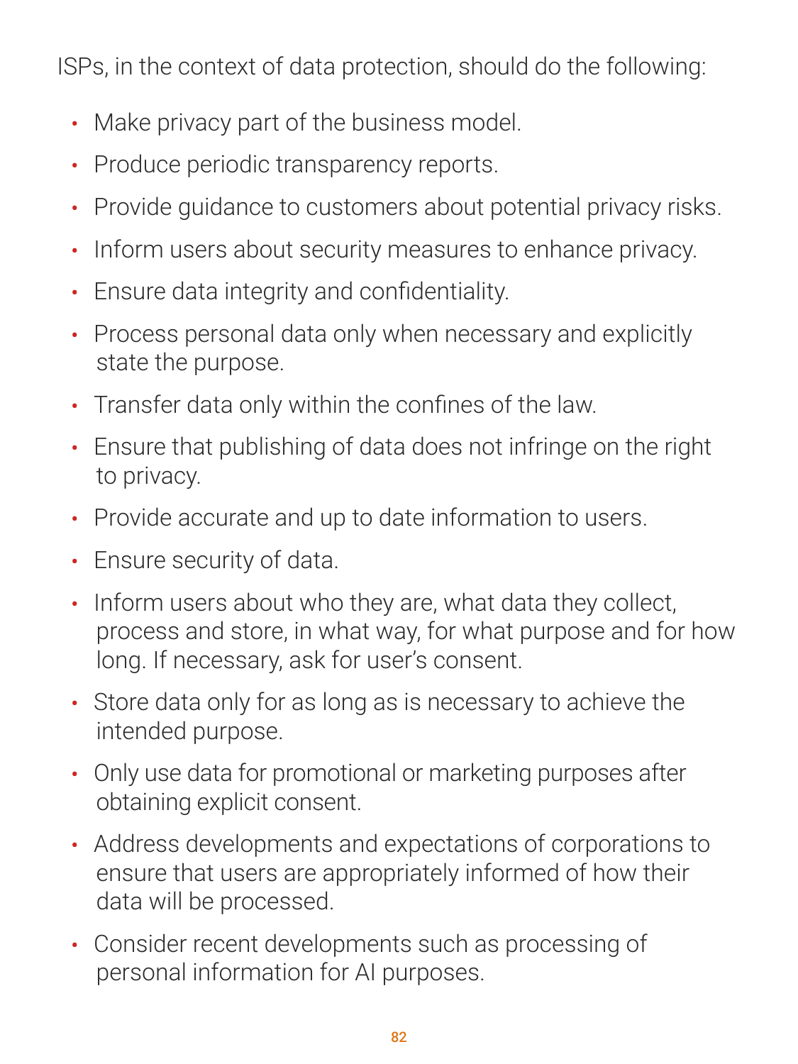ISPs, in the context of data protection, should do the following:

- Make privacy part of the business model.
- Produce periodic transparency reports.
- Provide guidance to customers about potential privacy risks.
- Inform users about security measures to enhance privacy.
- Ensure data integrity and confidentiality.
- Process personal data only when necessary and explicitly state the purpose.
- Transfer data only within the confines of the law.
- Ensure that publishing of data does not infringe on the right to privacy.
- Provide accurate and up to date information to users.
- Ensure security of data.
- Inform users about who they are, what data they collect, process and store, in what way, for what purpose and for how long. If necessary, ask for user's consent.
- Store data only for as long as is necessary to achieve the intended purpose.
- Only use data for promotional or marketing purposes after obtaining explicit consent.
- Address developments and expectations of corporations to ensure that users are appropriately informed of how their data will be processed.
- Consider recent developments such as processing of personal information for AI purposes.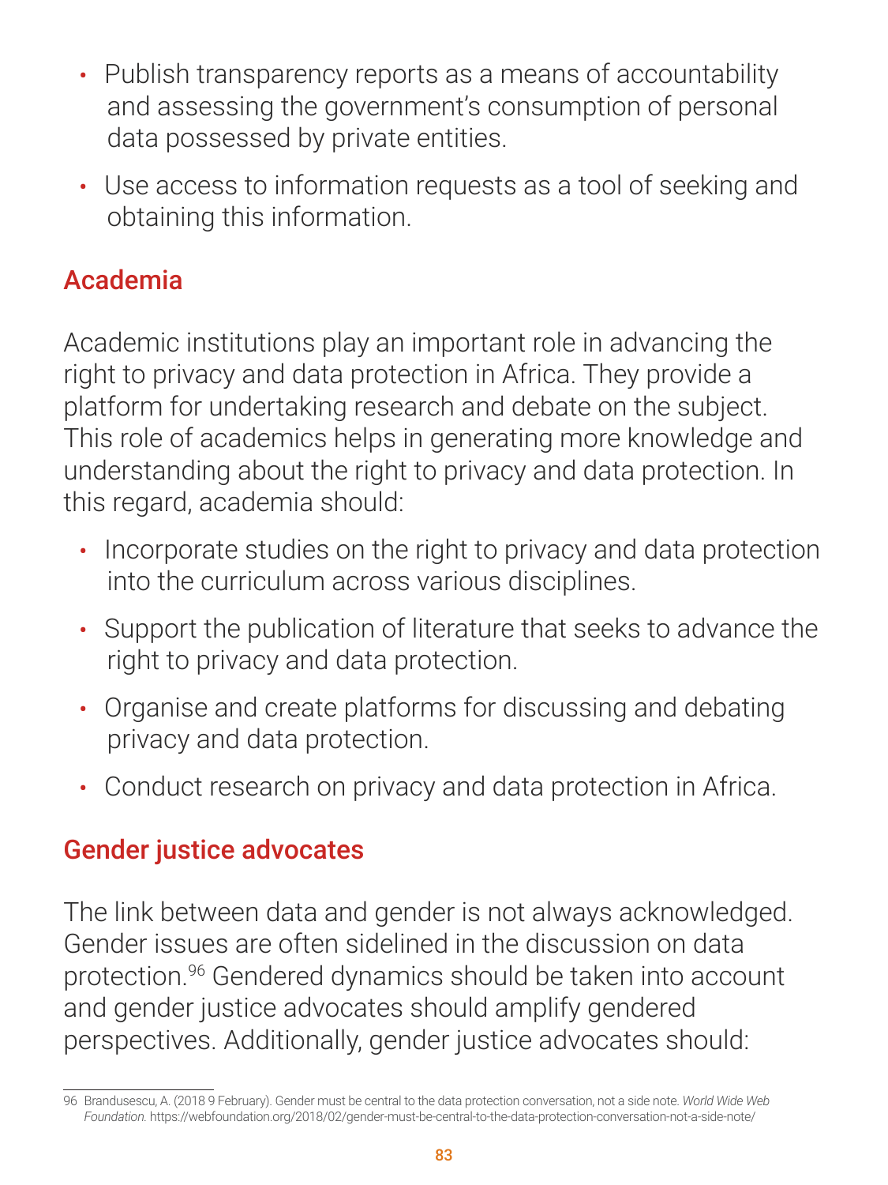- Publish transparency reports as a means of accountability and assessing the government's consumption of personal data possessed by private entities.
- Use access to information requests as a tool of seeking and obtaining this information.

## Academia

Academic institutions play an important role in advancing the right to privacy and data protection in Africa. They provide a platform for undertaking research and debate on the subject. This role of academics helps in generating more knowledge and understanding about the right to privacy and data protection. In this regard, academia should:

- Incorporate studies on the right to privacy and data protection into the curriculum across various disciplines.
- Support the publication of literature that seeks to advance the right to privacy and data protection.
- Organise and create platforms for discussing and debating privacy and data protection.
- Conduct research on privacy and data protection in Africa.

## Gender justice advocates

The link between data and gender is not always acknowledged. Gender issues are often sidelined in the discussion on data protection.[96] Gendered dynamics should be taken into account and gender justice advocates should amplify gendered perspectives. Additionally, gender justice advocates should:

---

96 Brandusescu, A. (2018 9 February). Gender must be central to the data protection conversation, not a side note. *World Wide Web Foundation.* https://webfoundation.org/2018/02/gender-must-be-central-to-the-data-protection-conversation-not-a-side-note/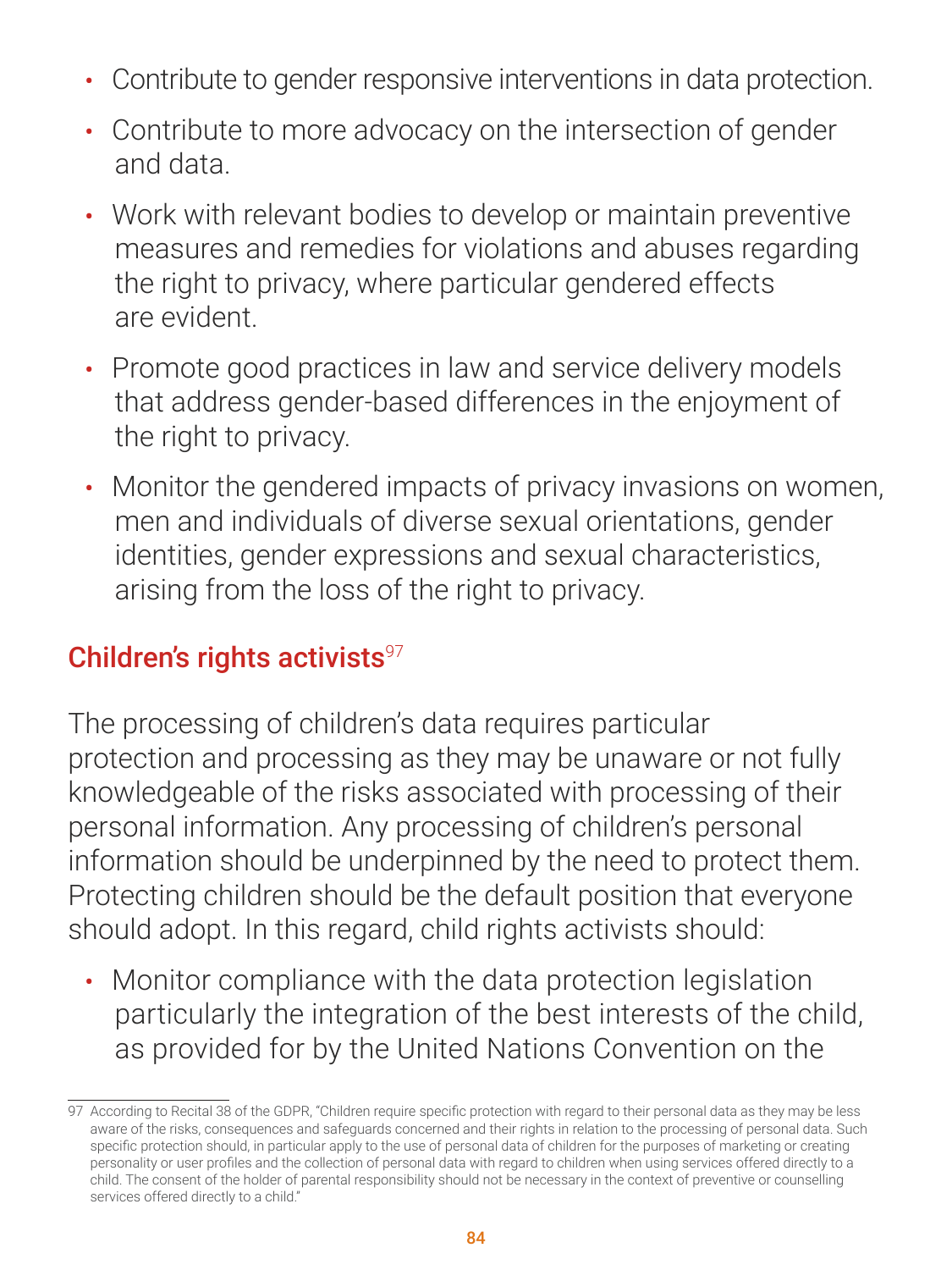- Contribute to gender responsive interventions in data protection.
- Contribute to more advocacy on the intersection of gender and data.
- Work with relevant bodies to develop or maintain preventive measures and remedies for violations and abuses regarding the right to privacy, where particular gendered effects are evident.
- Promote good practices in law and service delivery models that address gender-based differences in the enjoyment of the right to privacy.
- Monitor the gendered impacts of privacy invasions on women, men and individuals of diverse sexual orientations, gender identities, gender expressions and sexual characteristics, arising from the loss of the right to privacy.

## Children's rights activists[97]

The processing of children's data requires particular protection and processing as they may be unaware or not fully knowledgeable of the risks associated with processing of their personal information. Any processing of children's personal information should be underpinned by the need to protect them. Protecting children should be the default position that everyone should adopt. In this regard, child rights activists should:

- Monitor compliance with the data protection legislation particularly the integration of the best interests of the child, as provided for by the United Nations Convention on the

---

97 According to Recital 38 of the GDPR, "Children require specific protection with regard to their personal data as they may be less aware of the risks, consequences and safeguards concerned and their rights in relation to the processing of personal data. Such specific protection should, in particular apply to the use of personal data of children for the purposes of marketing or creating personality or user profiles and the collection of personal data with regard to children when using services offered directly to a child. The consent of the holder of parental responsibility should not be necessary in the context of preventive or counselling services offered directly to a child."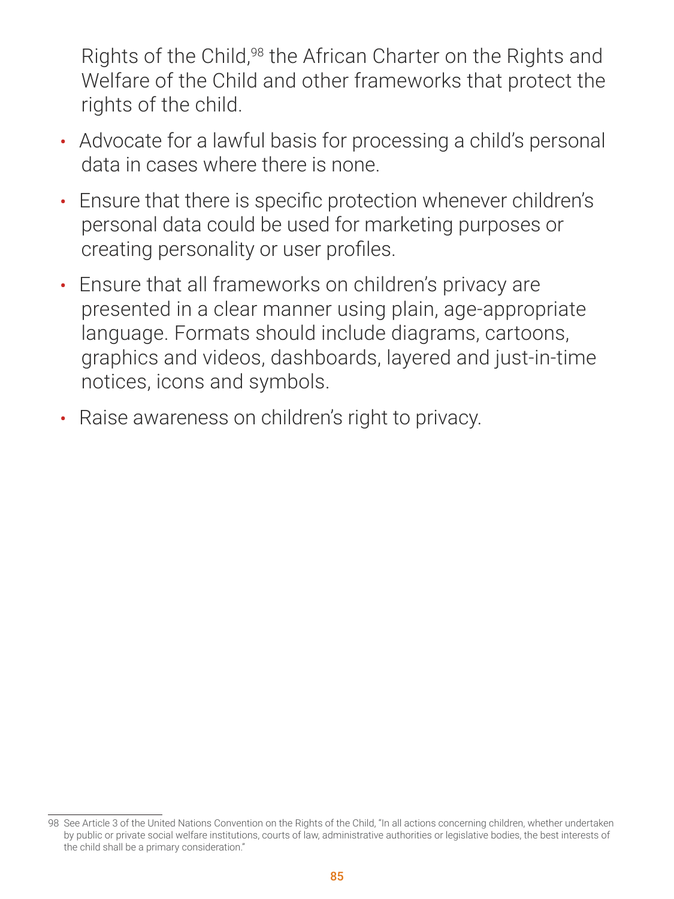Rights of the Child,[98] the African Charter on the Rights and Welfare of the Child and other frameworks that protect the rights of the child.

- Advocate for a lawful basis for processing a child's personal data in cases where there is none.
- Ensure that there is specific protection whenever children's personal data could be used for marketing purposes or creating personality or user profiles.
- Ensure that all frameworks on children's privacy are presented in a clear manner using plain, age-appropriate language. Formats should include diagrams, cartoons, graphics and videos, dashboards, layered and just-in-time notices, icons and symbols.
- Raise awareness on children's right to privacy.

---

98 See Article 3 of the United Nations Convention on the Rights of the Child, "In all actions concerning children, whether undertaken by public or private social welfare institutions, courts of law, administrative authorities or legislative bodies, the best interests of the child shall be a primary consideration."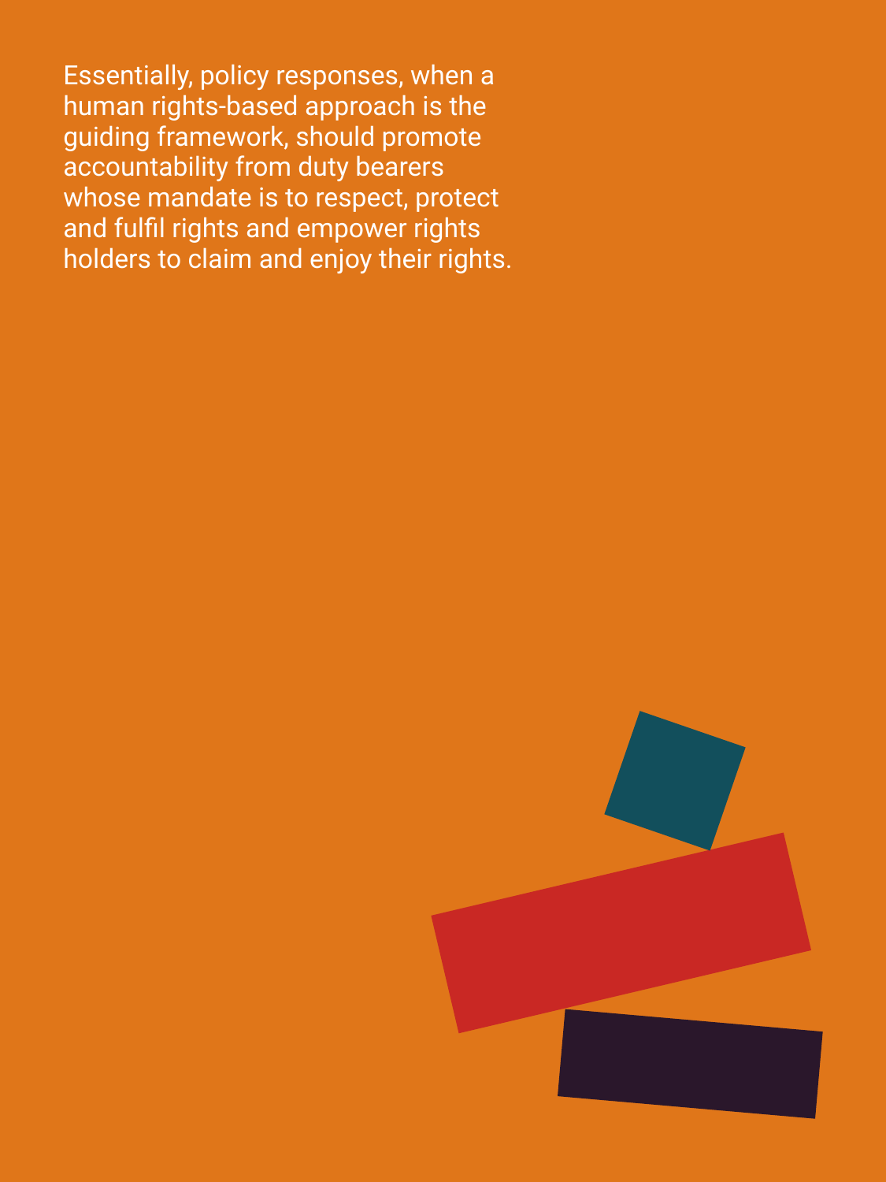Essentially, policy responses, when a human rights-based approach is the guiding framework, should promote accountability from duty bearers whose mandate is to respect, protect and fulfil rights and empower rights holders to claim and enjoy their rights.